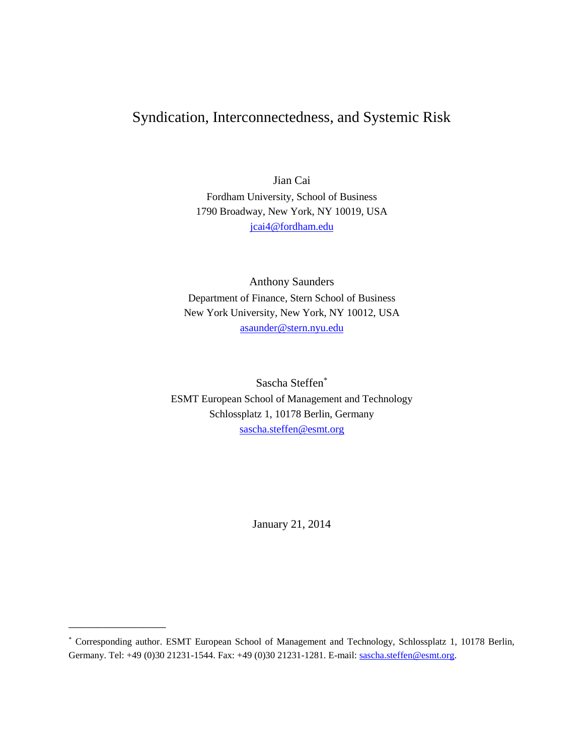# Syndication, Interconnectedness, and Systemic Risk

Jian Cai
Fordham University, School of Business
1790 Broadway, New York, NY 10019, USA
jcai4@fordham.edu

Anthony Saunders
Department of Finance, Stern School of Business
New York University, New York, NY 10012, USA
asaunder@stern.nyu.edu

Sascha Steffen[*]
ESMT European School of Management and Technology
Schlossplatz 1, 10178 Berlin, Germany
sascha.steffen@esmt.org

January 21, 2014

---

[*] Corresponding author. ESMT European School of Management and Technology, Schlossplatz 1, 10178 Berlin, Germany. Tel: +49 (0)30 21231-1544. Fax: +49 (0)30 21231-1281. E-mail: sascha.steffen@esmt.org.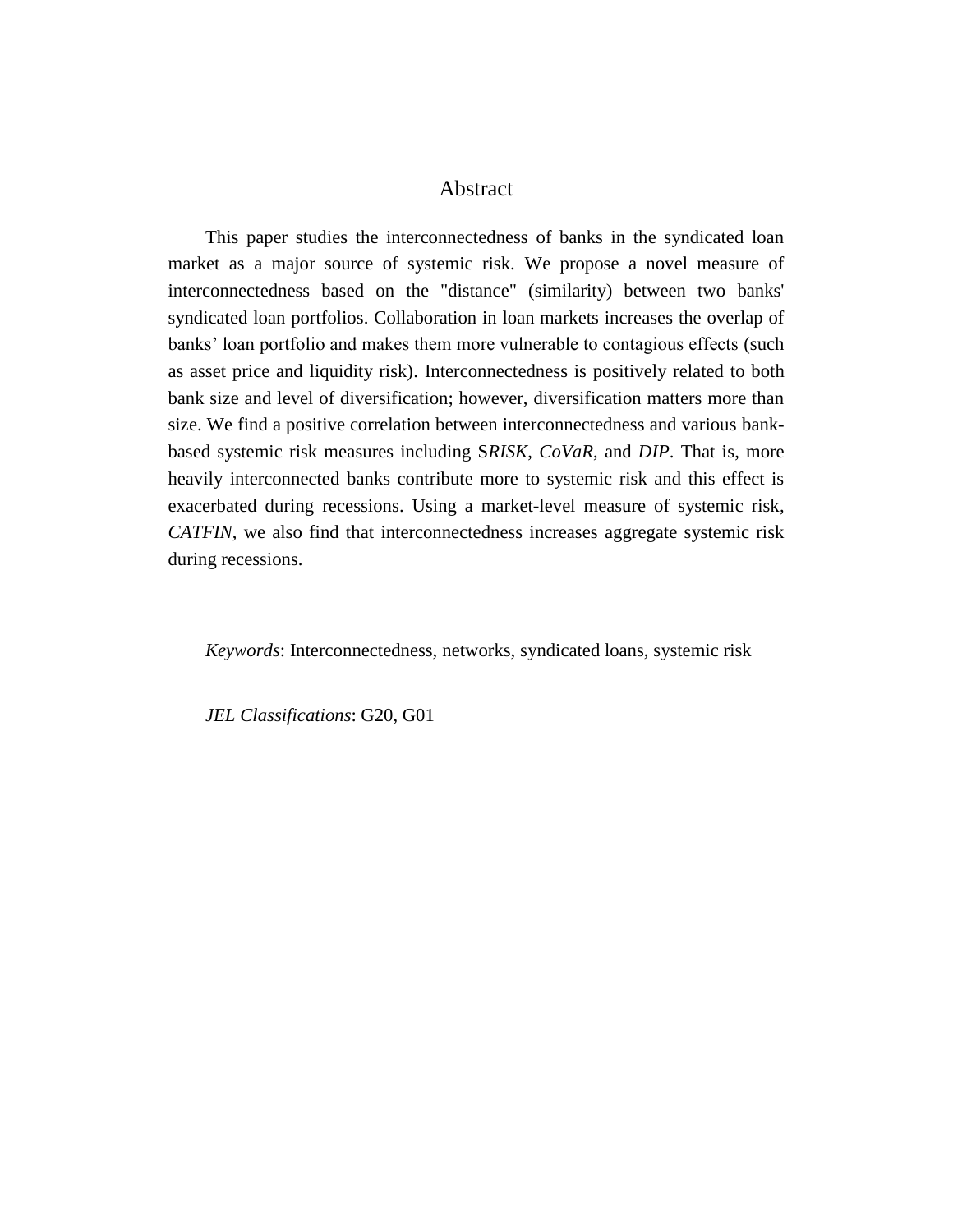## Abstract

This paper studies the interconnectedness of banks in the syndicated loan market as a major source of systemic risk. We propose a novel measure of interconnectedness based on the "distance" (similarity) between two banks' syndicated loan portfolios. Collaboration in loan markets increases the overlap of banks' loan portfolio and makes them more vulnerable to contagious effects (such as asset price and liquidity risk). Interconnectedness is positively related to both bank size and level of diversification; however, diversification matters more than size. We find a positive correlation between interconnectedness and various bank-based systemic risk measures including S*RISK*, *CoVaR*, and *DIP*. That is, more heavily interconnected banks contribute more to systemic risk and this effect is exacerbated during recessions. Using a market-level measure of systemic risk, *CATFIN*, we also find that interconnectedness increases aggregate systemic risk during recessions.

*Keywords*: Interconnectedness, networks, syndicated loans, systemic risk

*JEL Classifications*: G20, G01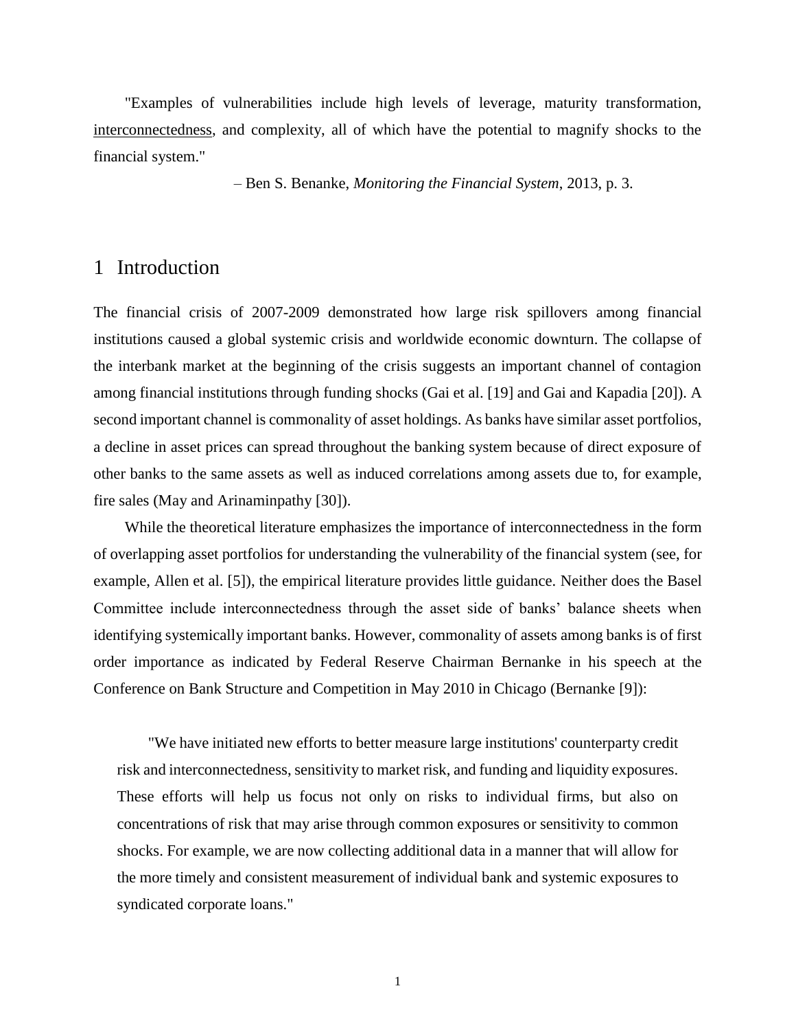"Examples of vulnerabilities include high levels of leverage, maturity transformation, interconnectedness, and complexity, all of which have the potential to magnify shocks to the financial system."

– Ben S. Benanke, *Monitoring the Financial System*, 2013, p. 3.

# 1 Introduction

The financial crisis of 2007-2009 demonstrated how large risk spillovers among financial institutions caused a global systemic crisis and worldwide economic downturn. The collapse of the interbank market at the beginning of the crisis suggests an important channel of contagion among financial institutions through funding shocks (Gai et al. [19] and Gai and Kapadia [20]). A second important channel is commonality of asset holdings. As banks have similar asset portfolios, a decline in asset prices can spread throughout the banking system because of direct exposure of other banks to the same assets as well as induced correlations among assets due to, for example, fire sales (May and Arinaminpathy [30]).

While the theoretical literature emphasizes the importance of interconnectedness in the form of overlapping asset portfolios for understanding the vulnerability of the financial system (see, for example, Allen et al. [5]), the empirical literature provides little guidance. Neither does the Basel Committee include interconnectedness through the asset side of banks' balance sheets when identifying systemically important banks. However, commonality of assets among banks is of first order importance as indicated by Federal Reserve Chairman Bernanke in his speech at the Conference on Bank Structure and Competition in May 2010 in Chicago (Bernanke [9]):

> "We have initiated new efforts to better measure large institutions' counterparty credit risk and interconnectedness, sensitivity to market risk, and funding and liquidity exposures. These efforts will help us focus not only on risks to individual firms, but also on concentrations of risk that may arise through common exposures or sensitivity to common shocks. For example, we are now collecting additional data in a manner that will allow for the more timely and consistent measurement of individual bank and systemic exposures to syndicated corporate loans."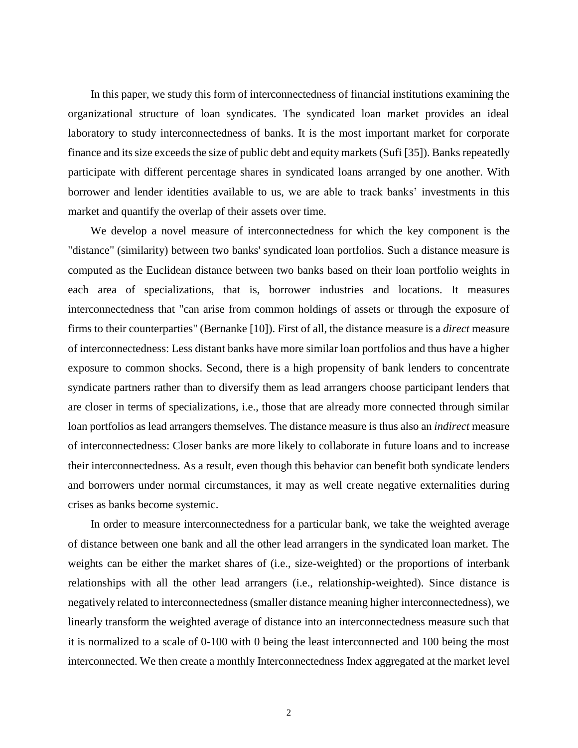In this paper, we study this form of interconnectedness of financial institutions examining the organizational structure of loan syndicates. The syndicated loan market provides an ideal laboratory to study interconnectedness of banks. It is the most important market for corporate finance and its size exceeds the size of public debt and equity markets (Sufi [35]). Banks repeatedly participate with different percentage shares in syndicated loans arranged by one another. With borrower and lender identities available to us, we are able to track banks' investments in this market and quantify the overlap of their assets over time.

We develop a novel measure of interconnectedness for which the key component is the "distance" (similarity) between two banks' syndicated loan portfolios. Such a distance measure is computed as the Euclidean distance between two banks based on their loan portfolio weights in each area of specializations, that is, borrower industries and locations. It measures interconnectedness that "can arise from common holdings of assets or through the exposure of firms to their counterparties" (Bernanke [10]). First of all, the distance measure is a *direct* measure of interconnectedness: Less distant banks have more similar loan portfolios and thus have a higher exposure to common shocks. Second, there is a high propensity of bank lenders to concentrate syndicate partners rather than to diversify them as lead arrangers choose participant lenders that are closer in terms of specializations, i.e., those that are already more connected through similar loan portfolios as lead arrangers themselves. The distance measure is thus also an *indirect* measure of interconnectedness: Closer banks are more likely to collaborate in future loans and to increase their interconnectedness. As a result, even though this behavior can benefit both syndicate lenders and borrowers under normal circumstances, it may as well create negative externalities during crises as banks become systemic.

In order to measure interconnectedness for a particular bank, we take the weighted average of distance between one bank and all the other lead arrangers in the syndicated loan market. The weights can be either the market shares of (i.e., size-weighted) or the proportions of interbank relationships with all the other lead arrangers (i.e., relationship-weighted). Since distance is negatively related to interconnectedness (smaller distance meaning higher interconnectedness), we linearly transform the weighted average of distance into an interconnectedness measure such that it is normalized to a scale of 0-100 with 0 being the least interconnected and 100 being the most interconnected. We then create a monthly Interconnectedness Index aggregated at the market level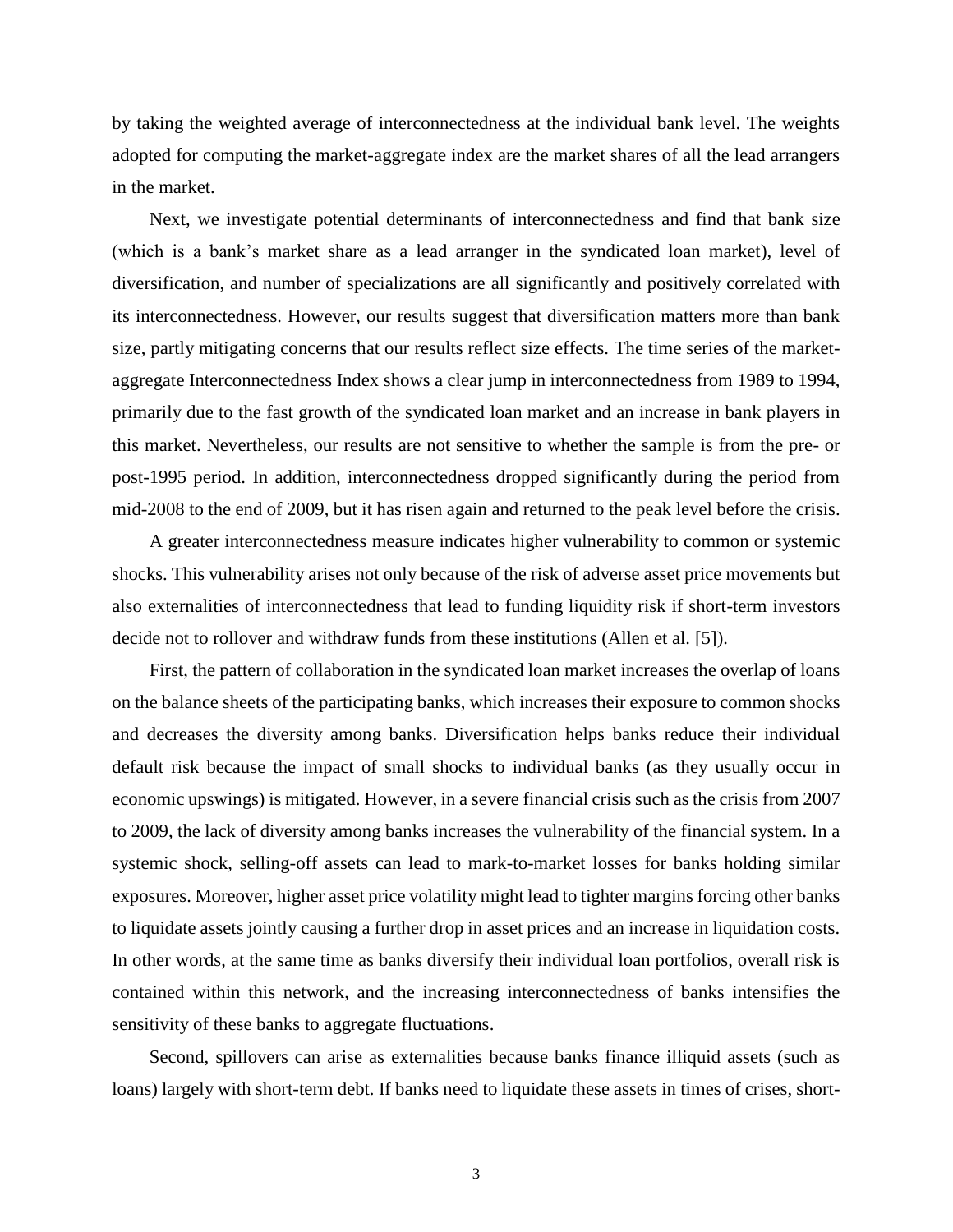by taking the weighted average of interconnectedness at the individual bank level. The weights adopted for computing the market-aggregate index are the market shares of all the lead arrangers in the market.

Next, we investigate potential determinants of interconnectedness and find that bank size (which is a bank's market share as a lead arranger in the syndicated loan market), level of diversification, and number of specializations are all significantly and positively correlated with its interconnectedness. However, our results suggest that diversification matters more than bank size, partly mitigating concerns that our results reflect size effects. The time series of the market-aggregate Interconnectedness Index shows a clear jump in interconnectedness from 1989 to 1994, primarily due to the fast growth of the syndicated loan market and an increase in bank players in this market. Nevertheless, our results are not sensitive to whether the sample is from the pre- or post-1995 period. In addition, interconnectedness dropped significantly during the period from mid-2008 to the end of 2009, but it has risen again and returned to the peak level before the crisis.

A greater interconnectedness measure indicates higher vulnerability to common or systemic shocks. This vulnerability arises not only because of the risk of adverse asset price movements but also externalities of interconnectedness that lead to funding liquidity risk if short-term investors decide not to rollover and withdraw funds from these institutions (Allen et al. [5]).

First, the pattern of collaboration in the syndicated loan market increases the overlap of loans on the balance sheets of the participating banks, which increases their exposure to common shocks and decreases the diversity among banks. Diversification helps banks reduce their individual default risk because the impact of small shocks to individual banks (as they usually occur in economic upswings) is mitigated. However, in a severe financial crisis such as the crisis from 2007 to 2009, the lack of diversity among banks increases the vulnerability of the financial system. In a systemic shock, selling-off assets can lead to mark-to-market losses for banks holding similar exposures. Moreover, higher asset price volatility might lead to tighter margins forcing other banks to liquidate assets jointly causing a further drop in asset prices and an increase in liquidation costs. In other words, at the same time as banks diversify their individual loan portfolios, overall risk is contained within this network, and the increasing interconnectedness of banks intensifies the sensitivity of these banks to aggregate fluctuations.

Second, spillovers can arise as externalities because banks finance illiquid assets (such as loans) largely with short-term debt. If banks need to liquidate these assets in times of crises, short-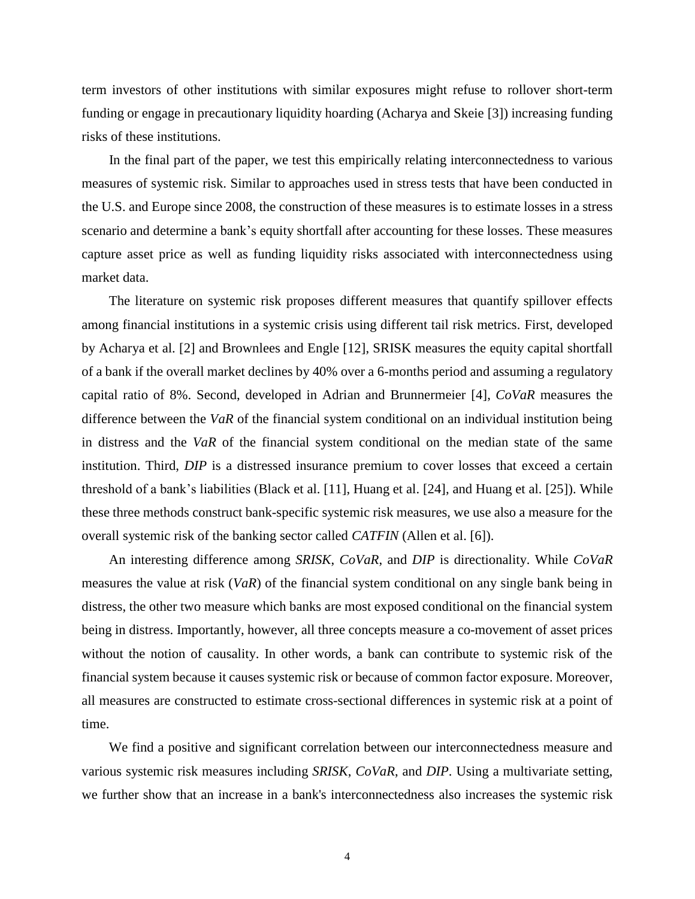term investors of other institutions with similar exposures might refuse to rollover short-term funding or engage in precautionary liquidity hoarding (Acharya and Skeie [3]) increasing funding risks of these institutions.

In the final part of the paper, we test this empirically relating interconnectedness to various measures of systemic risk. Similar to approaches used in stress tests that have been conducted in the U.S. and Europe since 2008, the construction of these measures is to estimate losses in a stress scenario and determine a bank's equity shortfall after accounting for these losses. These measures capture asset price as well as funding liquidity risks associated with interconnectedness using market data.

The literature on systemic risk proposes different measures that quantify spillover effects among financial institutions in a systemic crisis using different tail risk metrics. First, developed by Acharya et al. [2] and Brownlees and Engle [12], SRISK measures the equity capital shortfall of a bank if the overall market declines by 40% over a 6-months period and assuming a regulatory capital ratio of 8%. Second, developed in Adrian and Brunnermeier [4], *CoVaR* measures the difference between the *VaR* of the financial system conditional on an individual institution being in distress and the *VaR* of the financial system conditional on the median state of the same institution. Third, *DIP* is a distressed insurance premium to cover losses that exceed a certain threshold of a bank's liabilities (Black et al. [11], Huang et al. [24], and Huang et al. [25]). While these three methods construct bank-specific systemic risk measures, we use also a measure for the overall systemic risk of the banking sector called *CATFIN* (Allen et al. [6]).

An interesting difference among *SRISK*, *CoVaR*, and *DIP* is directionality. While *CoVaR* measures the value at risk (*VaR*) of the financial system conditional on any single bank being in distress, the other two measure which banks are most exposed conditional on the financial system being in distress. Importantly, however, all three concepts measure a co-movement of asset prices without the notion of causality. In other words, a bank can contribute to systemic risk of the financial system because it causes systemic risk or because of common factor exposure. Moreover, all measures are constructed to estimate cross-sectional differences in systemic risk at a point of time.

We find a positive and significant correlation between our interconnectedness measure and various systemic risk measures including *SRISK*, *CoVaR*, and *DIP*. Using a multivariate setting, we further show that an increase in a bank's interconnectedness also increases the systemic risk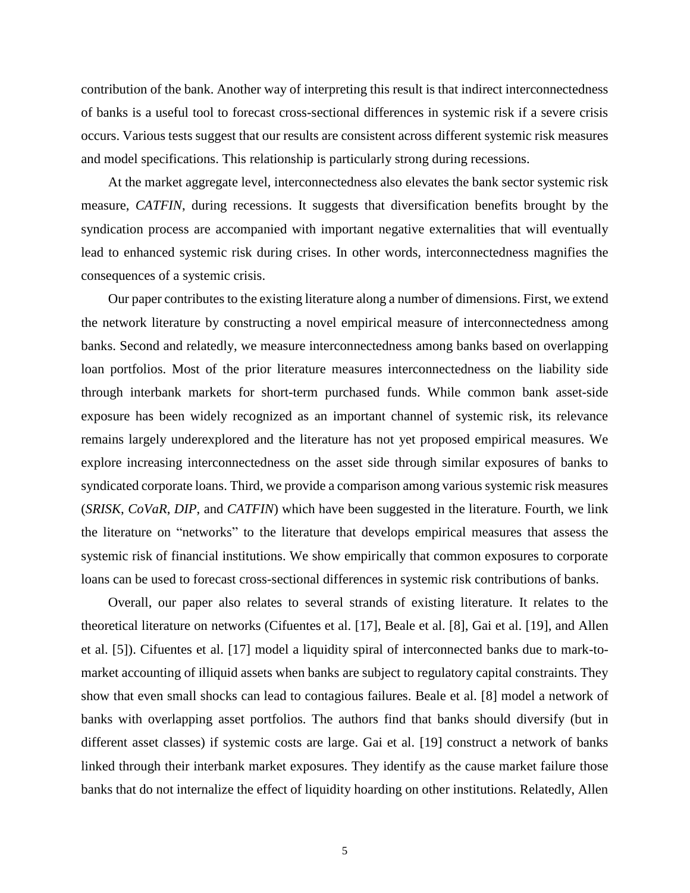contribution of the bank. Another way of interpreting this result is that indirect interconnectedness of banks is a useful tool to forecast cross-sectional differences in systemic risk if a severe crisis occurs. Various tests suggest that our results are consistent across different systemic risk measures and model specifications. This relationship is particularly strong during recessions.

At the market aggregate level, interconnectedness also elevates the bank sector systemic risk measure, *CATFIN*, during recessions. It suggests that diversification benefits brought by the syndication process are accompanied with important negative externalities that will eventually lead to enhanced systemic risk during crises. In other words, interconnectedness magnifies the consequences of a systemic crisis.

Our paper contributes to the existing literature along a number of dimensions. First, we extend the network literature by constructing a novel empirical measure of interconnectedness among banks. Second and relatedly, we measure interconnectedness among banks based on overlapping loan portfolios. Most of the prior literature measures interconnectedness on the liability side through interbank markets for short-term purchased funds. While common bank asset-side exposure has been widely recognized as an important channel of systemic risk, its relevance remains largely underexplored and the literature has not yet proposed empirical measures. We explore increasing interconnectedness on the asset side through similar exposures of banks to syndicated corporate loans. Third, we provide a comparison among various systemic risk measures (*SRISK*, *CoVaR*, *DIP*, and *CATFIN*) which have been suggested in the literature. Fourth, we link the literature on "networks" to the literature that develops empirical measures that assess the systemic risk of financial institutions. We show empirically that common exposures to corporate loans can be used to forecast cross-sectional differences in systemic risk contributions of banks.

Overall, our paper also relates to several strands of existing literature. It relates to the theoretical literature on networks (Cifuentes et al. [17], Beale et al. [8], Gai et al. [19], and Allen et al. [5]). Cifuentes et al. [17] model a liquidity spiral of interconnected banks due to mark-to-market accounting of illiquid assets when banks are subject to regulatory capital constraints. They show that even small shocks can lead to contagious failures. Beale et al. [8] model a network of banks with overlapping asset portfolios. The authors find that banks should diversify (but in different asset classes) if systemic costs are large. Gai et al. [19] construct a network of banks linked through their interbank market exposures. They identify as the cause market failure those banks that do not internalize the effect of liquidity hoarding on other institutions. Relatedly, Allen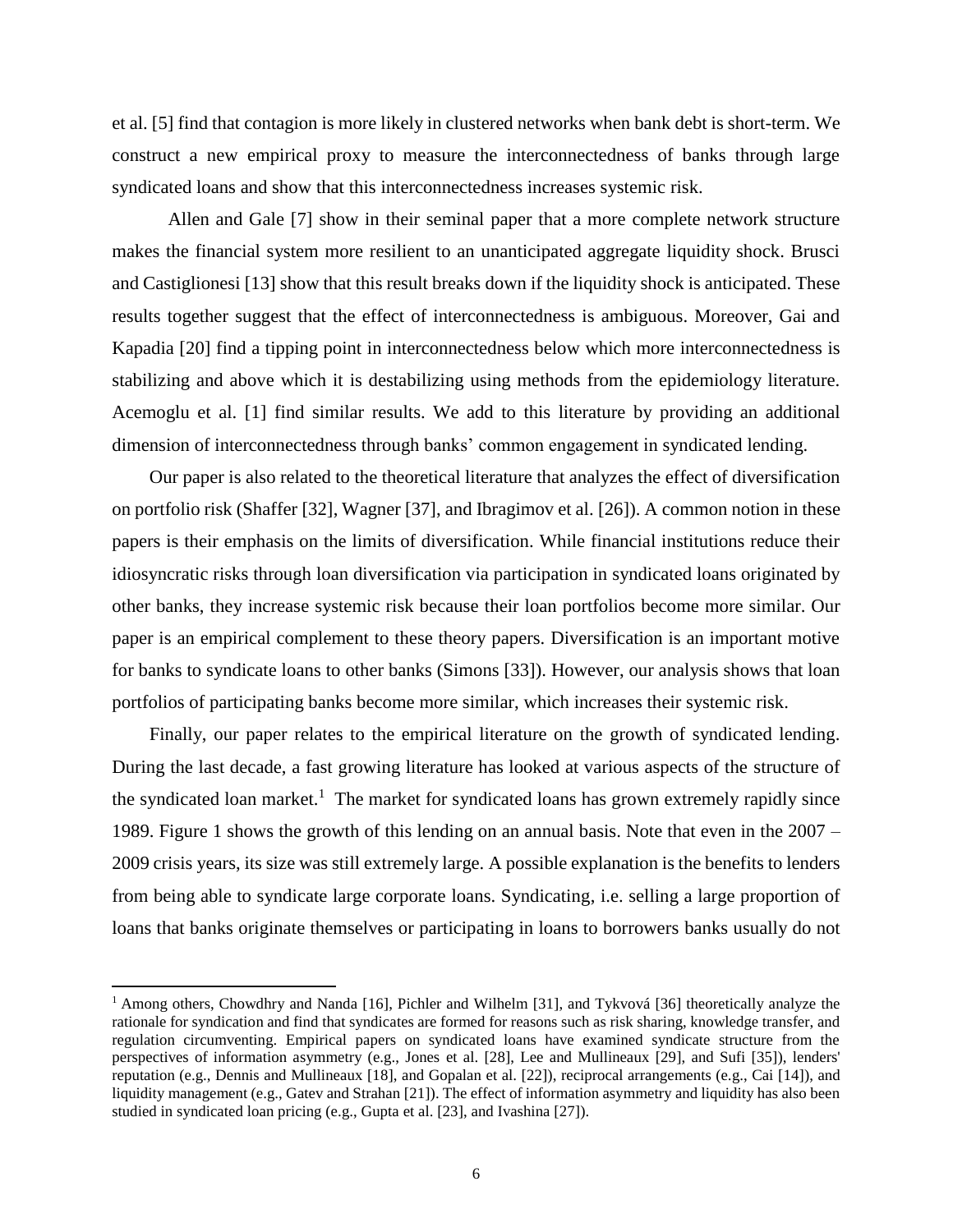et al. [5] find that contagion is more likely in clustered networks when bank debt is short-term. We construct a new empirical proxy to measure the interconnectedness of banks through large syndicated loans and show that this interconnectedness increases systemic risk.

Allen and Gale [7] show in their seminal paper that a more complete network structure makes the financial system more resilient to an unanticipated aggregate liquidity shock. Brusci and Castiglionesi [13] show that this result breaks down if the liquidity shock is anticipated. These results together suggest that the effect of interconnectedness is ambiguous. Moreover, Gai and Kapadia [20] find a tipping point in interconnectedness below which more interconnectedness is stabilizing and above which it is destabilizing using methods from the epidemiology literature. Acemoglu et al. [1] find similar results. We add to this literature by providing an additional dimension of interconnectedness through banks' common engagement in syndicated lending.

Our paper is also related to the theoretical literature that analyzes the effect of diversification on portfolio risk (Shaffer [32], Wagner [37], and Ibragimov et al. [26]). A common notion in these papers is their emphasis on the limits of diversification. While financial institutions reduce their idiosyncratic risks through loan diversification via participation in syndicated loans originated by other banks, they increase systemic risk because their loan portfolios become more similar. Our paper is an empirical complement to these theory papers. Diversification is an important motive for banks to syndicate loans to other banks (Simons [33]). However, our analysis shows that loan portfolios of participating banks become more similar, which increases their systemic risk.

Finally, our paper relates to the empirical literature on the growth of syndicated lending. During the last decade, a fast growing literature has looked at various aspects of the structure of the syndicated loan market.[1] The market for syndicated loans has grown extremely rapidly since 1989. Figure 1 shows the growth of this lending on an annual basis. Note that even in the 2007 – 2009 crisis years, its size was still extremely large. A possible explanation is the benefits to lenders from being able to syndicate large corporate loans. Syndicating, i.e. selling a large proportion of loans that banks originate themselves or participating in loans to borrowers banks usually do not

[1] Among others, Chowdhry and Nanda [16], Pichler and Wilhelm [31], and Tykvová [36] theoretically analyze the rationale for syndication and find that syndicates are formed for reasons such as risk sharing, knowledge transfer, and regulation circumventing. Empirical papers on syndicated loans have examined syndicate structure from the perspectives of information asymmetry (e.g., Jones et al. [28], Lee and Mullineaux [29], and Sufi [35]), lenders' reputation (e.g., Dennis and Mullineaux [18], and Gopalan et al. [22]), reciprocal arrangements (e.g., Cai [14]), and liquidity management (e.g., Gatev and Strahan [21]). The effect of information asymmetry and liquidity has also been studied in syndicated loan pricing (e.g., Gupta et al. [23], and Ivashina [27]).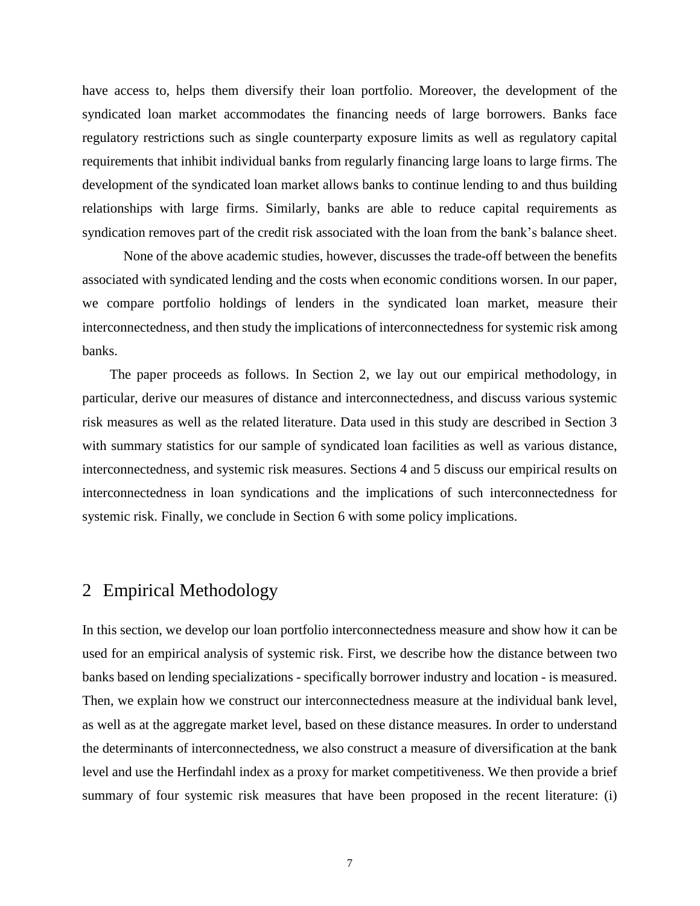have access to, helps them diversify their loan portfolio. Moreover, the development of the syndicated loan market accommodates the financing needs of large borrowers. Banks face regulatory restrictions such as single counterparty exposure limits as well as regulatory capital requirements that inhibit individual banks from regularly financing large loans to large firms. The development of the syndicated loan market allows banks to continue lending to and thus building relationships with large firms. Similarly, banks are able to reduce capital requirements as syndication removes part of the credit risk associated with the loan from the bank's balance sheet.

None of the above academic studies, however, discusses the trade-off between the benefits associated with syndicated lending and the costs when economic conditions worsen. In our paper, we compare portfolio holdings of lenders in the syndicated loan market, measure their interconnectedness, and then study the implications of interconnectedness for systemic risk among banks.

The paper proceeds as follows. In Section 2, we lay out our empirical methodology, in particular, derive our measures of distance and interconnectedness, and discuss various systemic risk measures as well as the related literature. Data used in this study are described in Section 3 with summary statistics for our sample of syndicated loan facilities as well as various distance, interconnectedness, and systemic risk measures. Sections 4 and 5 discuss our empirical results on interconnectedness in loan syndications and the implications of such interconnectedness for systemic risk. Finally, we conclude in Section 6 with some policy implications.

## 2 Empirical Methodology

In this section, we develop our loan portfolio interconnectedness measure and show how it can be used for an empirical analysis of systemic risk. First, we describe how the distance between two banks based on lending specializations - specifically borrower industry and location - is measured. Then, we explain how we construct our interconnectedness measure at the individual bank level, as well as at the aggregate market level, based on these distance measures. In order to understand the determinants of interconnectedness, we also construct a measure of diversification at the bank level and use the Herfindahl index as a proxy for market competitiveness. We then provide a brief summary of four systemic risk measures that have been proposed in the recent literature: (i)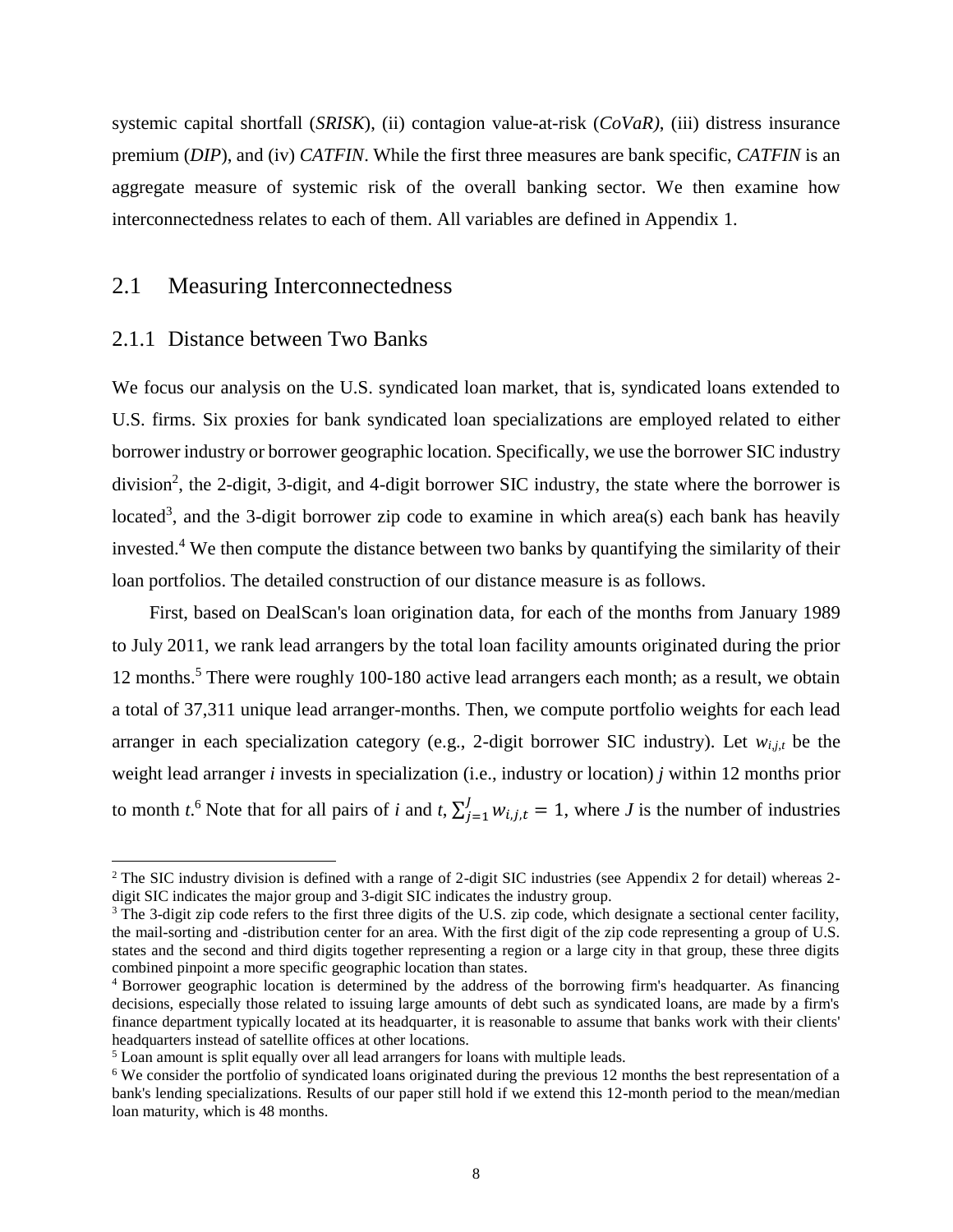systemic capital shortfall (*SRISK*), (ii) contagion value-at-risk (*CoVaR)*, (iii) distress insurance premium (*DIP*), and (iv) *CATFIN*. While the first three measures are bank specific, *CATFIN* is an aggregate measure of systemic risk of the overall banking sector. We then examine how interconnectedness relates to each of them. All variables are defined in Appendix 1.

## 2.1 Measuring Interconnectedness

### 2.1.1 Distance between Two Banks

We focus our analysis on the U.S. syndicated loan market, that is, syndicated loans extended to U.S. firms. Six proxies for bank syndicated loan specializations are employed related to either borrower industry or borrower geographic location. Specifically, we use the borrower SIC industry division[2], the 2-digit, 3-digit, and 4-digit borrower SIC industry, the state where the borrower is located[3], and the 3-digit borrower zip code to examine in which area(s) each bank has heavily invested.[4] We then compute the distance between two banks by quantifying the similarity of their loan portfolios. The detailed construction of our distance measure is as follows.

First, based on DealScan's loan origination data, for each of the months from January 1989 to July 2011, we rank lead arrangers by the total loan facility amounts originated during the prior 12 months.[5] There were roughly 100-180 active lead arrangers each month; as a result, we obtain a total of 37,311 unique lead arranger-months. Then, we compute portfolio weights for each lead arranger in each specialization category (e.g., 2-digit borrower SIC industry). Let $w_{i,j,t}$ be the weight lead arranger *i* invests in specialization (i.e., industry or location) *j* within 12 months prior to month *t*.[6] Note that for all pairs of *i* and *t*, $\sum_{j=1}^{J} w_{i,j,t} = 1$, where *J* is the number of industries

---

[2] The SIC industry division is defined with a range of 2-digit SIC industries (see Appendix 2 for detail) whereas 2-digit SIC indicates the major group and 3-digit SIC indicates the industry group.

[3] The 3-digit zip code refers to the first three digits of the U.S. zip code, which designate a sectional center facility, the mail-sorting and -distribution center for an area. With the first digit of the zip code representing a group of U.S. states and the second and third digits together representing a region or a large city in that group, these three digits combined pinpoint a more specific geographic location than states.

[4] Borrower geographic location is determined by the address of the borrowing firm's headquarter. As financing decisions, especially those related to issuing large amounts of debt such as syndicated loans, are made by a firm's finance department typically located at its headquarter, it is reasonable to assume that banks work with their clients' headquarters instead of satellite offices at other locations.

[5] Loan amount is split equally over all lead arrangers for loans with multiple leads.

[6] We consider the portfolio of syndicated loans originated during the previous 12 months the best representation of a bank's lending specializations. Results of our paper still hold if we extend this 12-month period to the mean/median loan maturity, which is 48 months.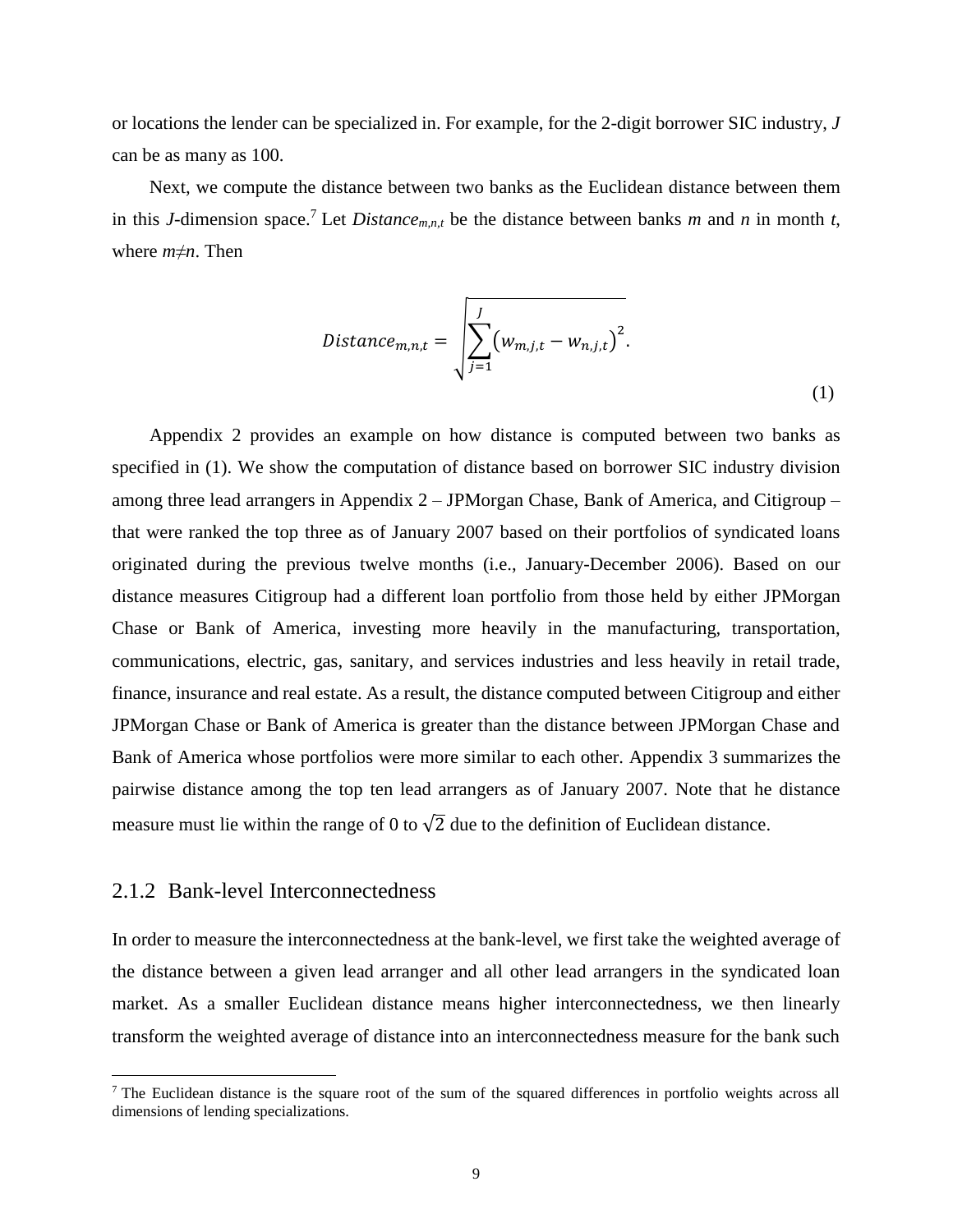or locations the lender can be specialized in. For example, for the 2-digit borrower SIC industry, $J$ can be as many as 100.

Next, we compute the distance between two banks as the Euclidean distance between them in this $J$-dimension space.[7] Let $Distance_{m,n,t}$ be the distance between banks $m$ and $n$ in month $t$, where $m \neq n$. Then

$$Distance_{m,n,t} = \sqrt{\sum_{j=1}^{J} \left(w_{m,j,t} - w_{n,j,t}\right)^2}. \tag{1}$$

Appendix 2 provides an example on how distance is computed between two banks as specified in (1). We show the computation of distance based on borrower SIC industry division among three lead arrangers in Appendix 2 – JPMorgan Chase, Bank of America, and Citigroup – that were ranked the top three as of January 2007 based on their portfolios of syndicated loans originated during the previous twelve months (i.e., January-December 2006). Based on our distance measures Citigroup had a different loan portfolio from those held by either JPMorgan Chase or Bank of America, investing more heavily in the manufacturing, transportation, communications, electric, gas, sanitary, and services industries and less heavily in retail trade, finance, insurance and real estate. As a result, the distance computed between Citigroup and either JPMorgan Chase or Bank of America is greater than the distance between JPMorgan Chase and Bank of America whose portfolios were more similar to each other. Appendix 3 summarizes the pairwise distance among the top ten lead arrangers as of January 2007. Note that he distance measure must lie within the range of 0 to $\sqrt{2}$ due to the definition of Euclidean distance.

### 2.1.2 Bank-level Interconnectedness

In order to measure the interconnectedness at the bank-level, we first take the weighted average of the distance between a given lead arranger and all other lead arrangers in the syndicated loan market. As a smaller Euclidean distance means higher interconnectedness, we then linearly transform the weighted average of distance into an interconnectedness measure for the bank such

[7] The Euclidean distance is the square root of the sum of the squared differences in portfolio weights across all dimensions of lending specializations.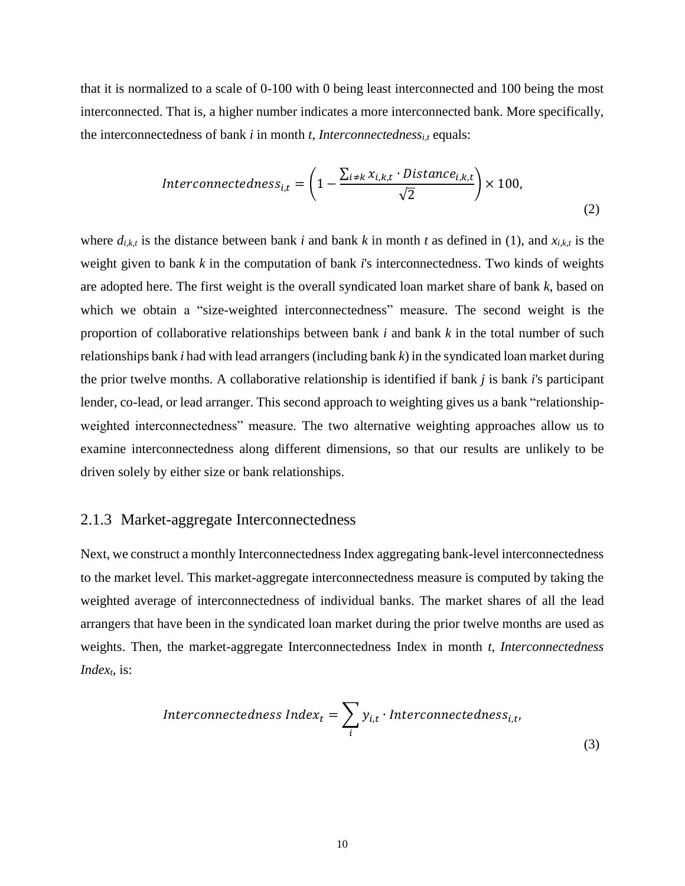that it is normalized to a scale of 0-100 with 0 being least interconnected and 100 being the most interconnected. That is, a higher number indicates a more interconnected bank. More specifically, the interconnectedness of bank $i$ in month $t$, $Interconnectedness_{i,t}$ equals:

$$Interconnectedness_{i,t} = \left(1 - \frac{\sum_{i \neq k} x_{i,k,t} \cdot Distance_{i,k,t}}{\sqrt{2}}\right) \times 100, \tag{2}$$

where $d_{i,k,t}$ is the distance between bank $i$ and bank $k$ in month $t$ as defined in (1), and $x_{i,k,t}$ is the weight given to bank $k$ in the computation of bank $i$'s interconnectedness. Two kinds of weights are adopted here. The first weight is the overall syndicated loan market share of bank $k$, based on which we obtain a "size-weighted interconnectedness" measure. The second weight is the proportion of collaborative relationships between bank $i$ and bank $k$ in the total number of such relationships bank $i$ had with lead arrangers (including bank $k$) in the syndicated loan market during the prior twelve months. A collaborative relationship is identified if bank $j$ is bank $i$'s participant lender, co-lead, or lead arranger. This second approach to weighting gives us a bank "relationship-weighted interconnectedness" measure. The two alternative weighting approaches allow us to examine interconnectedness along different dimensions, so that our results are unlikely to be driven solely by either size or bank relationships.

### 2.1.3 Market-aggregate Interconnectedness

Next, we construct a monthly Interconnectedness Index aggregating bank-level interconnectedness to the market level. This market-aggregate interconnectedness measure is computed by taking the weighted average of interconnectedness of individual banks. The market shares of all the lead arrangers that have been in the syndicated loan market during the prior twelve months are used as weights. Then, the market-aggregate Interconnectedness Index in month $t$, $Interconnectedness\ Index_t$, is:

$$Interconnectedness\ Index_t = \sum_i y_{i,t} \cdot Interconnectedness_{i,t}, \tag{3}$$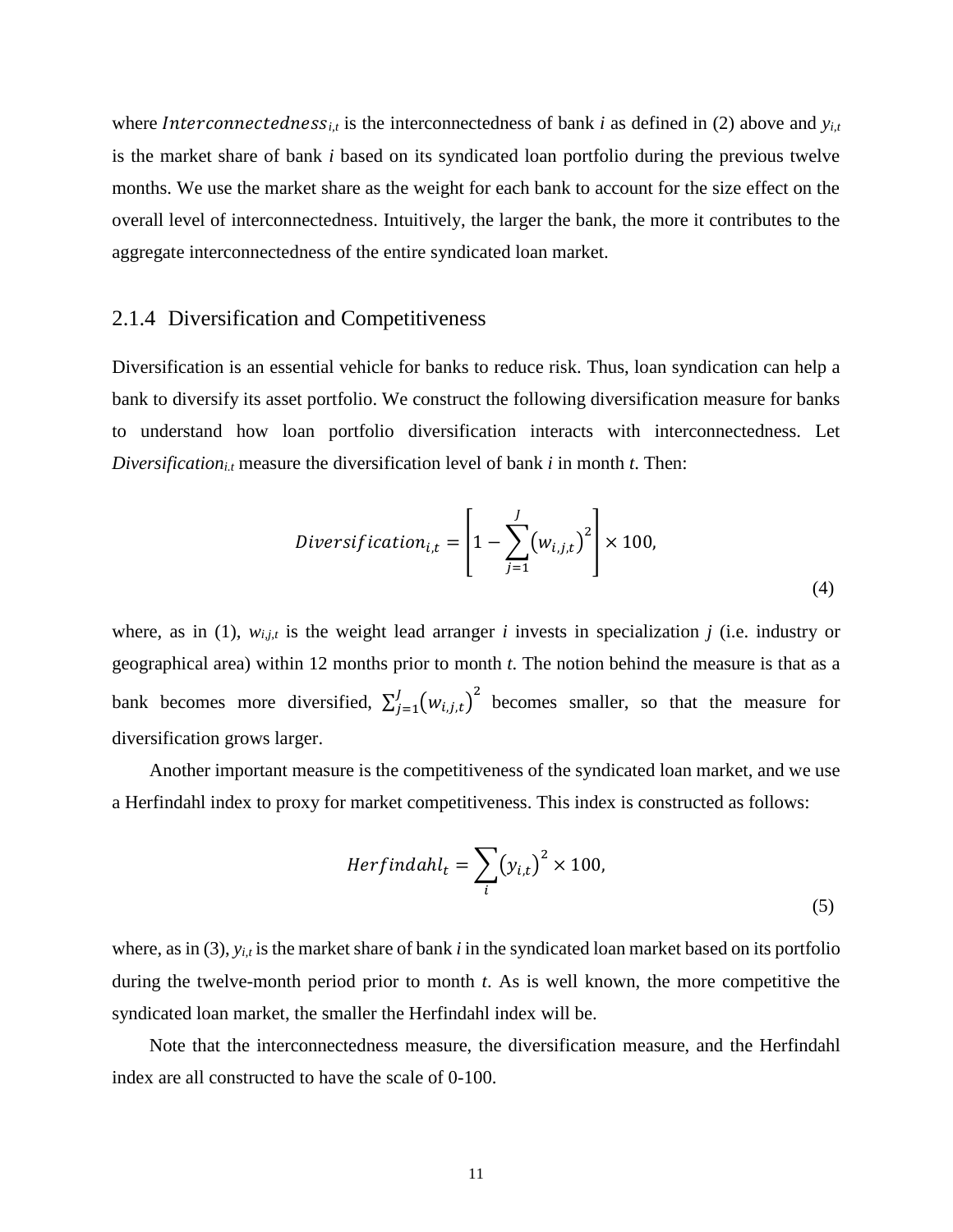where $Interconnectedness_{i,t}$ is the interconnectedness of bank *i* as defined in (2) above and $y_{i,t}$ is the market share of bank *i* based on its syndicated loan portfolio during the previous twelve months. We use the market share as the weight for each bank to account for the size effect on the overall level of interconnectedness. Intuitively, the larger the bank, the more it contributes to the aggregate interconnectedness of the entire syndicated loan market.

### 2.1.4 Diversification and Competitiveness

Diversification is an essential vehicle for banks to reduce risk. Thus, loan syndication can help a bank to diversify its asset portfolio. We construct the following diversification measure for banks to understand how loan portfolio diversification interacts with interconnectedness. Let $Diversification_{i,t}$ measure the diversification level of bank *i* in month *t*. Then:

$$Diversification_{i,t} = \left[1 - \sum_{j=1}^{J} \left(w_{i,j,t}\right)^2\right] \times 100, \tag{4}$$

where, as in (1), $w_{i,j,t}$ is the weight lead arranger *i* invests in specialization *j* (i.e. industry or geographical area) within 12 months prior to month *t*. The notion behind the measure is that as a bank becomes more diversified, $\sum_{j=1}^{J} \left(w_{i,j,t}\right)^2$ becomes smaller, so that the measure for diversification grows larger.

Another important measure is the competitiveness of the syndicated loan market, and we use a Herfindahl index to proxy for market competitiveness. This index is constructed as follows:

$$Herfindahl_t = \sum_{i} \left(y_{i,t}\right)^2 \times 100, \tag{5}$$

where, as in (3), $y_{i,t}$ is the market share of bank *i* in the syndicated loan market based on its portfolio during the twelve-month period prior to month *t*. As is well known, the more competitive the syndicated loan market, the smaller the Herfindahl index will be.

Note that the interconnectedness measure, the diversification measure, and the Herfindahl index are all constructed to have the scale of 0-100.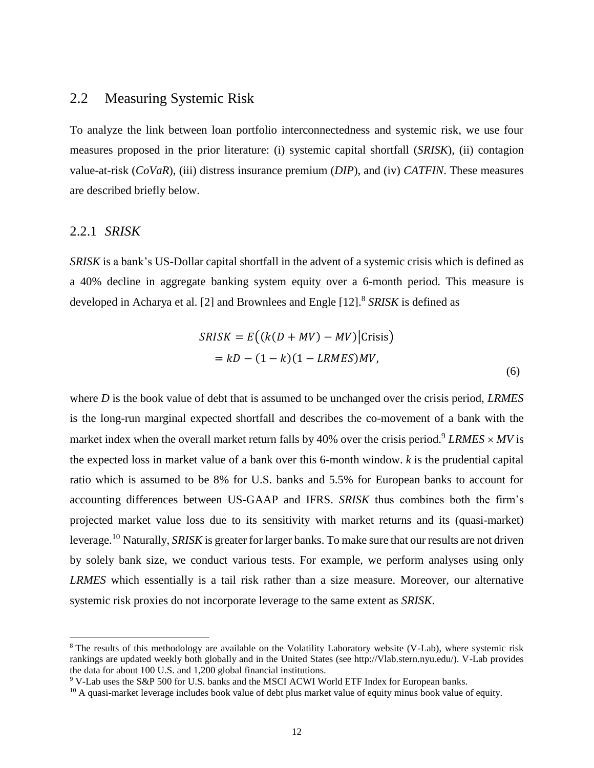## 2.2 Measuring Systemic Risk

To analyze the link between loan portfolio interconnectedness and systemic risk, we use four measures proposed in the prior literature: (i) systemic capital shortfall (*SRISK*), (ii) contagion value-at-risk (*CoVaR*), (iii) distress insurance premium (*DIP*), and (iv) *CATFIN*. These measures are described briefly below.

### 2.2.1 *SRISK*

*SRISK* is a bank's US-Dollar capital shortfall in the advent of a systemic crisis which is defined as a 40% decline in aggregate banking system equity over a 6-month period. This measure is developed in Acharya et al. [2] and Brownlees and Engle [12].[8] *SRISK* is defined as

$$
\begin{aligned}
SRISK &= E\big((k(D + MV) - MV)\big|\text{Crisis}\big) \\
&= kD - (1-k)(1 - LRMES)MV,
\end{aligned}
\tag{6}
$$

where *D* is the book value of debt that is assumed to be unchanged over the crisis period, *LRMES* is the long-run marginal expected shortfall and describes the co-movement of a bank with the market index when the overall market return falls by 40% over the crisis period.[9] $LRMES \times MV$ is the expected loss in market value of a bank over this 6-month window. *k* is the prudential capital ratio which is assumed to be 8% for U.S. banks and 5.5% for European banks to account for accounting differences between US-GAAP and IFRS. *SRISK* thus combines both the firm's projected market value loss due to its sensitivity with market returns and its (quasi-market) leverage.[10] Naturally, *SRISK* is greater for larger banks. To make sure that our results are not driven by solely bank size, we conduct various tests. For example, we perform analyses using only *LRMES* which essentially is a tail risk rather than a size measure. Moreover, our alternative systemic risk proxies do not incorporate leverage to the same extent as *SRISK*.

[8] The results of this methodology are available on the Volatility Laboratory website (V-Lab), where systemic risk rankings are updated weekly both globally and in the United States (see http://Vlab.stern.nyu.edu/). V-Lab provides the data for about 100 U.S. and 1,200 global financial institutions.

[9] V-Lab uses the S&P 500 for U.S. banks and the MSCI ACWI World ETF Index for European banks.

[10] A quasi-market leverage includes book value of debt plus market value of equity minus book value of equity.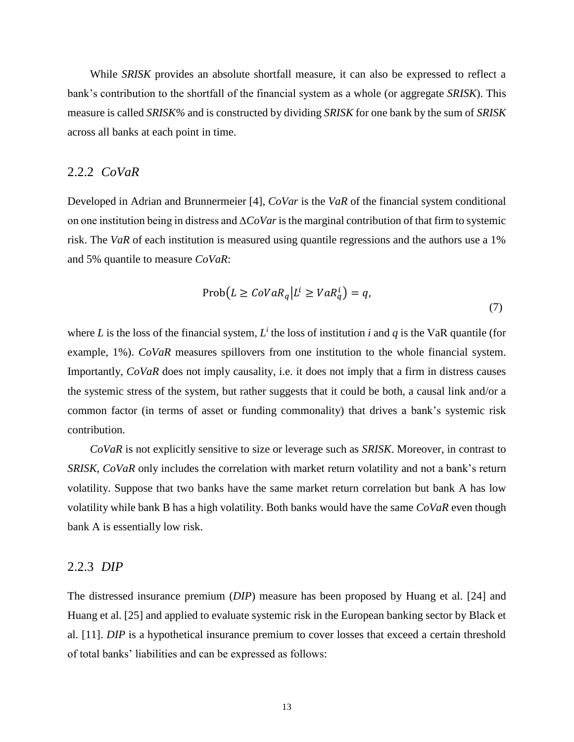While *SRISK* provides an absolute shortfall measure, it can also be expressed to reflect a bank's contribution to the shortfall of the financial system as a whole (or aggregate *SRISK*). This measure is called *SRISK%* and is constructed by dividing *SRISK* for one bank by the sum of *SRISK* across all banks at each point in time.

### 2.2.2 *CoVaR*

Developed in Adrian and Brunnermeier [4], *CoVar* is the *VaR* of the financial system conditional on one institution being in distress and Δ*CoVar* is the marginal contribution of that firm to systemic risk. The *VaR* of each institution is measured using quantile regressions and the authors use a 1% and 5% quantile to measure *CoVaR*:

$$\text{Prob}\left(L \geq CoVaR_q \middle| L^i \geq VaR_q^i\right) = q, \tag{7}$$

where $L$ is the loss of the financial system, $L^i$ the loss of institution $i$ and $q$ is the VaR quantile (for example, 1%). *CoVaR* measures spillovers from one institution to the whole financial system. Importantly, *CoVaR* does not imply causality, i.e. it does not imply that a firm in distress causes the systemic stress of the system, but rather suggests that it could be both, a causal link and/or a common factor (in terms of asset or funding commonality) that drives a bank's systemic risk contribution.

*CoVaR* is not explicitly sensitive to size or leverage such as *SRISK*. Moreover, in contrast to *SRISK*, *CoVaR* only includes the correlation with market return volatility and not a bank's return volatility. Suppose that two banks have the same market return correlation but bank A has low volatility while bank B has a high volatility. Both banks would have the same *CoVaR* even though bank A is essentially low risk.

### 2.2.3 *DIP*

The distressed insurance premium (*DIP*) measure has been proposed by Huang et al. [24] and Huang et al. [25] and applied to evaluate systemic risk in the European banking sector by Black et al. [11]. *DIP* is a hypothetical insurance premium to cover losses that exceed a certain threshold of total banks' liabilities and can be expressed as follows: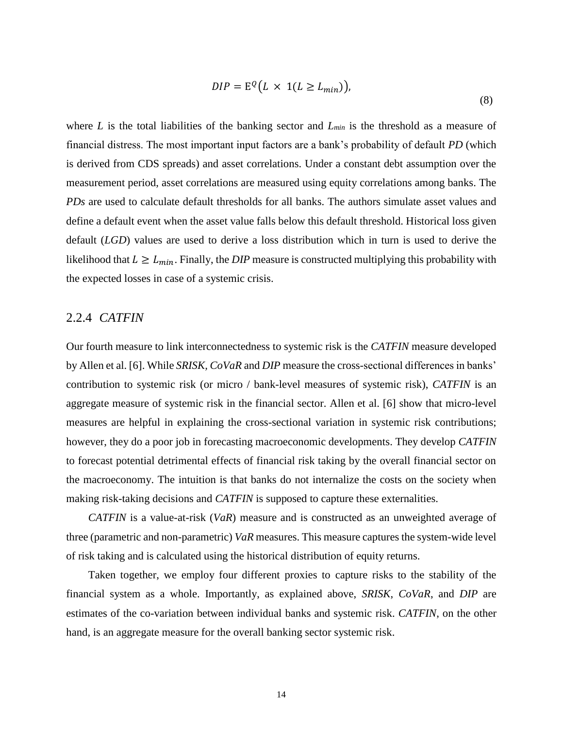$$DIP = \mathrm{E}^{Q}\left(L \times 1(L \geq L_{min})\right), \tag{8}$$

where $L$ is the total liabilities of the banking sector and $L_{min}$ is the threshold as a measure of financial distress. The most important input factors are a bank's probability of default *PD* (which is derived from CDS spreads) and asset correlations. Under a constant debt assumption over the measurement period, asset correlations are measured using equity correlations among banks. The *PDs* are used to calculate default thresholds for all banks. The authors simulate asset values and define a default event when the asset value falls below this default threshold. Historical loss given default (*LGD*) values are used to derive a loss distribution which in turn is used to derive the likelihood that $L \geq L_{min}$. Finally, the *DIP* measure is constructed multiplying this probability with the expected losses in case of a systemic crisis.

### 2.2.4 *CATFIN*

Our fourth measure to link interconnectedness to systemic risk is the *CATFIN* measure developed by Allen et al. [6]. While *SRISK*, *CoVaR* and *DIP* measure the cross-sectional differences in banks' contribution to systemic risk (or micro / bank-level measures of systemic risk), *CATFIN* is an aggregate measure of systemic risk in the financial sector. Allen et al. [6] show that micro-level measures are helpful in explaining the cross-sectional variation in systemic risk contributions; however, they do a poor job in forecasting macroeconomic developments. They develop *CATFIN* to forecast potential detrimental effects of financial risk taking by the overall financial sector on the macroeconomy. The intuition is that banks do not internalize the costs on the society when making risk-taking decisions and *CATFIN* is supposed to capture these externalities.

*CATFIN* is a value-at-risk (*VaR*) measure and is constructed as an unweighted average of three (parametric and non-parametric) *VaR* measures. This measure captures the system-wide level of risk taking and is calculated using the historical distribution of equity returns.

Taken together, we employ four different proxies to capture risks to the stability of the financial system as a whole. Importantly, as explained above, *SRISK*, *CoVaR*, and *DIP* are estimates of the co-variation between individual banks and systemic risk. *CATFIN*, on the other hand, is an aggregate measure for the overall banking sector systemic risk.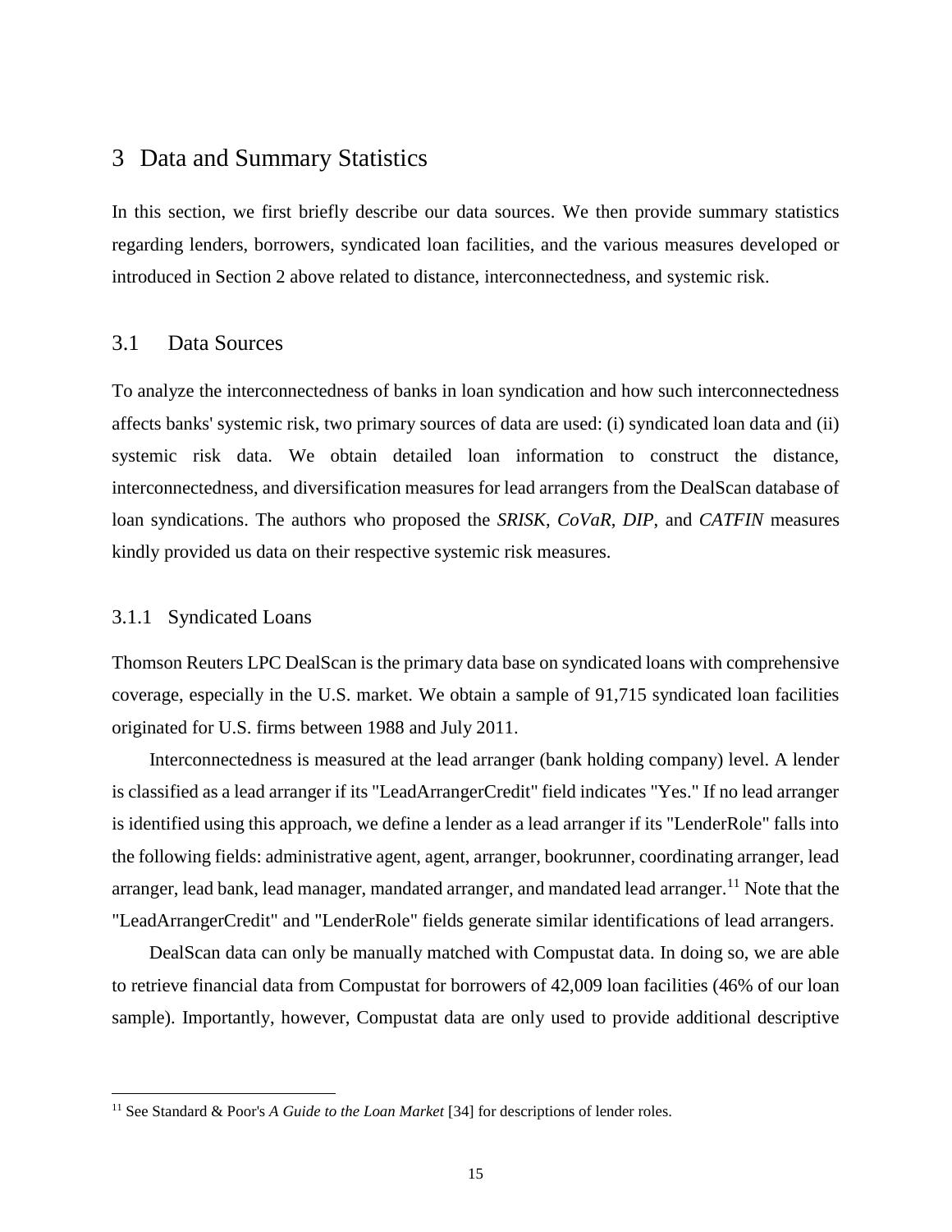# 3 Data and Summary Statistics

In this section, we first briefly describe our data sources. We then provide summary statistics regarding lenders, borrowers, syndicated loan facilities, and the various measures developed or introduced in Section 2 above related to distance, interconnectedness, and systemic risk.

## 3.1 Data Sources

To analyze the interconnectedness of banks in loan syndication and how such interconnectedness affects banks' systemic risk, two primary sources of data are used: (i) syndicated loan data and (ii) systemic risk data. We obtain detailed loan information to construct the distance, interconnectedness, and diversification measures for lead arrangers from the DealScan database of loan syndications. The authors who proposed the *SRISK*, *CoVaR*, *DIP*, and *CATFIN* measures kindly provided us data on their respective systemic risk measures.

### 3.1.1 Syndicated Loans

Thomson Reuters LPC DealScan is the primary data base on syndicated loans with comprehensive coverage, especially in the U.S. market. We obtain a sample of 91,715 syndicated loan facilities originated for U.S. firms between 1988 and July 2011.

Interconnectedness is measured at the lead arranger (bank holding company) level. A lender is classified as a lead arranger if its "LeadArrangerCredit" field indicates "Yes." If no lead arranger is identified using this approach, we define a lender as a lead arranger if its "LenderRole" falls into the following fields: administrative agent, agent, arranger, bookrunner, coordinating arranger, lead arranger, lead bank, lead manager, mandated arranger, and mandated lead arranger.[11] Note that the "LeadArrangerCredit" and "LenderRole" fields generate similar identifications of lead arrangers.

DealScan data can only be manually matched with Compustat data. In doing so, we are able to retrieve financial data from Compustat for borrowers of 42,009 loan facilities (46% of our loan sample). Importantly, however, Compustat data are only used to provide additional descriptive

[11] See Standard & Poor's *A Guide to the Loan Market* [34] for descriptions of lender roles.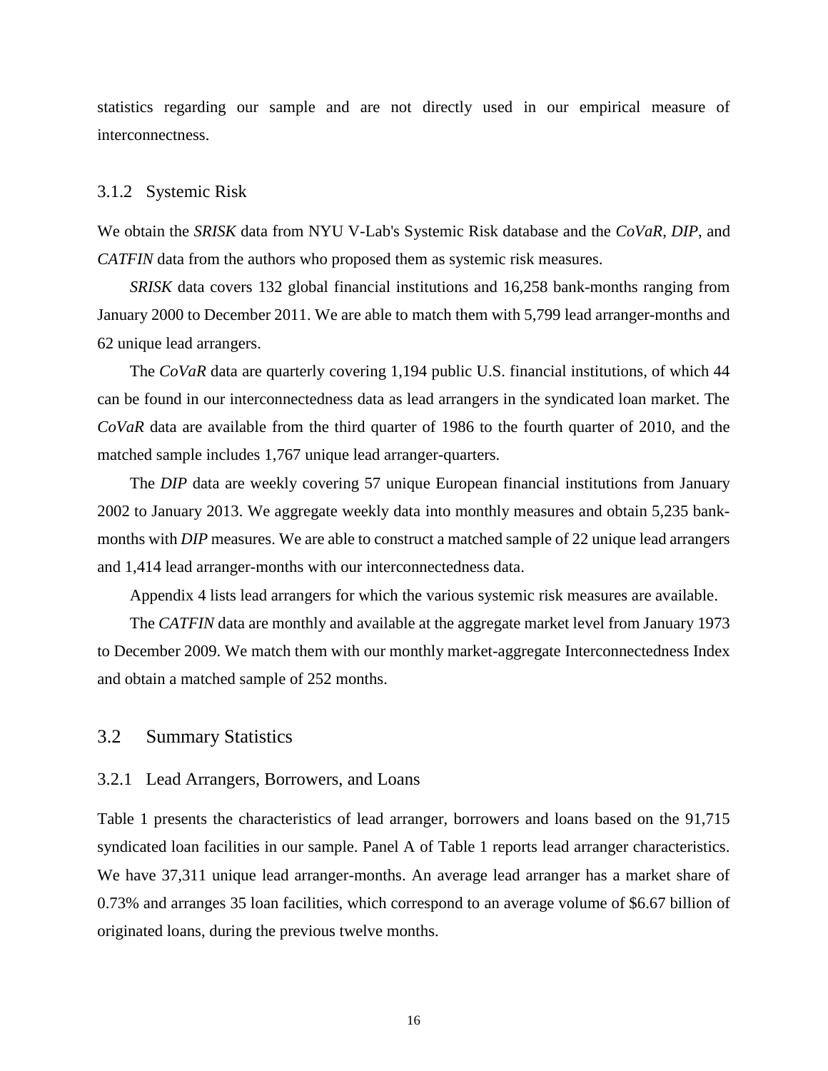statistics regarding our sample and are not directly used in our empirical measure of interconnectness.

### 3.1.2 Systemic Risk

We obtain the *SRISK* data from NYU V-Lab's Systemic Risk database and the *CoVaR*, *DIP*, and *CATFIN* data from the authors who proposed them as systemic risk measures.

*SRISK* data covers 132 global financial institutions and 16,258 bank-months ranging from January 2000 to December 2011. We are able to match them with 5,799 lead arranger-months and 62 unique lead arrangers.

The *CoVaR* data are quarterly covering 1,194 public U.S. financial institutions, of which 44 can be found in our interconnectedness data as lead arrangers in the syndicated loan market. The *CoVaR* data are available from the third quarter of 1986 to the fourth quarter of 2010, and the matched sample includes 1,767 unique lead arranger-quarters.

The *DIP* data are weekly covering 57 unique European financial institutions from January 2002 to January 2013. We aggregate weekly data into monthly measures and obtain 5,235 bank-months with *DIP* measures. We are able to construct a matched sample of 22 unique lead arrangers and 1,414 lead arranger-months with our interconnectedness data.

Appendix 4 lists lead arrangers for which the various systemic risk measures are available.

The *CATFIN* data are monthly and available at the aggregate market level from January 1973 to December 2009. We match them with our monthly market-aggregate Interconnectedness Index and obtain a matched sample of 252 months.

## 3.2 Summary Statistics

### 3.2.1 Lead Arrangers, Borrowers, and Loans

Table 1 presents the characteristics of lead arranger, borrowers and loans based on the 91,715 syndicated loan facilities in our sample. Panel A of Table 1 reports lead arranger characteristics. We have 37,311 unique lead arranger-months. An average lead arranger has a market share of 0.73% and arranges 35 loan facilities, which correspond to an average volume of $6.67 billion of originated loans, during the previous twelve months.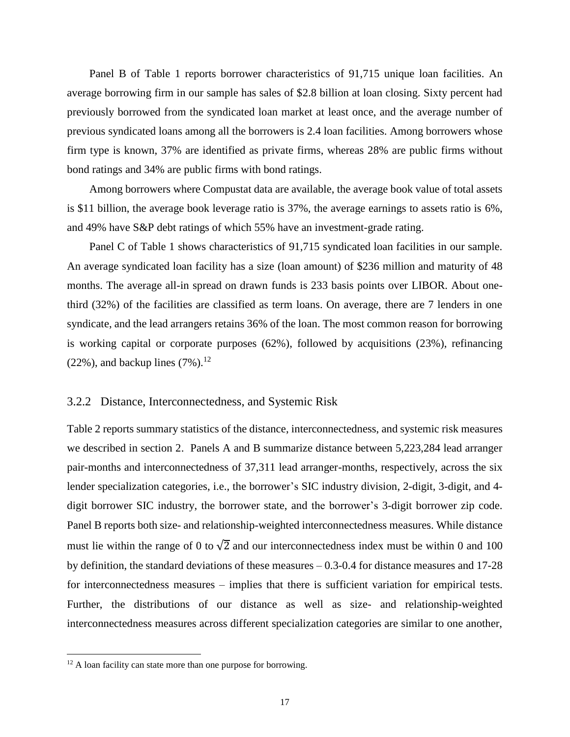Panel B of Table 1 reports borrower characteristics of 91,715 unique loan facilities. An average borrowing firm in our sample has sales of \$2.8 billion at loan closing. Sixty percent had previously borrowed from the syndicated loan market at least once, and the average number of previous syndicated loans among all the borrowers is 2.4 loan facilities. Among borrowers whose firm type is known, 37% are identified as private firms, whereas 28% are public firms without bond ratings and 34% are public firms with bond ratings.

Among borrowers where Compustat data are available, the average book value of total assets is \$11 billion, the average book leverage ratio is 37%, the average earnings to assets ratio is 6%, and 49% have S&P debt ratings of which 55% have an investment-grade rating.

Panel C of Table 1 shows characteristics of 91,715 syndicated loan facilities in our sample. An average syndicated loan facility has a size (loan amount) of \$236 million and maturity of 48 months. The average all-in spread on drawn funds is 233 basis points over LIBOR. About one-third (32%) of the facilities are classified as term loans. On average, there are 7 lenders in one syndicate, and the lead arrangers retains 36% of the loan. The most common reason for borrowing is working capital or corporate purposes (62%), followed by acquisitions (23%), refinancing (22%), and backup lines (7%).[12]

### 3.2.2 Distance, Interconnectedness, and Systemic Risk

Table 2 reports summary statistics of the distance, interconnectedness, and systemic risk measures we described in section 2. Panels A and B summarize distance between 5,223,284 lead arranger pair-months and interconnectedness of 37,311 lead arranger-months, respectively, across the six lender specialization categories, i.e., the borrower's SIC industry division, 2-digit, 3-digit, and 4-digit borrower SIC industry, the borrower state, and the borrower's 3-digit borrower zip code. Panel B reports both size- and relationship-weighted interconnectedness measures. While distance must lie within the range of 0 to $\sqrt{2}$ and our interconnectedness index must be within 0 and 100 by definition, the standard deviations of these measures – 0.3-0.4 for distance measures and 17-28 for interconnectedness measures – implies that there is sufficient variation for empirical tests. Further, the distributions of our distance as well as size- and relationship-weighted interconnectedness measures across different specialization categories are similar to one another,

[12] A loan facility can state more than one purpose for borrowing.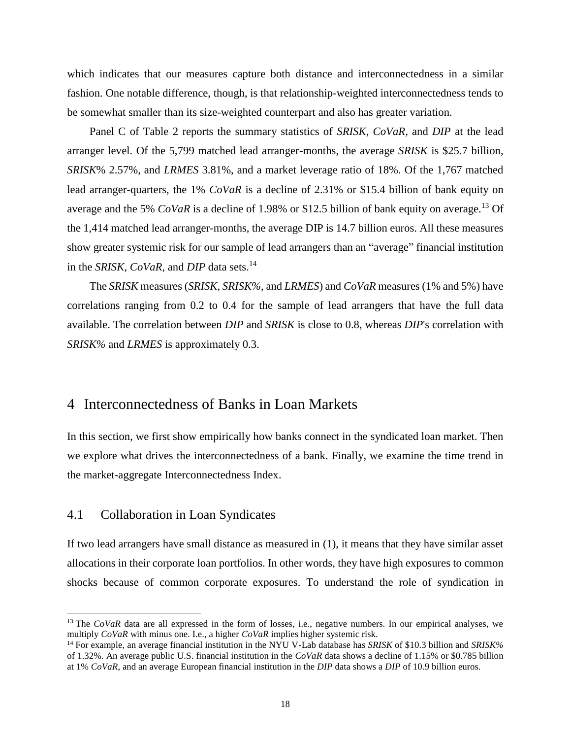which indicates that our measures capture both distance and interconnectedness in a similar fashion. One notable difference, though, is that relationship-weighted interconnectedness tends to be somewhat smaller than its size-weighted counterpart and also has greater variation.

Panel C of Table 2 reports the summary statistics of *SRISK*, *CoVaR*, and *DIP* at the lead arranger level. Of the 5,799 matched lead arranger-months, the average *SRISK* is \$25.7 billion, *SRISK*% 2.57%, and *LRMES* 3.81%, and a market leverage ratio of 18%. Of the 1,767 matched lead arranger-quarters, the 1% *CoVaR* is a decline of 2.31% or \$15.4 billion of bank equity on average and the 5% *CoVaR* is a decline of 1.98% or \$12.5 billion of bank equity on average.[13] Of the 1,414 matched lead arranger-months, the average DIP is 14.7 billion euros. All these measures show greater systemic risk for our sample of lead arrangers than an "average" financial institution in the *SRISK*, *CoVaR*, and *DIP* data sets.[14]

The *SRISK* measures (*SRISK*, *SRISK%*, and *LRMES*) and *CoVaR* measures (1% and 5%) have correlations ranging from 0.2 to 0.4 for the sample of lead arrangers that have the full data available. The correlation between *DIP* and *SRISK* is close to 0.8, whereas *DIP*'s correlation with *SRISK%* and *LRMES* is approximately 0.3.

# 4 Interconnectedness of Banks in Loan Markets

In this section, we first show empirically how banks connect in the syndicated loan market. Then we explore what drives the interconnectedness of a bank. Finally, we examine the time trend in the market-aggregate Interconnectedness Index.

## 4.1 Collaboration in Loan Syndicates

If two lead arrangers have small distance as measured in (1), it means that they have similar asset allocations in their corporate loan portfolios. In other words, they have high exposures to common shocks because of common corporate exposures. To understand the role of syndication in

---

[13] The *CoVaR* data are all expressed in the form of losses, i.e., negative numbers. In our empirical analyses, we multiply *CoVaR* with minus one. I.e., a higher *CoVaR* implies higher systemic risk.

[14] For example, an average financial institution in the NYU V-Lab database has *SRISK* of \$10.3 billion and *SRISK%* of 1.32%. An average public U.S. financial institution in the *CoVaR* data shows a decline of 1.15% or \$0.785 billion at 1% *CoVaR*, and an average European financial institution in the *DIP* data shows a *DIP* of 10.9 billion euros.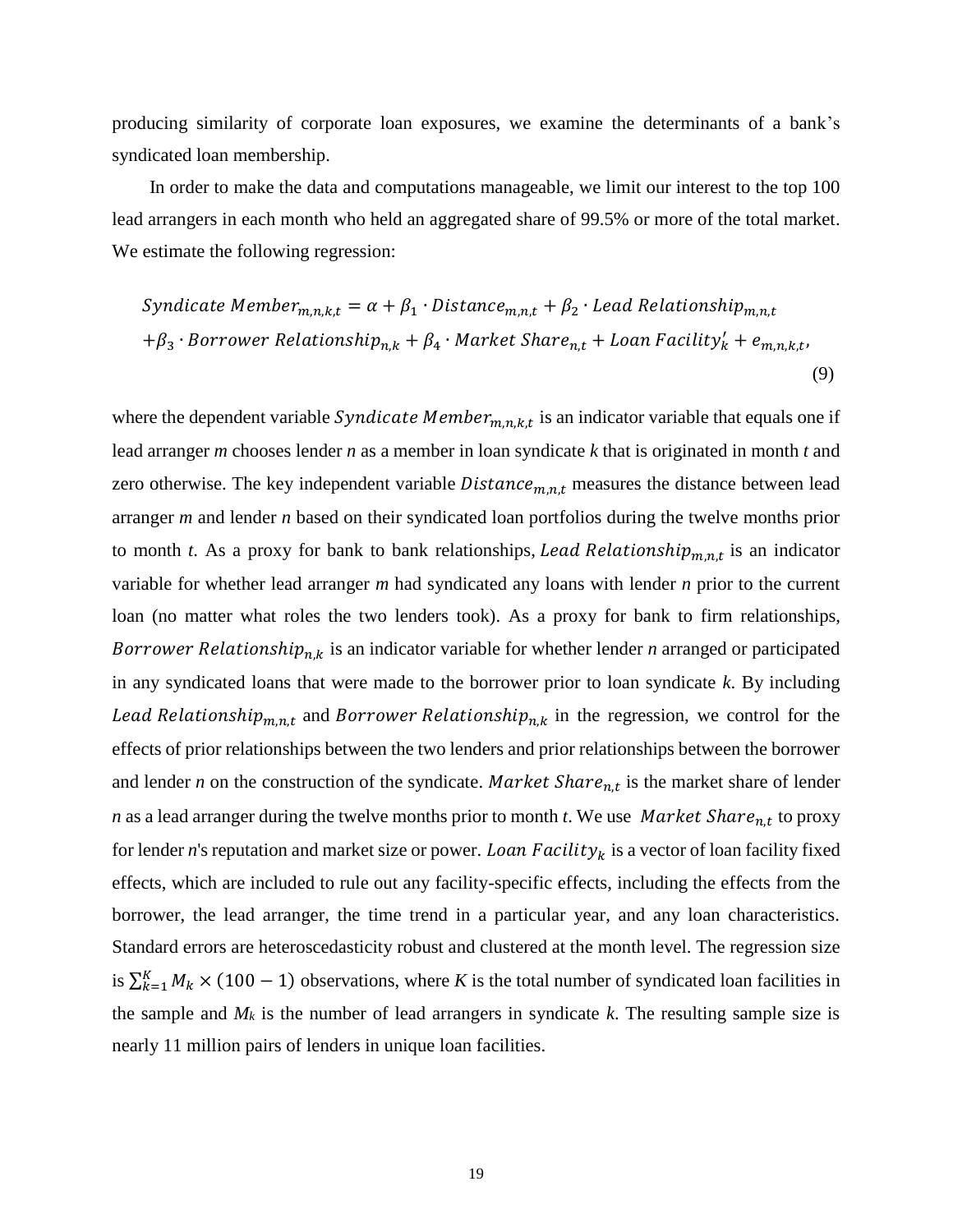producing similarity of corporate loan exposures, we examine the determinants of a bank's syndicated loan membership.

In order to make the data and computations manageable, we limit our interest to the top 100 lead arrangers in each month who held an aggregated share of 99.5% or more of the total market. We estimate the following regression:

$$
\begin{aligned}
Syndicate\ Member_{m,n,k,t} &= \alpha + \beta_1 \cdot Distance_{m,n,t} + \beta_2 \cdot Lead\ Relationship_{m,n,t} \\
&+ \beta_3 \cdot Borrower\ Relationship_{n,k} + \beta_4 \cdot Market\ Share_{n,t} + Loan\ Facility_k' + e_{m,n,k,t},
\end{aligned} \tag{9}
$$

where the dependent variable $Syndicate\ Member_{m,n,k,t}$ is an indicator variable that equals one if lead arranger *m* chooses lender *n* as a member in loan syndicate *k* that is originated in month *t* and zero otherwise. The key independent variable $Distance_{m,n,t}$ measures the distance between lead arranger *m* and lender *n* based on their syndicated loan portfolios during the twelve months prior to month *t*. As a proxy for bank to bank relationships, $Lead\ Relationship_{m,n,t}$ is an indicator variable for whether lead arranger *m* had syndicated any loans with lender *n* prior to the current loan (no matter what roles the two lenders took). As a proxy for bank to firm relationships, $Borrower\ Relationship_{n,k}$ is an indicator variable for whether lender *n* arranged or participated in any syndicated loans that were made to the borrower prior to loan syndicate *k*. By including $Lead\ Relationship_{m,n,t}$ and $Borrower\ Relationship_{n,k}$ in the regression, we control for the effects of prior relationships between the two lenders and prior relationships between the borrower and lender *n* on the construction of the syndicate. $Market\ Share_{n,t}$ is the market share of lender *n* as a lead arranger during the twelve months prior to month *t*. We use $Market\ Share_{n,t}$ to proxy for lender *n*'s reputation and market size or power. $Loan\ Facility_k$ is a vector of loan facility fixed effects, which are included to rule out any facility-specific effects, including the effects from the borrower, the lead arranger, the time trend in a particular year, and any loan characteristics. Standard errors are heteroscedasticity robust and clustered at the month level. The regression size is $\sum_{k=1}^{K} M_k \times (100-1)$ observations, where *K* is the total number of syndicated loan facilities in the sample and $M_k$ is the number of lead arrangers in syndicate *k*. The resulting sample size is nearly 11 million pairs of lenders in unique loan facilities.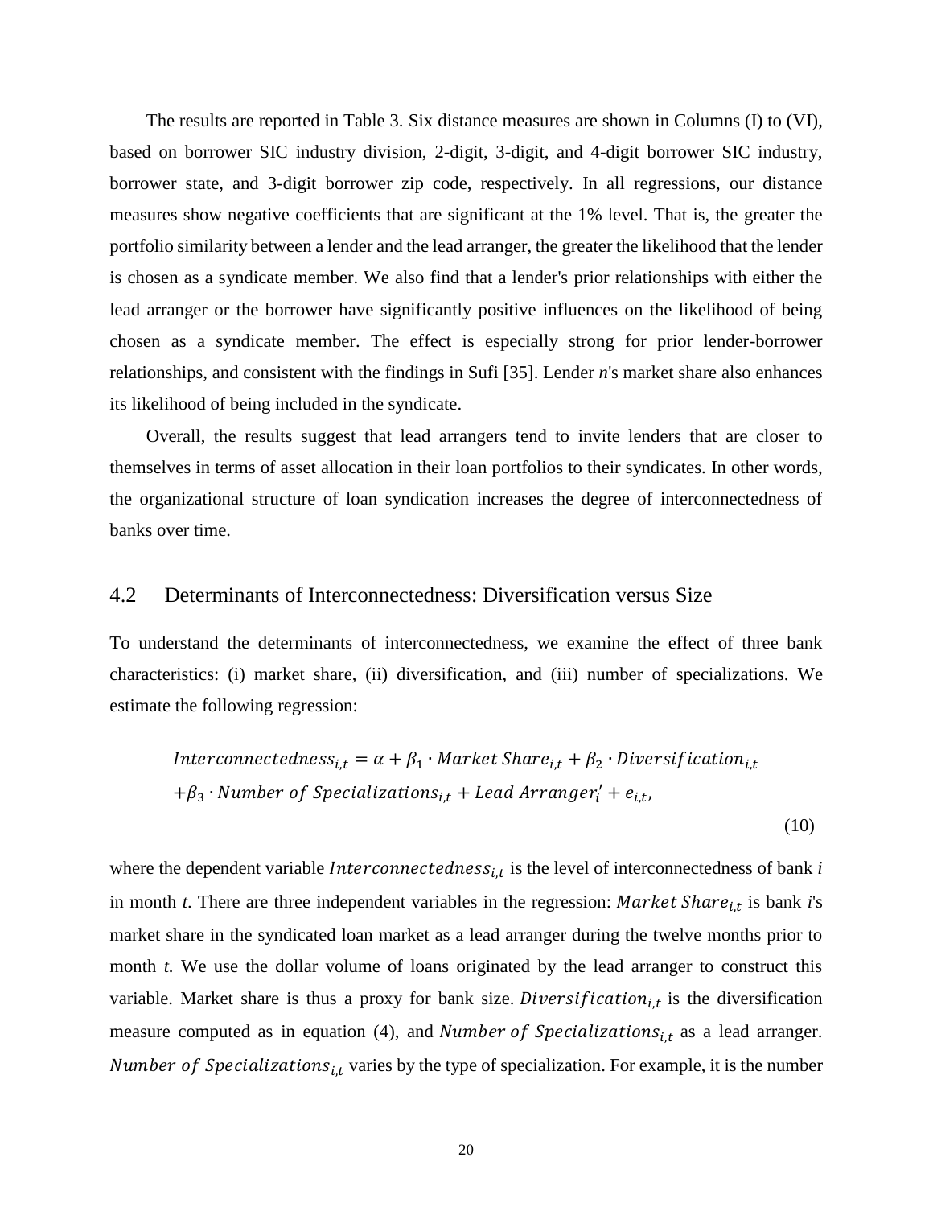The results are reported in Table 3. Six distance measures are shown in Columns (I) to (VI), based on borrower SIC industry division, 2-digit, 3-digit, and 4-digit borrower SIC industry, borrower state, and 3-digit borrower zip code, respectively. In all regressions, our distance measures show negative coefficients that are significant at the 1% level. That is, the greater the portfolio similarity between a lender and the lead arranger, the greater the likelihood that the lender is chosen as a syndicate member. We also find that a lender's prior relationships with either the lead arranger or the borrower have significantly positive influences on the likelihood of being chosen as a syndicate member. The effect is especially strong for prior lender-borrower relationships, and consistent with the findings in Sufi [35]. Lender *n*'s market share also enhances its likelihood of being included in the syndicate.

Overall, the results suggest that lead arrangers tend to invite lenders that are closer to themselves in terms of asset allocation in their loan portfolios to their syndicates. In other words, the organizational structure of loan syndication increases the degree of interconnectedness of banks over time.

## 4.2 Determinants of Interconnectedness: Diversification versus Size

To understand the determinants of interconnectedness, we examine the effect of three bank characteristics: (i) market share, (ii) diversification, and (iii) number of specializations. We estimate the following regression:

$$
\begin{aligned}
Interconnectedness_{i,t} &= \alpha + \beta_1 \cdot Market\ Share_{i,t} + \beta_2 \cdot Diversification_{i,t} \\
&+ \beta_3 \cdot Number\ of\ Specializations_{i,t} + Lead\ Arranger_i' + e_{i,t},
\end{aligned}
\tag{10}
$$

where the dependent variable $Interconnectedness_{i,t}$ is the level of interconnectedness of bank *i* in month *t*. There are three independent variables in the regression: $Market\ Share_{i,t}$ is bank *i*'s market share in the syndicated loan market as a lead arranger during the twelve months prior to month *t.* We use the dollar volume of loans originated by the lead arranger to construct this variable. Market share is thus a proxy for bank size. $Diversification_{i,t}$ is the diversification measure computed as in equation (4), and $Number\ of\ Specializations_{i,t}$ as a lead arranger. $Number\ of\ Specializations_{i,t}$ varies by the type of specialization. For example, it is the number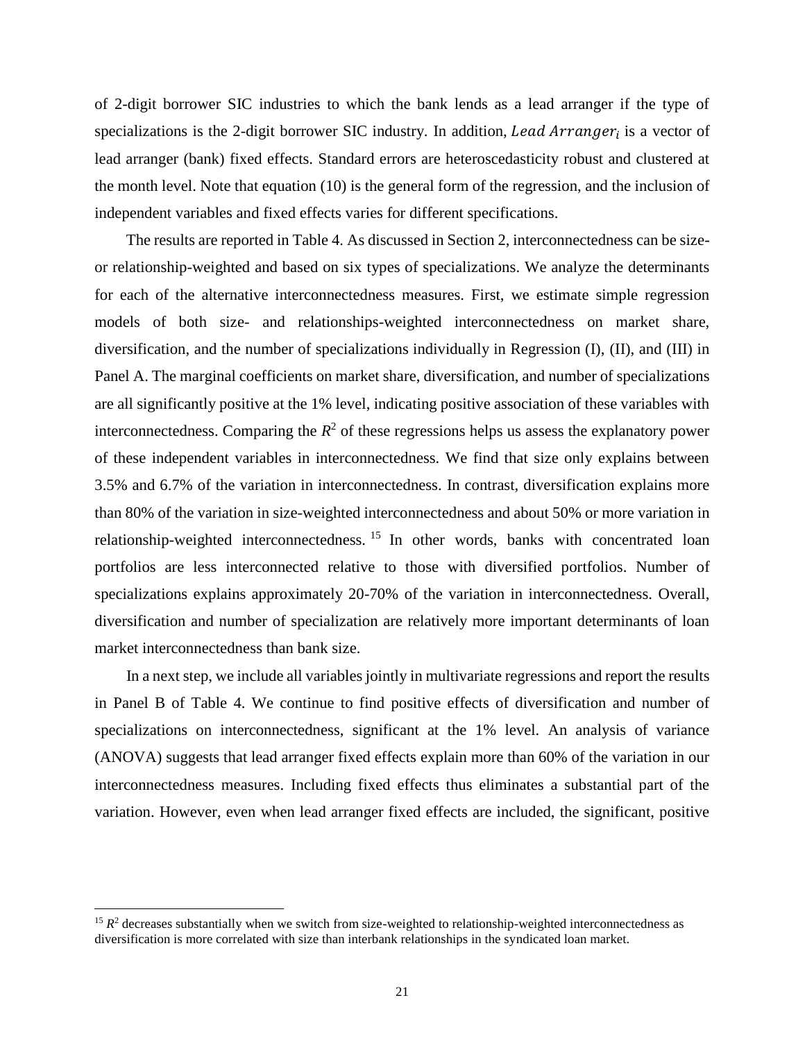of 2-digit borrower SIC industries to which the bank lends as a lead arranger if the type of specializations is the 2-digit borrower SIC industry. In addition, $Lead\ Arranger_i$ is a vector of lead arranger (bank) fixed effects. Standard errors are heteroscedasticity robust and clustered at the month level. Note that equation (10) is the general form of the regression, and the inclusion of independent variables and fixed effects varies for different specifications.

The results are reported in Table 4. As discussed in Section 2, interconnectedness can be size- or relationship-weighted and based on six types of specializations. We analyze the determinants for each of the alternative interconnectedness measures. First, we estimate simple regression models of both size- and relationships-weighted interconnectedness on market share, diversification, and the number of specializations individually in Regression (I), (II), and (III) in Panel A. The marginal coefficients on market share, diversification, and number of specializations are all significantly positive at the 1% level, indicating positive association of these variables with interconnectedness. Comparing the $R^2$ of these regressions helps us assess the explanatory power of these independent variables in interconnectedness. We find that size only explains between 3.5% and 6.7% of the variation in interconnectedness. In contrast, diversification explains more than 80% of the variation in size-weighted interconnectedness and about 50% or more variation in relationship-weighted interconnectedness.[15] In other words, banks with concentrated loan portfolios are less interconnected relative to those with diversified portfolios. Number of specializations explains approximately 20-70% of the variation in interconnectedness. Overall, diversification and number of specialization are relatively more important determinants of loan market interconnectedness than bank size.

In a next step, we include all variables jointly in multivariate regressions and report the results in Panel B of Table 4. We continue to find positive effects of diversification and number of specializations on interconnectedness, significant at the 1% level. An analysis of variance (ANOVA) suggests that lead arranger fixed effects explain more than 60% of the variation in our interconnectedness measures. Including fixed effects thus eliminates a substantial part of the variation. However, even when lead arranger fixed effects are included, the significant, positive

[15] $R^2$ decreases substantially when we switch from size-weighted to relationship-weighted interconnectedness as diversification is more correlated with size than interbank relationships in the syndicated loan market.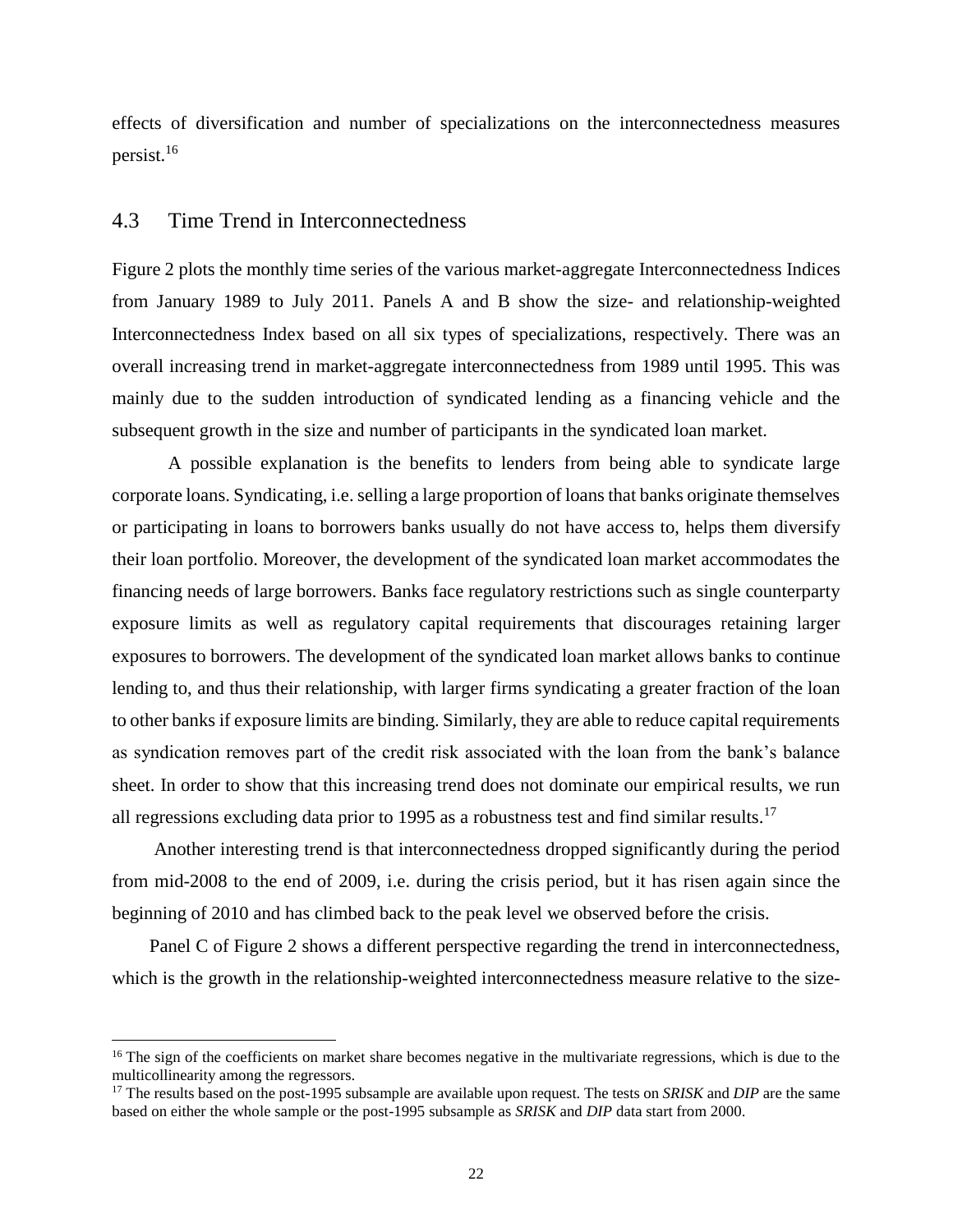effects of diversification and number of specializations on the interconnectedness measures persist.[16]

## 4.3 Time Trend in Interconnectedness

Figure 2 plots the monthly time series of the various market-aggregate Interconnectedness Indices from January 1989 to July 2011. Panels A and B show the size- and relationship-weighted Interconnectedness Index based on all six types of specializations, respectively. There was an overall increasing trend in market-aggregate interconnectedness from 1989 until 1995. This was mainly due to the sudden introduction of syndicated lending as a financing vehicle and the subsequent growth in the size and number of participants in the syndicated loan market.

A possible explanation is the benefits to lenders from being able to syndicate large corporate loans. Syndicating, i.e. selling a large proportion of loans that banks originate themselves or participating in loans to borrowers banks usually do not have access to, helps them diversify their loan portfolio. Moreover, the development of the syndicated loan market accommodates the financing needs of large borrowers. Banks face regulatory restrictions such as single counterparty exposure limits as well as regulatory capital requirements that discourages retaining larger exposures to borrowers. The development of the syndicated loan market allows banks to continue lending to, and thus their relationship, with larger firms syndicating a greater fraction of the loan to other banks if exposure limits are binding. Similarly, they are able to reduce capital requirements as syndication removes part of the credit risk associated with the loan from the bank's balance sheet. In order to show that this increasing trend does not dominate our empirical results, we run all regressions excluding data prior to 1995 as a robustness test and find similar results.[17]

Another interesting trend is that interconnectedness dropped significantly during the period from mid-2008 to the end of 2009, i.e. during the crisis period, but it has risen again since the beginning of 2010 and has climbed back to the peak level we observed before the crisis.

Panel C of Figure 2 shows a different perspective regarding the trend in interconnectedness, which is the growth in the relationship-weighted interconnectedness measure relative to the size-

[16] The sign of the coefficients on market share becomes negative in the multivariate regressions, which is due to the multicollinearity among the regressors.

[17] The results based on the post-1995 subsample are available upon request. The tests on *SRISK* and *DIP* are the same based on either the whole sample or the post-1995 subsample as *SRISK* and *DIP* data start from 2000.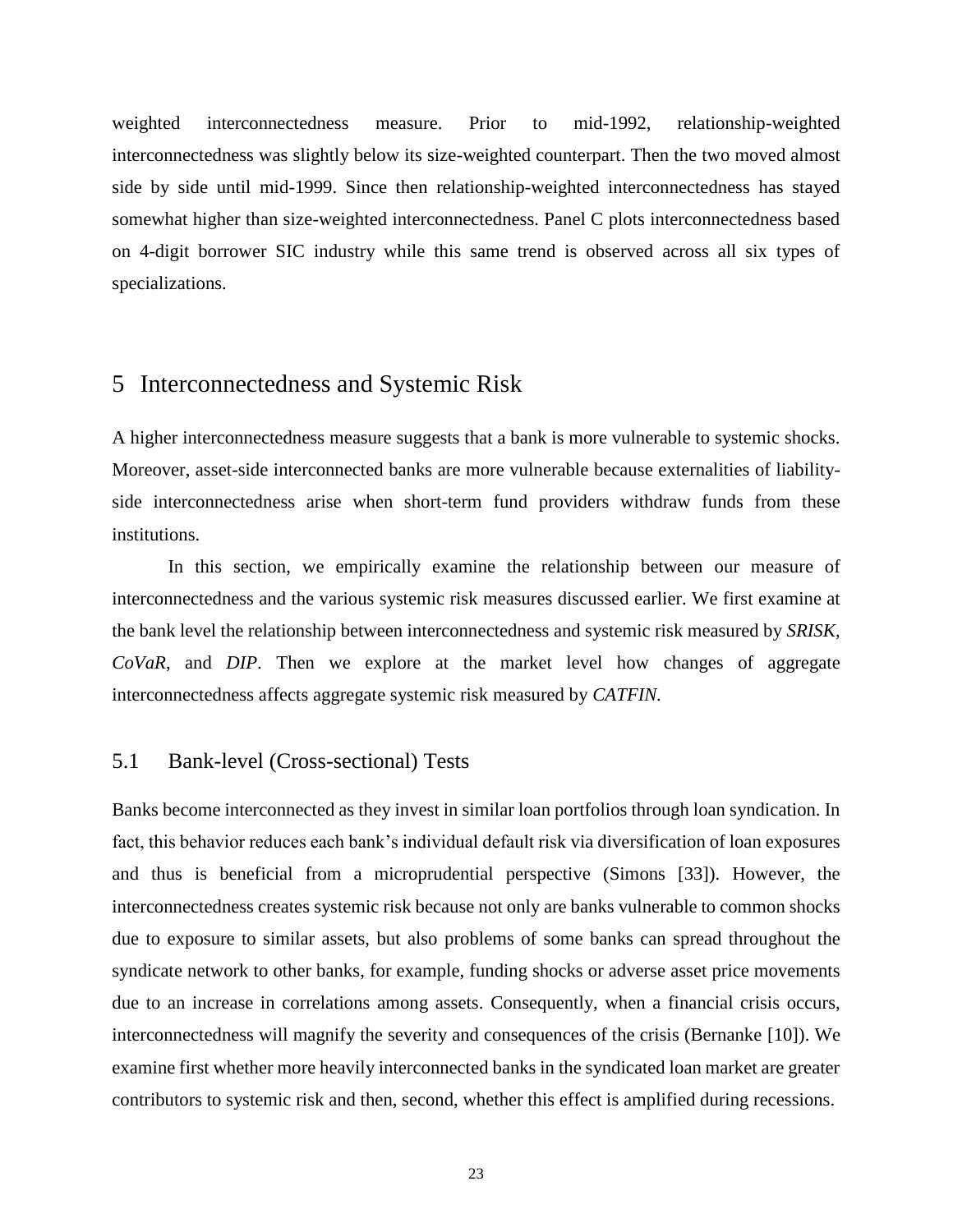weighted interconnectedness measure. Prior to mid-1992, relationship-weighted interconnectedness was slightly below its size-weighted counterpart. Then the two moved almost side by side until mid-1999. Since then relationship-weighted interconnectedness has stayed somewhat higher than size-weighted interconnectedness. Panel C plots interconnectedness based on 4-digit borrower SIC industry while this same trend is observed across all six types of specializations.

# 5 Interconnectedness and Systemic Risk

A higher interconnectedness measure suggests that a bank is more vulnerable to systemic shocks. Moreover, asset-side interconnected banks are more vulnerable because externalities of liability-side interconnectedness arise when short-term fund providers withdraw funds from these institutions.

In this section, we empirically examine the relationship between our measure of interconnectedness and the various systemic risk measures discussed earlier. We first examine at the bank level the relationship between interconnectedness and systemic risk measured by *SRISK*, *CoVaR*, and *DIP*. Then we explore at the market level how changes of aggregate interconnectedness affects aggregate systemic risk measured by *CATFIN*.

## 5.1 Bank-level (Cross-sectional) Tests

Banks become interconnected as they invest in similar loan portfolios through loan syndication. In fact, this behavior reduces each bank's individual default risk via diversification of loan exposures and thus is beneficial from a microprudential perspective (Simons [33]). However, the interconnectedness creates systemic risk because not only are banks vulnerable to common shocks due to exposure to similar assets, but also problems of some banks can spread throughout the syndicate network to other banks, for example, funding shocks or adverse asset price movements due to an increase in correlations among assets. Consequently, when a financial crisis occurs, interconnectedness will magnify the severity and consequences of the crisis (Bernanke [10]). We examine first whether more heavily interconnected banks in the syndicated loan market are greater contributors to systemic risk and then, second, whether this effect is amplified during recessions.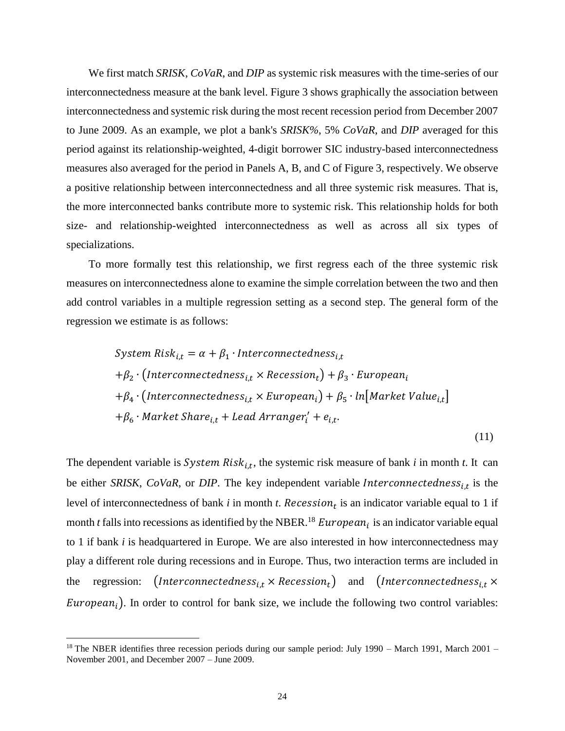We first match *SRISK*, *CoVaR*, and *DIP* as systemic risk measures with the time-series of our interconnectedness measure at the bank level. Figure 3 shows graphically the association between interconnectedness and systemic risk during the most recent recession period from December 2007 to June 2009. As an example, we plot a bank's *SRISK%*, 5% *CoVaR*, and *DIP* averaged for this period against its relationship-weighted, 4-digit borrower SIC industry-based interconnectedness measures also averaged for the period in Panels A, B, and C of Figure 3, respectively. We observe a positive relationship between interconnectedness and all three systemic risk measures. That is, the more interconnected banks contribute more to systemic risk. This relationship holds for both size- and relationship-weighted interconnectedness as well as across all six types of specializations.

To more formally test this relationship, we first regress each of the three systemic risk measures on interconnectedness alone to examine the simple correlation between the two and then add control variables in a multiple regression setting as a second step. The general form of the regression we estimate is as follows:

$$
\begin{aligned}
System\ Risk_{i,t} &= \alpha + \beta_1 \cdot Interconnectedness_{i,t} \\
&+ \beta_2 \cdot (Interconnectedness_{i,t} \times Recession_t) + \beta_3 \cdot European_i \\
&+ \beta_4 \cdot (Interconnectedness_{i,t} \times European_i) + \beta_5 \cdot ln[Market\ Value_{i,t}] \\
&+ \beta_6 \cdot Market\ Share_{i,t} + Lead\ Arranger_i' + e_{i,t}.
\end{aligned} \tag{11}
$$

The dependent variable is $System\ Risk_{i,t}$, the systemic risk measure of bank *i* in month *t*. It can be either *SRISK*, *CoVaR*, or *DIP*. The key independent variable $Interconnectedness_{i,t}$ is the level of interconnectedness of bank *i* in month *t*. $Recession_t$ is an indicator variable equal to 1 if month *t* falls into recessions as identified by the NBER.[18] $European_i$ is an indicator variable equal to 1 if bank *i* is headquartered in Europe. We are also interested in how interconnectedness may play a different role during recessions and in Europe. Thus, two interaction terms are included in the regression: $(Interconnectedness_{i,t} \times Recession_t)$ and $(Interconnectedness_{i,t} \times European_i)$. In order to control for bank size, we include the following two control variables:

[18] The NBER identifies three recession periods during our sample period: July 1990 – March 1991, March 2001 – November 2001, and December 2007 – June 2009.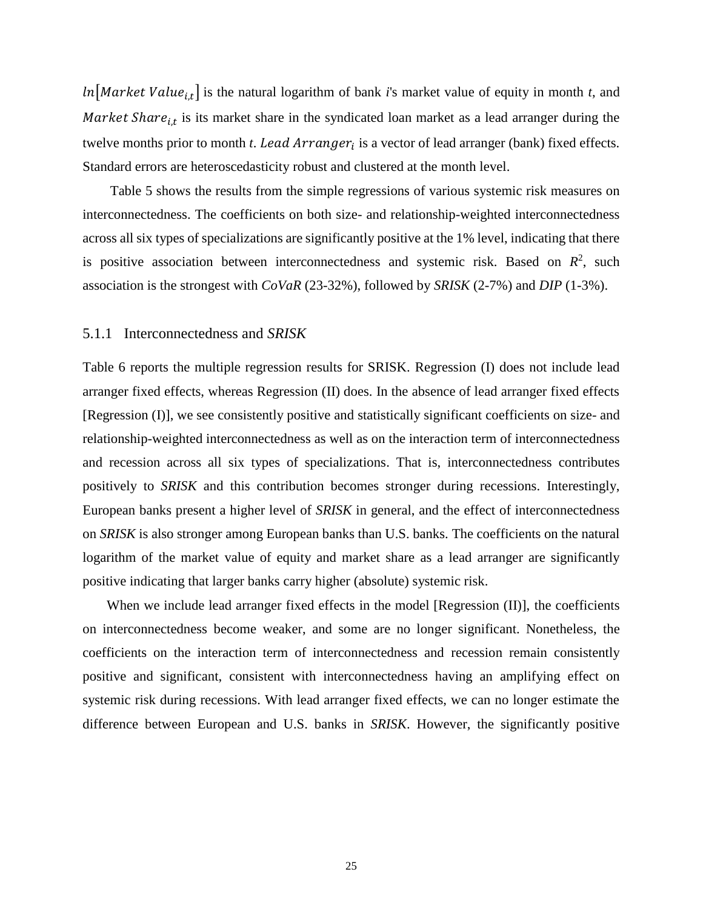$ln\left[Market\ Value_{i,t}\right]$ is the natural logarithm of bank *i*'s market value of equity in month *t*, and $Market\ Share_{i,t}$ is its market share in the syndicated loan market as a lead arranger during the twelve months prior to month *t*. $Lead\ Arranger_i$ is a vector of lead arranger (bank) fixed effects. Standard errors are heteroscedasticity robust and clustered at the month level.

Table 5 shows the results from the simple regressions of various systemic risk measures on interconnectedness. The coefficients on both size- and relationship-weighted interconnectedness across all six types of specializations are significantly positive at the 1% level, indicating that there is positive association between interconnectedness and systemic risk. Based on $R^2$, such association is the strongest with *CoVaR* (23-32%), followed by *SRISK* (2-7%) and *DIP* (1-3%).

### 5.1.1 Interconnectedness and *SRISK*

Table 6 reports the multiple regression results for SRISK. Regression (I) does not include lead arranger fixed effects, whereas Regression (II) does. In the absence of lead arranger fixed effects [Regression (I)], we see consistently positive and statistically significant coefficients on size- and relationship-weighted interconnectedness as well as on the interaction term of interconnectedness and recession across all six types of specializations. That is, interconnectedness contributes positively to *SRISK* and this contribution becomes stronger during recessions. Interestingly, European banks present a higher level of *SRISK* in general, and the effect of interconnectedness on *SRISK* is also stronger among European banks than U.S. banks. The coefficients on the natural logarithm of the market value of equity and market share as a lead arranger are significantly positive indicating that larger banks carry higher (absolute) systemic risk.

When we include lead arranger fixed effects in the model [Regression (II)], the coefficients on interconnectedness become weaker, and some are no longer significant. Nonetheless, the coefficients on the interaction term of interconnectedness and recession remain consistently positive and significant, consistent with interconnectedness having an amplifying effect on systemic risk during recessions. With lead arranger fixed effects, we can no longer estimate the difference between European and U.S. banks in *SRISK*. However, the significantly positive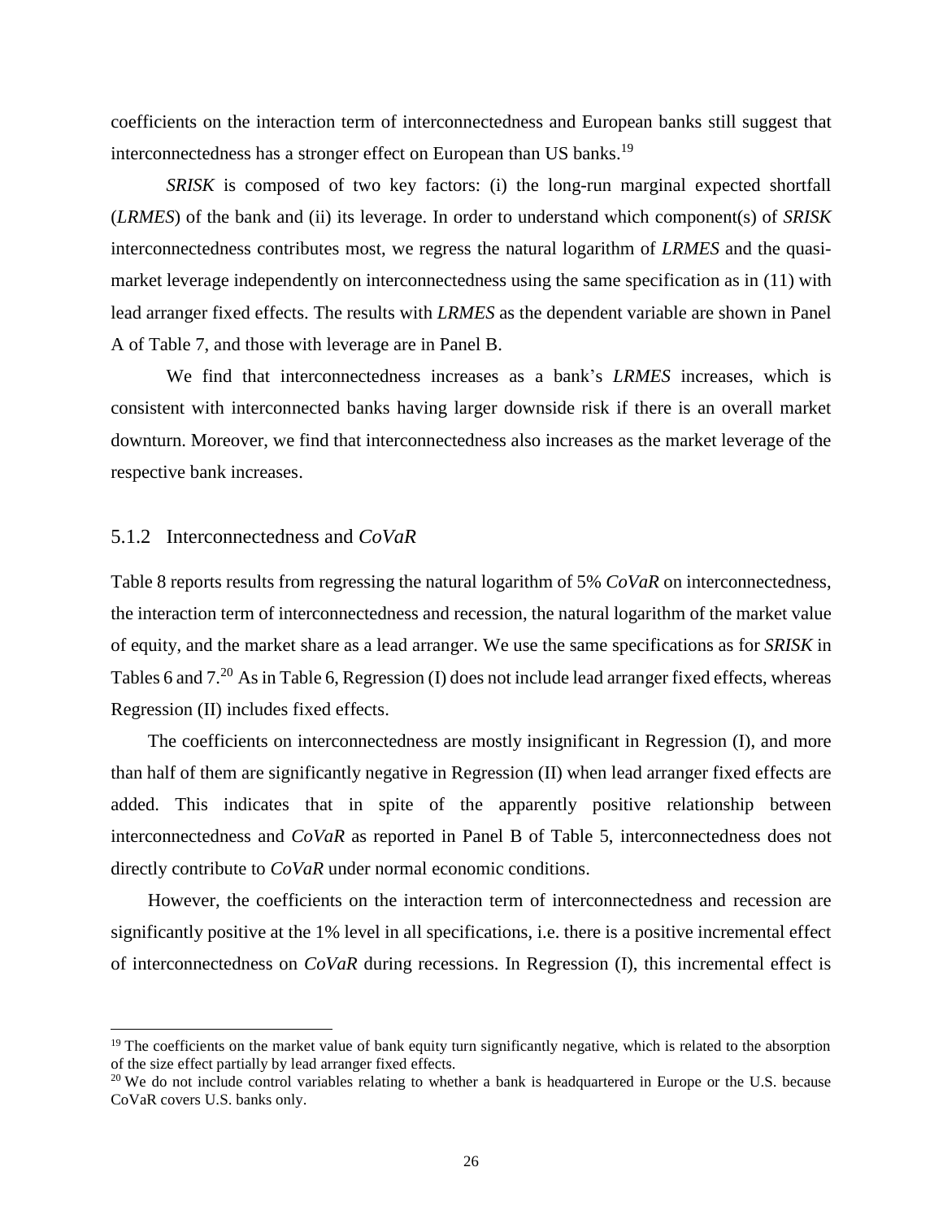coefficients on the interaction term of interconnectedness and European banks still suggest that interconnectedness has a stronger effect on European than US banks.[19]

*SRISK* is composed of two key factors: (i) the long-run marginal expected shortfall (*LRMES*) of the bank and (ii) its leverage. In order to understand which component(s) of *SRISK* interconnectedness contributes most, we regress the natural logarithm of *LRMES* and the quasi-market leverage independently on interconnectedness using the same specification as in (11) with lead arranger fixed effects. The results with *LRMES* as the dependent variable are shown in Panel A of Table 7, and those with leverage are in Panel B.

We find that interconnectedness increases as a bank's *LRMES* increases, which is consistent with interconnected banks having larger downside risk if there is an overall market downturn. Moreover, we find that interconnectedness also increases as the market leverage of the respective bank increases.

### 5.1.2 Interconnectedness and *CoVaR*

Table 8 reports results from regressing the natural logarithm of 5% *CoVaR* on interconnectedness, the interaction term of interconnectedness and recession, the natural logarithm of the market value of equity, and the market share as a lead arranger. We use the same specifications as for *SRISK* in Tables 6 and 7.[20] As in Table 6, Regression (I) does not include lead arranger fixed effects, whereas Regression (II) includes fixed effects.

The coefficients on interconnectedness are mostly insignificant in Regression (I), and more than half of them are significantly negative in Regression (II) when lead arranger fixed effects are added. This indicates that in spite of the apparently positive relationship between interconnectedness and *CoVaR* as reported in Panel B of Table 5, interconnectedness does not directly contribute to *CoVaR* under normal economic conditions.

However, the coefficients on the interaction term of interconnectedness and recession are significantly positive at the 1% level in all specifications, i.e. there is a positive incremental effect of interconnectedness on *CoVaR* during recessions. In Regression (I), this incremental effect is

[19] The coefficients on the market value of bank equity turn significantly negative, which is related to the absorption of the size effect partially by lead arranger fixed effects.

[20] We do not include control variables relating to whether a bank is headquartered in Europe or the U.S. because CoVaR covers U.S. banks only.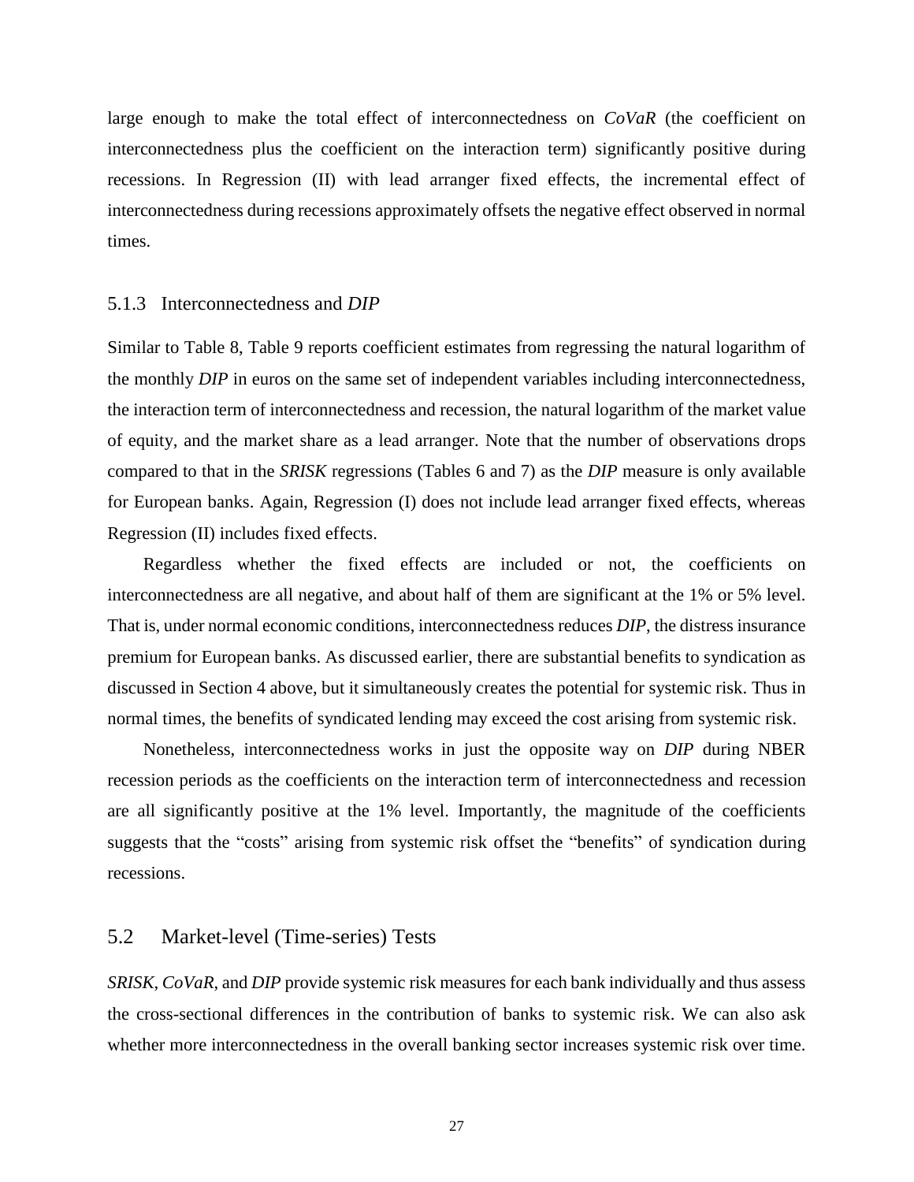large enough to make the total effect of interconnectedness on *CoVaR* (the coefficient on interconnectedness plus the coefficient on the interaction term) significantly positive during recessions. In Regression (II) with lead arranger fixed effects, the incremental effect of interconnectedness during recessions approximately offsets the negative effect observed in normal times.

### 5.1.3 Interconnectedness and *DIP*

Similar to Table 8, Table 9 reports coefficient estimates from regressing the natural logarithm of the monthly *DIP* in euros on the same set of independent variables including interconnectedness, the interaction term of interconnectedness and recession, the natural logarithm of the market value of equity, and the market share as a lead arranger. Note that the number of observations drops compared to that in the *SRISK* regressions (Tables 6 and 7) as the *DIP* measure is only available for European banks. Again, Regression (I) does not include lead arranger fixed effects, whereas Regression (II) includes fixed effects.

Regardless whether the fixed effects are included or not, the coefficients on interconnectedness are all negative, and about half of them are significant at the 1% or 5% level. That is, under normal economic conditions, interconnectedness reduces *DIP*, the distress insurance premium for European banks. As discussed earlier, there are substantial benefits to syndication as discussed in Section 4 above, but it simultaneously creates the potential for systemic risk. Thus in normal times, the benefits of syndicated lending may exceed the cost arising from systemic risk.

Nonetheless, interconnectedness works in just the opposite way on *DIP* during NBER recession periods as the coefficients on the interaction term of interconnectedness and recession are all significantly positive at the 1% level. Importantly, the magnitude of the coefficients suggests that the "costs" arising from systemic risk offset the "benefits" of syndication during recessions.

## 5.2 Market-level (Time-series) Tests

*SRISK*, *CoVaR*, and *DIP* provide systemic risk measures for each bank individually and thus assess the cross-sectional differences in the contribution of banks to systemic risk. We can also ask whether more interconnectedness in the overall banking sector increases systemic risk over time.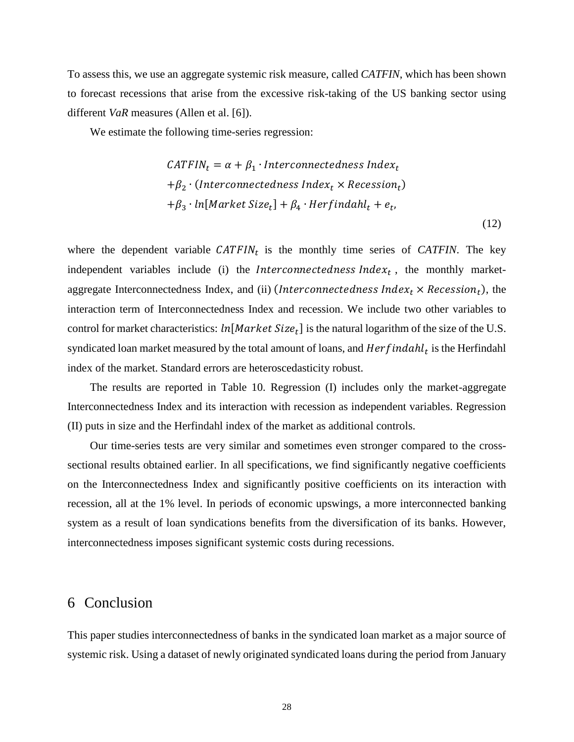To assess this, we use an aggregate systemic risk measure, called *CATFIN*, which has been shown to forecast recessions that arise from the excessive risk-taking of the US banking sector using different *VaR* measures (Allen et al. [6]).

We estimate the following time-series regression:

$$
\begin{aligned}
CATFIN_t = \alpha &+ \beta_1 \cdot Interconnectedness\ Index_t \\
&+ \beta_2 \cdot (Interconnectedness\ Index_t \times Recession_t) \\
&+ \beta_3 \cdot ln[Market\ Size_t] + \beta_4 \cdot Herfindahl_t + e_t,
\end{aligned}
\tag{12}
$$

where the dependent variable $CATFIN_t$ is the monthly time series of *CATFIN*. The key independent variables include (i) the $Interconnectedness\ Index_t$, the monthly market-aggregate Interconnectedness Index, and (ii) $(Interconnectedness\ Index_t \times Recession_t)$, the interaction term of Interconnectedness Index and recession. We include two other variables to control for market characteristics: $ln[Market\ Size_t]$ is the natural logarithm of the size of the U.S. syndicated loan market measured by the total amount of loans, and $Herfindahl_t$ is the Herfindahl index of the market. Standard errors are heteroscedasticity robust.

The results are reported in Table 10. Regression (I) includes only the market-aggregate Interconnectedness Index and its interaction with recession as independent variables. Regression (II) puts in size and the Herfindahl index of the market as additional controls.

Our time-series tests are very similar and sometimes even stronger compared to the cross-sectional results obtained earlier. In all specifications, we find significantly negative coefficients on the Interconnectedness Index and significantly positive coefficients on its interaction with recession, all at the 1% level. In periods of economic upswings, a more interconnected banking system as a result of loan syndications benefits from the diversification of its banks. However, interconnectedness imposes significant systemic costs during recessions.

## 6 Conclusion

This paper studies interconnectedness of banks in the syndicated loan market as a major source of systemic risk. Using a dataset of newly originated syndicated loans during the period from January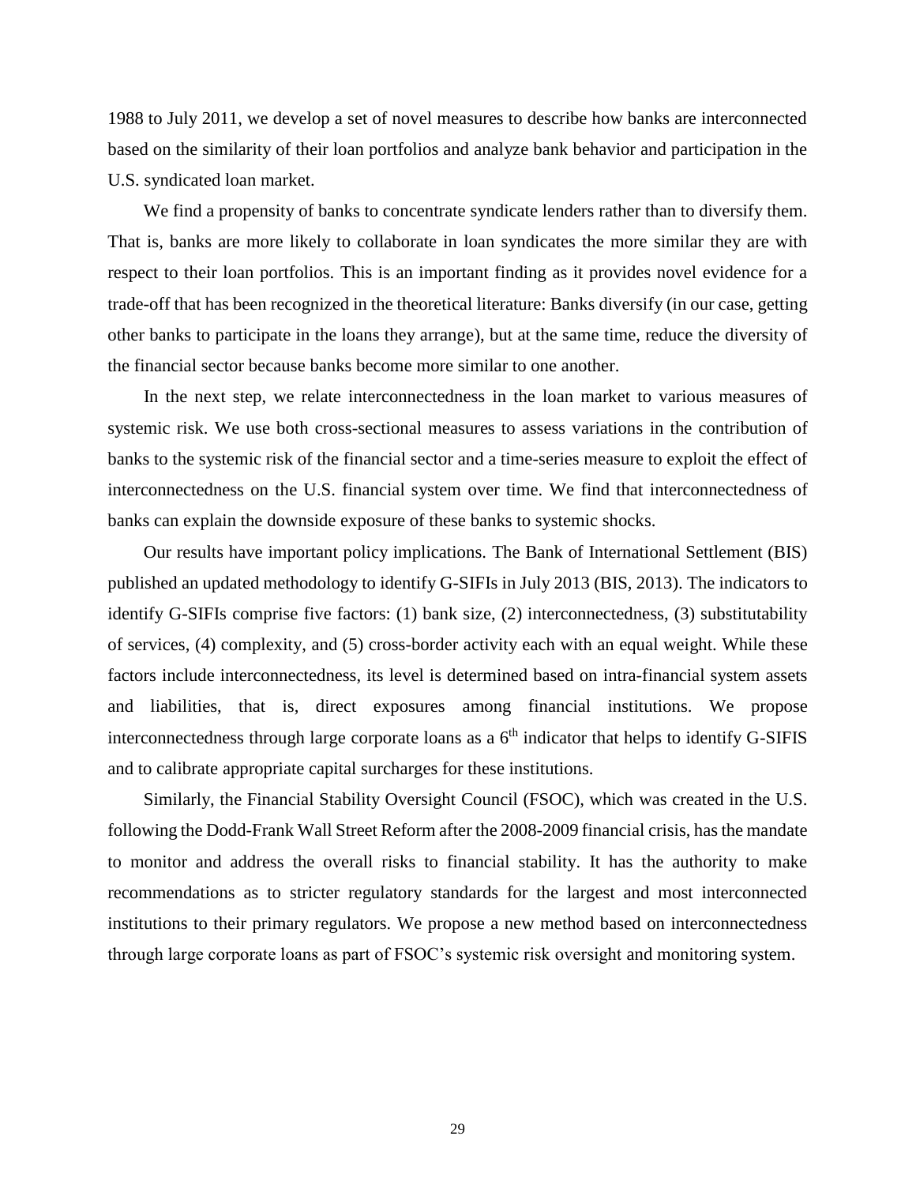1988 to July 2011, we develop a set of novel measures to describe how banks are interconnected based on the similarity of their loan portfolios and analyze bank behavior and participation in the U.S. syndicated loan market.

We find a propensity of banks to concentrate syndicate lenders rather than to diversify them. That is, banks are more likely to collaborate in loan syndicates the more similar they are with respect to their loan portfolios. This is an important finding as it provides novel evidence for a trade-off that has been recognized in the theoretical literature: Banks diversify (in our case, getting other banks to participate in the loans they arrange), but at the same time, reduce the diversity of the financial sector because banks become more similar to one another.

In the next step, we relate interconnectedness in the loan market to various measures of systemic risk. We use both cross-sectional measures to assess variations in the contribution of banks to the systemic risk of the financial sector and a time-series measure to exploit the effect of interconnectedness on the U.S. financial system over time. We find that interconnectedness of banks can explain the downside exposure of these banks to systemic shocks.

Our results have important policy implications. The Bank of International Settlement (BIS) published an updated methodology to identify G-SIFIs in July 2013 (BIS, 2013). The indicators to identify G-SIFIs comprise five factors: (1) bank size, (2) interconnectedness, (3) substitutability of services, (4) complexity, and (5) cross-border activity each with an equal weight. While these factors include interconnectedness, its level is determined based on intra-financial system assets and liabilities, that is, direct exposures among financial institutions. We propose interconnectedness through large corporate loans as a 6th indicator that helps to identify G-SIFIS and to calibrate appropriate capital surcharges for these institutions.

Similarly, the Financial Stability Oversight Council (FSOC), which was created in the U.S. following the Dodd-Frank Wall Street Reform after the 2008-2009 financial crisis, has the mandate to monitor and address the overall risks to financial stability. It has the authority to make recommendations as to stricter regulatory standards for the largest and most interconnected institutions to their primary regulators. We propose a new method based on interconnectedness through large corporate loans as part of FSOC's systemic risk oversight and monitoring system.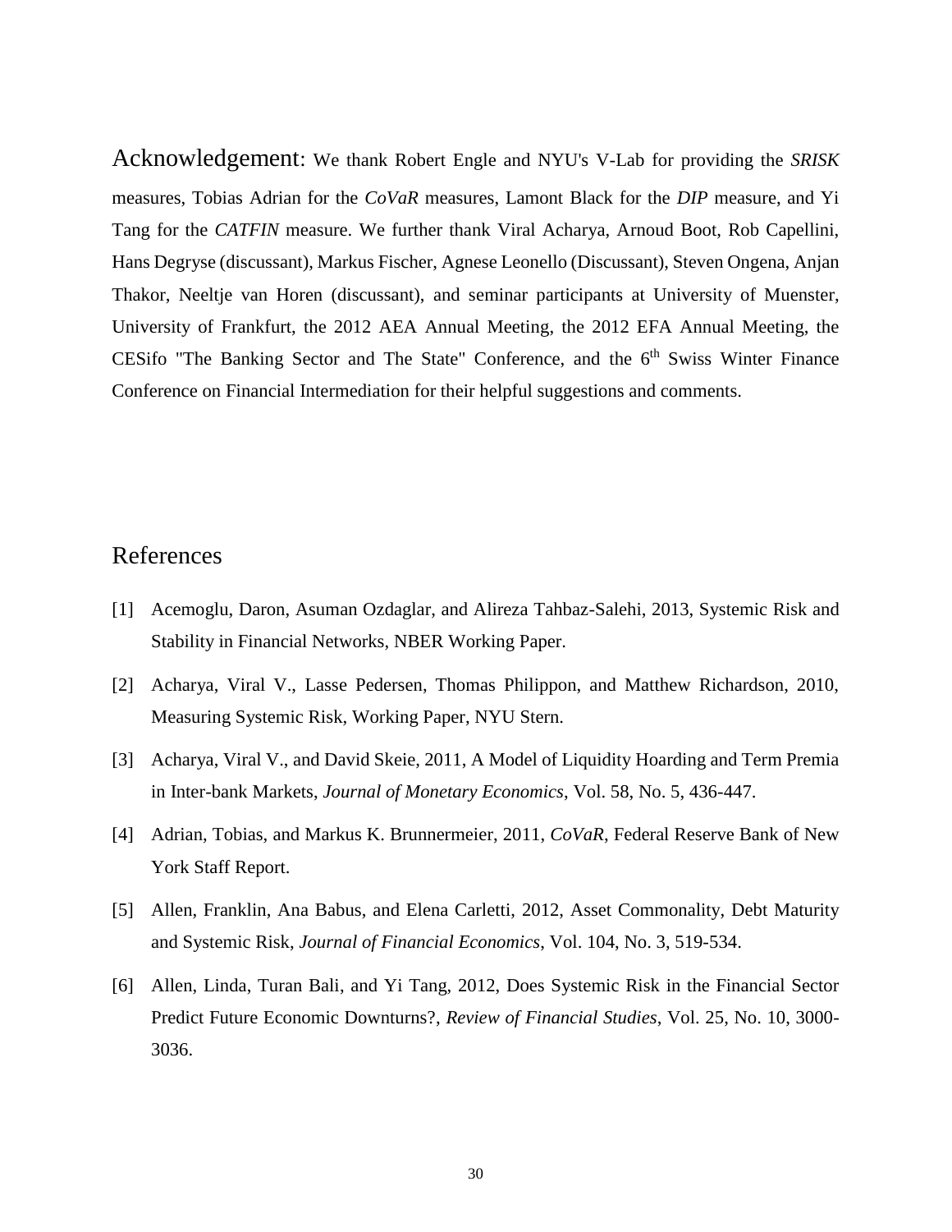Acknowledgement: We thank Robert Engle and NYU's V-Lab for providing the *SRISK* measures, Tobias Adrian for the *CoVaR* measures, Lamont Black for the *DIP* measure, and Yi Tang for the *CATFIN* measure. We further thank Viral Acharya, Arnoud Boot, Rob Capellini, Hans Degryse (discussant), Markus Fischer, Agnese Leonello (Discussant), Steven Ongena, Anjan Thakor, Neeltje van Horen (discussant), and seminar participants at University of Muenster, University of Frankfurt, the 2012 AEA Annual Meeting, the 2012 EFA Annual Meeting, the CESifo "The Banking Sector and The State" Conference, and the 6th Swiss Winter Finance Conference on Financial Intermediation for their helpful suggestions and comments.

# References

[1] Acemoglu, Daron, Asuman Ozdaglar, and Alireza Tahbaz-Salehi, 2013, Systemic Risk and Stability in Financial Networks, NBER Working Paper.

[2] Acharya, Viral V., Lasse Pedersen, Thomas Philippon, and Matthew Richardson, 2010, Measuring Systemic Risk, Working Paper, NYU Stern.

[3] Acharya, Viral V., and David Skeie, 2011, A Model of Liquidity Hoarding and Term Premia in Inter-bank Markets, *Journal of Monetary Economics*, Vol. 58, No. 5, 436-447.

[4] Adrian, Tobias, and Markus K. Brunnermeier, 2011, *CoVaR*, Federal Reserve Bank of New York Staff Report.

[5] Allen, Franklin, Ana Babus, and Elena Carletti, 2012, Asset Commonality, Debt Maturity and Systemic Risk, *Journal of Financial Economics*, Vol. 104, No. 3, 519-534.

[6] Allen, Linda, Turan Bali, and Yi Tang, 2012, Does Systemic Risk in the Financial Sector Predict Future Economic Downturns?, *Review of Financial Studies*, Vol. 25, No. 10, 3000-3036.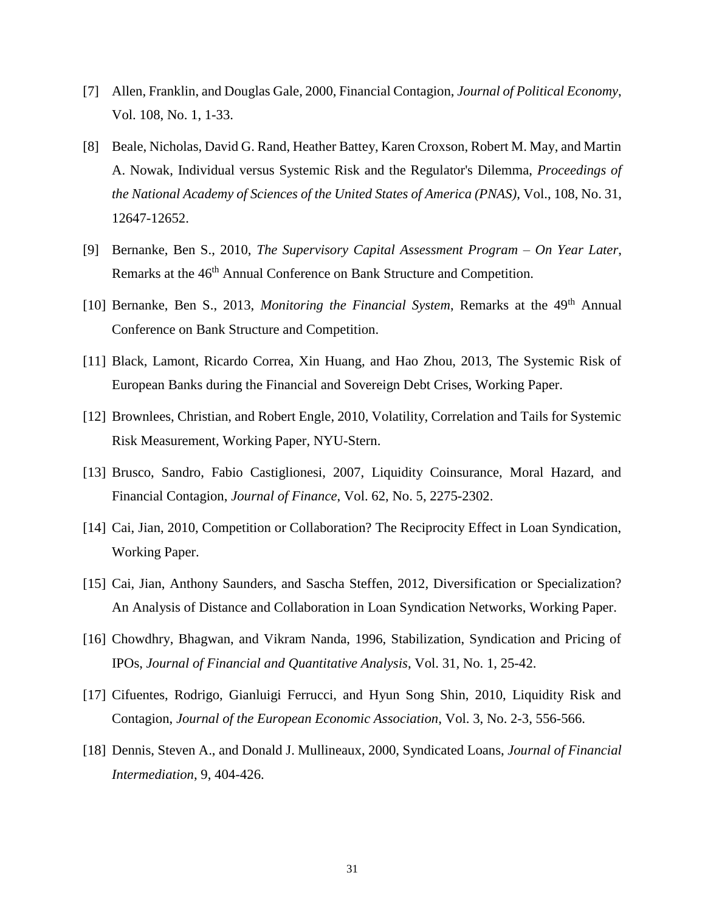[7] Allen, Franklin, and Douglas Gale, 2000, Financial Contagion, *Journal of Political Economy*, Vol. 108, No. 1, 1-33.

[8] Beale, Nicholas, David G. Rand, Heather Battey, Karen Croxson, Robert M. May, and Martin A. Nowak, Individual versus Systemic Risk and the Regulator's Dilemma, *Proceedings of the National Academy of Sciences of the United States of America (PNAS)*, Vol., 108, No. 31, 12647-12652.

[9] Bernanke, Ben S., 2010, *The Supervisory Capital Assessment Program – On Year Later*, Remarks at the 46th Annual Conference on Bank Structure and Competition.

[10] Bernanke, Ben S., 2013, *Monitoring the Financial System*, Remarks at the 49th Annual Conference on Bank Structure and Competition.

[11] Black, Lamont, Ricardo Correa, Xin Huang, and Hao Zhou, 2013, The Systemic Risk of European Banks during the Financial and Sovereign Debt Crises, Working Paper.

[12] Brownlees, Christian, and Robert Engle, 2010, Volatility, Correlation and Tails for Systemic Risk Measurement, Working Paper, NYU-Stern.

[13] Brusco, Sandro, Fabio Castiglionesi, 2007, Liquidity Coinsurance, Moral Hazard, and Financial Contagion, *Journal of Finance*, Vol. 62, No. 5, 2275-2302.

[14] Cai, Jian, 2010, Competition or Collaboration? The Reciprocity Effect in Loan Syndication, Working Paper.

[15] Cai, Jian, Anthony Saunders, and Sascha Steffen, 2012, Diversification or Specialization? An Analysis of Distance and Collaboration in Loan Syndication Networks, Working Paper.

[16] Chowdhry, Bhagwan, and Vikram Nanda, 1996, Stabilization, Syndication and Pricing of IPOs, *Journal of Financial and Quantitative Analysis*, Vol. 31, No. 1, 25-42.

[17] Cifuentes, Rodrigo, Gianluigi Ferrucci, and Hyun Song Shin, 2010, Liquidity Risk and Contagion, *Journal of the European Economic Association*, Vol. 3, No. 2-3, 556-566.

[18] Dennis, Steven A., and Donald J. Mullineaux, 2000, Syndicated Loans, *Journal of Financial Intermediation*, 9, 404-426.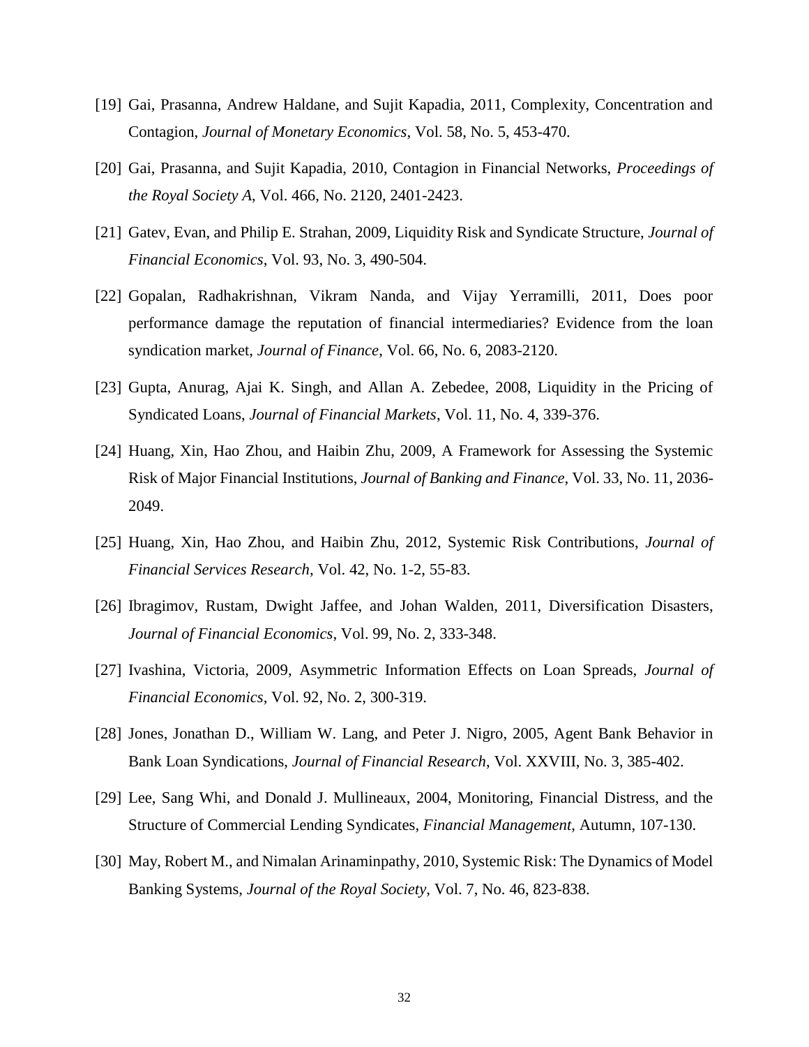[19] Gai, Prasanna, Andrew Haldane, and Sujit Kapadia, 2011, Complexity, Concentration and Contagion, *Journal of Monetary Economics*, Vol. 58, No. 5, 453-470.

[20] Gai, Prasanna, and Sujit Kapadia, 2010, Contagion in Financial Networks, *Proceedings of the Royal Society A*, Vol. 466, No. 2120, 2401-2423.

[21] Gatev, Evan, and Philip E. Strahan, 2009, Liquidity Risk and Syndicate Structure, *Journal of Financial Economics*, Vol. 93, No. 3, 490-504.

[22] Gopalan, Radhakrishnan, Vikram Nanda, and Vijay Yerramilli, 2011, Does poor performance damage the reputation of financial intermediaries? Evidence from the loan syndication market, *Journal of Finance*, Vol. 66, No. 6, 2083-2120.

[23] Gupta, Anurag, Ajai K. Singh, and Allan A. Zebedee, 2008, Liquidity in the Pricing of Syndicated Loans, *Journal of Financial Markets*, Vol. 11, No. 4, 339-376.

[24] Huang, Xin, Hao Zhou, and Haibin Zhu, 2009, A Framework for Assessing the Systemic Risk of Major Financial Institutions, *Journal of Banking and Finance*, Vol. 33, No. 11, 2036-2049.

[25] Huang, Xin, Hao Zhou, and Haibin Zhu, 2012, Systemic Risk Contributions, *Journal of Financial Services Research*, Vol. 42, No. 1-2, 55-83.

[26] Ibragimov, Rustam, Dwight Jaffee, and Johan Walden, 2011, Diversification Disasters, *Journal of Financial Economics*, Vol. 99, No. 2, 333-348.

[27] Ivashina, Victoria, 2009, Asymmetric Information Effects on Loan Spreads, *Journal of Financial Economics*, Vol. 92, No. 2, 300-319.

[28] Jones, Jonathan D., William W. Lang, and Peter J. Nigro, 2005, Agent Bank Behavior in Bank Loan Syndications, *Journal of Financial Research*, Vol. XXVIII, No. 3, 385-402.

[29] Lee, Sang Whi, and Donald J. Mullineaux, 2004, Monitoring, Financial Distress, and the Structure of Commercial Lending Syndicates, *Financial Management*, Autumn, 107-130.

[30] May, Robert M., and Nimalan Arinaminpathy, 2010, Systemic Risk: The Dynamics of Model Banking Systems, *Journal of the Royal Society*, Vol. 7, No. 46, 823-838.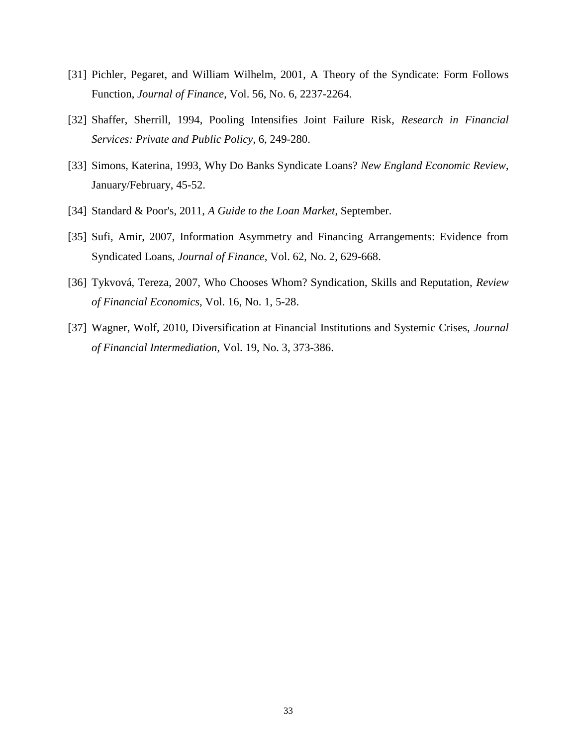[31] Pichler, Pegaret, and William Wilhelm, 2001, A Theory of the Syndicate: Form Follows Function, *Journal of Finance*, Vol. 56, No. 6, 2237-2264.

[32] Shaffer, Sherrill, 1994, Pooling Intensifies Joint Failure Risk, *Research in Financial Services: Private and Public Policy*, 6, 249-280.

[33] Simons, Katerina, 1993, Why Do Banks Syndicate Loans? *New England Economic Review*, January/February, 45-52.

[34] Standard & Poor's, 2011, *A Guide to the Loan Market*, September.

[35] Sufi, Amir, 2007, Information Asymmetry and Financing Arrangements: Evidence from Syndicated Loans, *Journal of Finance*, Vol. 62, No. 2, 629-668.

[36] Tykvová, Tereza, 2007, Who Chooses Whom? Syndication, Skills and Reputation, *Review of Financial Economics*, Vol. 16, No. 1, 5-28.

[37] Wagner, Wolf, 2010, Diversification at Financial Institutions and Systemic Crises, *Journal of Financial Intermediation*, Vol. 19, No. 3, 373-386.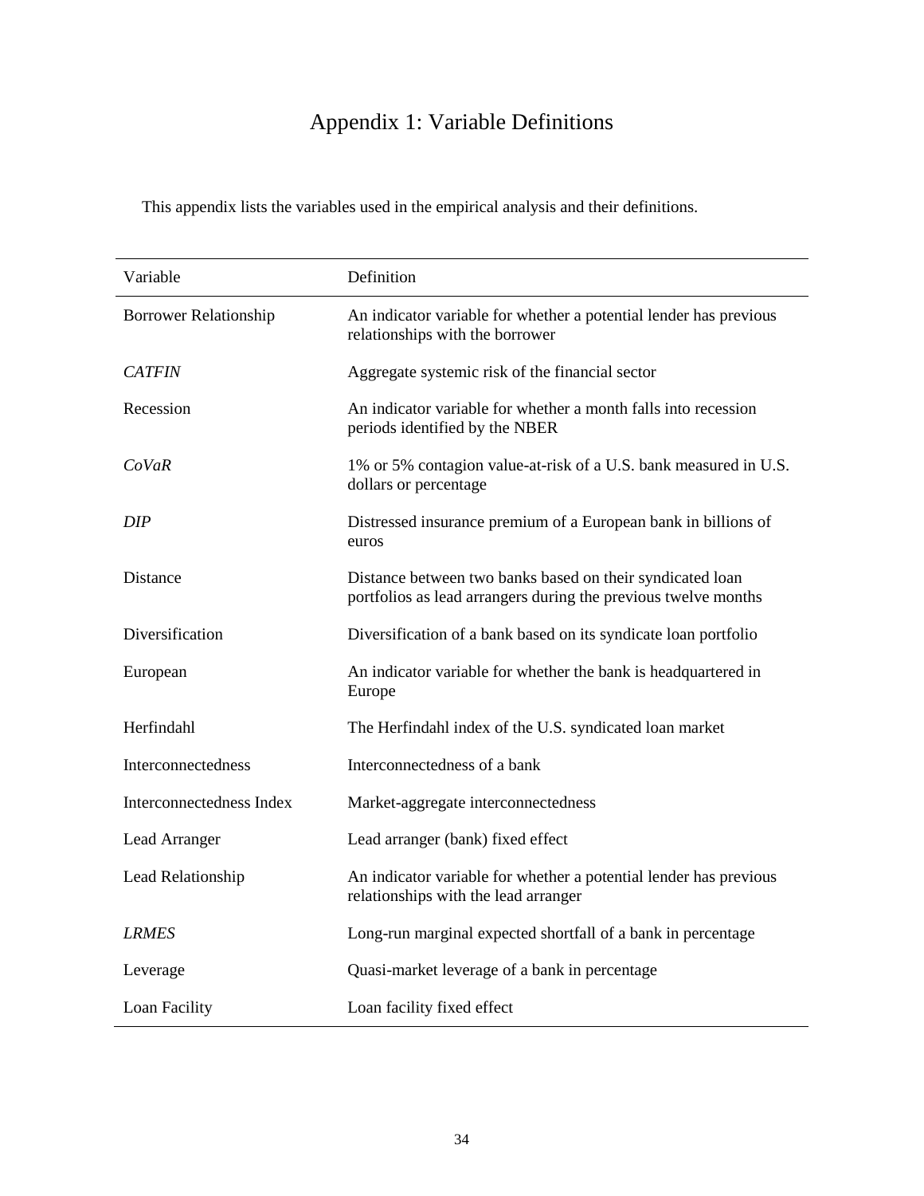# Appendix 1: Variable Definitions

This appendix lists the variables used in the empirical analysis and their definitions.

| Variable | Definition |
|---|---|
| Borrower Relationship | An indicator variable for whether a potential lender has previous relationships with the borrower |
| *CATFIN* | Aggregate systemic risk of the financial sector |
| Recession | An indicator variable for whether a month falls into recession periods identified by the NBER |
| *CoVaR* | 1% or 5% contagion value-at-risk of a U.S. bank measured in U.S. dollars or percentage |
| *DIP* | Distressed insurance premium of a European bank in billions of euros |
| Distance | Distance between two banks based on their syndicated loan portfolios as lead arrangers during the previous twelve months |
| Diversification | Diversification of a bank based on its syndicate loan portfolio |
| European | An indicator variable for whether the bank is headquartered in Europe |
| Herfindahl | The Herfindahl index of the U.S. syndicated loan market |
| Interconnectedness | Interconnectedness of a bank |
| Interconnectedness Index | Market-aggregate interconnectedness |
| Lead Arranger | Lead arranger (bank) fixed effect |
| Lead Relationship | An indicator variable for whether a potential lender has previous relationships with the lead arranger |
| *LRMES* | Long-run marginal expected shortfall of a bank in percentage |
| Leverage | Quasi-market leverage of a bank in percentage |
| Loan Facility | Loan facility fixed effect |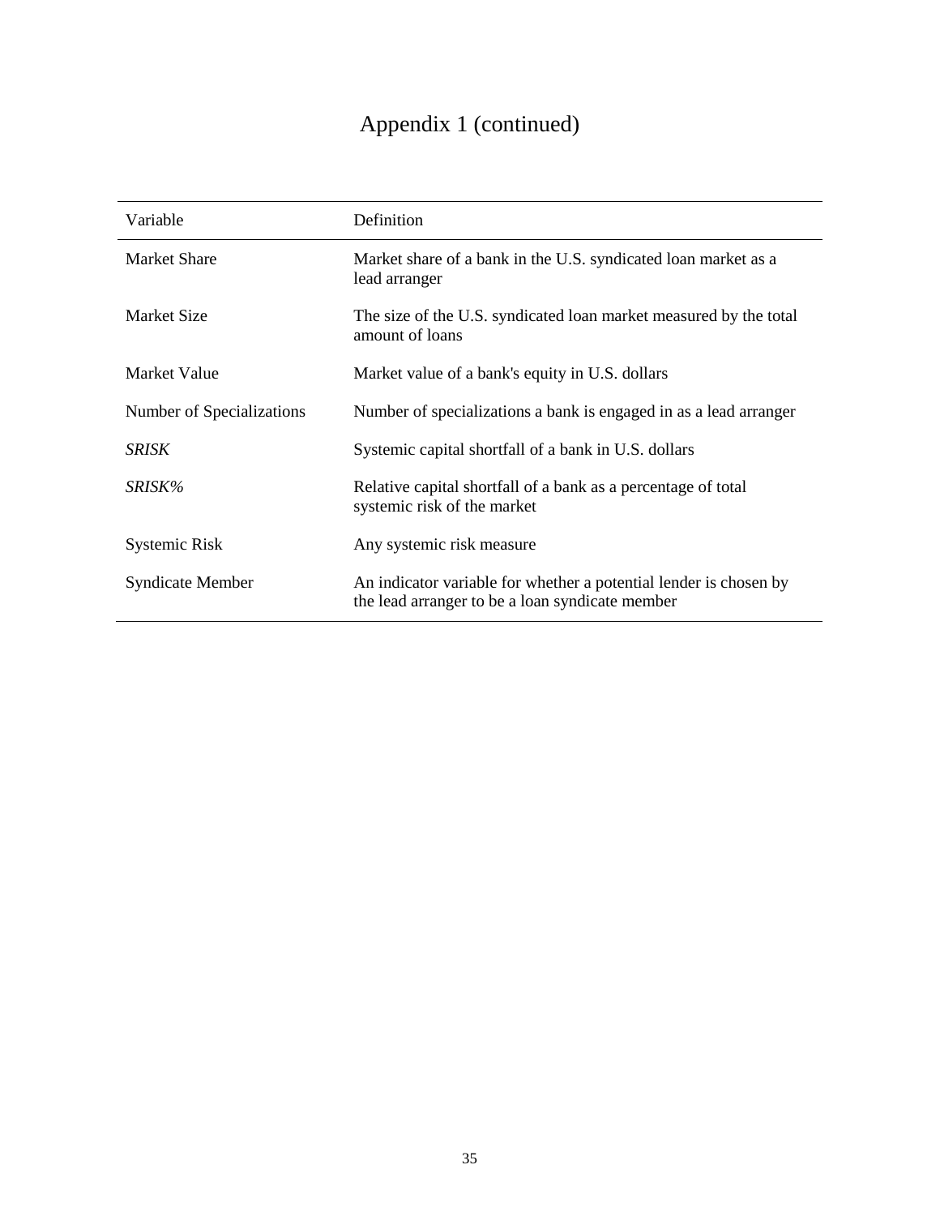# Appendix 1 (continued)

| Variable | Definition |
|---|---|
| Market Share | Market share of a bank in the U.S. syndicated loan market as a lead arranger |
| Market Size | The size of the U.S. syndicated loan market measured by the total amount of loans |
| Market Value | Market value of a bank's equity in U.S. dollars |
| Number of Specializations | Number of specializations a bank is engaged in as a lead arranger |
| *SRISK* | Systemic capital shortfall of a bank in U.S. dollars |
| *SRISK%* | Relative capital shortfall of a bank as a percentage of total systemic risk of the market |
| Systemic Risk | Any systemic risk measure |
| Syndicate Member | An indicator variable for whether a potential lender is chosen by the lead arranger to be a loan syndicate member |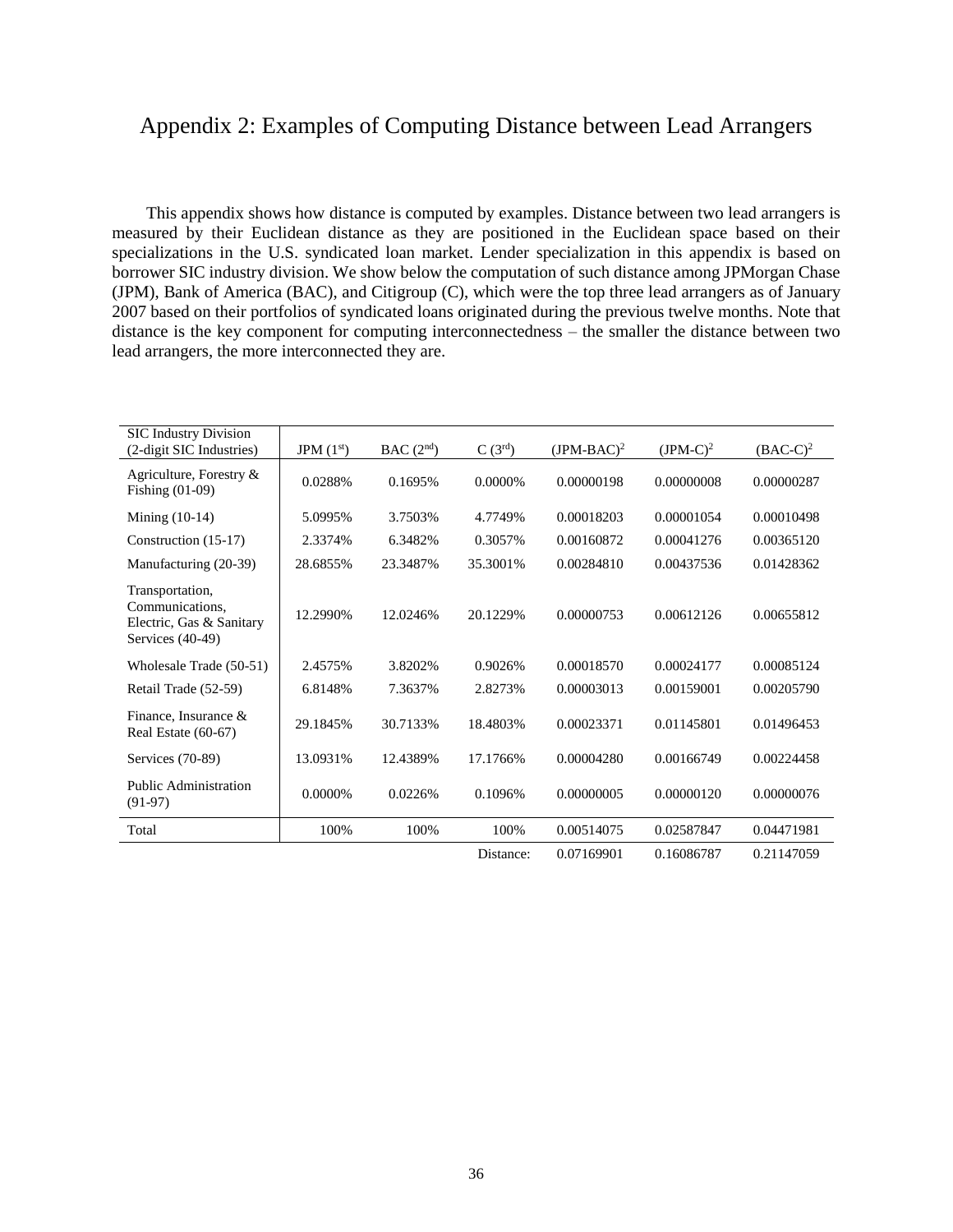# Appendix 2: Examples of Computing Distance between Lead Arrangers

This appendix shows how distance is computed by examples. Distance between two lead arrangers is measured by their Euclidean distance as they are positioned in the Euclidean space based on their specializations in the U.S. syndicated loan market. Lender specialization in this appendix is based on borrower SIC industry division. We show below the computation of such distance among JPMorgan Chase (JPM), Bank of America (BAC), and Citigroup (C), which were the top three lead arrangers as of January 2007 based on their portfolios of syndicated loans originated during the previous twelve months. Note that distance is the key component for computing interconnectedness – the smaller the distance between two lead arrangers, the more interconnected they are.

| SIC Industry Division (2-digit SIC Industries) | JPM (1st) | BAC (2nd) | C (3rd) | $(\text{JPM-BAC})^2$ | $(\text{JPM-C})^2$ | $(\text{BAC-C})^2$ |
|---|---|---|---|---|---|---|
| Agriculture, Forestry & Fishing (01-09) | 0.0288% | 0.1695% | 0.0000% | 0.00000198 | 0.00000008 | 0.00000287 |
| Mining (10-14) | 5.0995% | 3.7503% | 4.7749% | 0.00018203 | 0.00001054 | 0.00010498 |
| Construction (15-17) | 2.3374% | 6.3482% | 0.3057% | 0.00160872 | 0.00041276 | 0.00365120 |
| Manufacturing (20-39) | 28.6855% | 23.3487% | 35.3001% | 0.00284810 | 0.00437536 | 0.01428362 |
| Transportation, Communications, Electric, Gas & Sanitary Services (40-49) | 12.2990% | 12.0246% | 20.1229% | 0.00000753 | 0.00612126 | 0.00655812 |
| Wholesale Trade (50-51) | 2.4575% | 3.8202% | 0.9026% | 0.00018570 | 0.00024177 | 0.00085124 |
| Retail Trade (52-59) | 6.8148% | 7.3637% | 2.8273% | 0.00003013 | 0.00159001 | 0.00205790 |
| Finance, Insurance & Real Estate (60-67) | 29.1845% | 30.7133% | 18.4803% | 0.00023371 | 0.01145801 | 0.01496453 |
| Services (70-89) | 13.0931% | 12.4389% | 17.1766% | 0.00004280 | 0.00166749 | 0.00224458 |
| Public Administration (91-97) | 0.0000% | 0.0226% | 0.1096% | 0.00000005 | 0.00000120 | 0.00000076 |
| Total | 100% | 100% | 100% | 0.00514075 | 0.02587847 | 0.04471981 |
| | | | Distance: | 0.07169901 | 0.16086787 | 0.21147059 |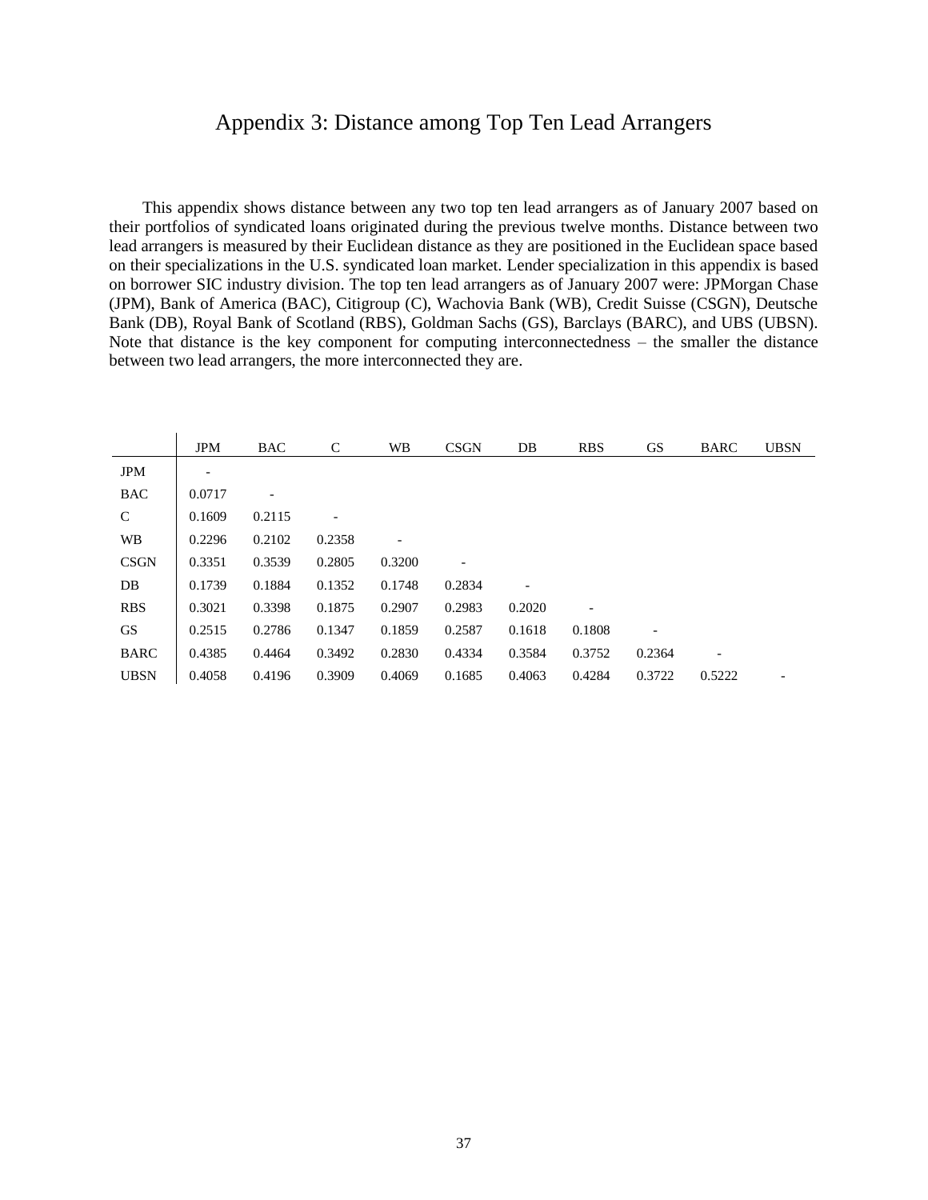# Appendix 3: Distance among Top Ten Lead Arrangers

This appendix shows distance between any two top ten lead arrangers as of January 2007 based on their portfolios of syndicated loans originated during the previous twelve months. Distance between two lead arrangers is measured by their Euclidean distance as they are positioned in the Euclidean space based on their specializations in the U.S. syndicated loan market. Lender specialization in this appendix is based on borrower SIC industry division. The top ten lead arrangers as of January 2007 were: JPMorgan Chase (JPM), Bank of America (BAC), Citigroup (C), Wachovia Bank (WB), Credit Suisse (CSGN), Deutsche Bank (DB), Royal Bank of Scotland (RBS), Goldman Sachs (GS), Barclays (BARC), and UBS (UBSN). Note that distance is the key component for computing interconnectedness – the smaller the distance between two lead arrangers, the more interconnected they are.

| | JPM | BAC | C | WB | CSGN | DB | RBS | GS | BARC | UBSN |
|---|---|---|---|---|---|---|---|---|---|---|
| JPM | - | | | | | | | | | |
| BAC | 0.0717 | - | | | | | | | | |
| C | 0.1609 | 0.2115 | - | | | | | | | |
| WB | 0.2296 | 0.2102 | 0.2358 | - | | | | | | |
| CSGN | 0.3351 | 0.3539 | 0.2805 | 0.3200 | - | | | | | |
| DB | 0.1739 | 0.1884 | 0.1352 | 0.1748 | 0.2834 | - | | | | |
| RBS | 0.3021 | 0.3398 | 0.1875 | 0.2907 | 0.2983 | 0.2020 | - | | | |
| GS | 0.2515 | 0.2786 | 0.1347 | 0.1859 | 0.2587 | 0.1618 | 0.1808 | - | | |
| BARC | 0.4385 | 0.4464 | 0.3492 | 0.2830 | 0.4334 | 0.3584 | 0.3752 | 0.2364 | - | |
| UBSN | 0.4058 | 0.4196 | 0.3909 | 0.4069 | 0.1685 | 0.4063 | 0.4284 | 0.3722 | 0.5222 | - |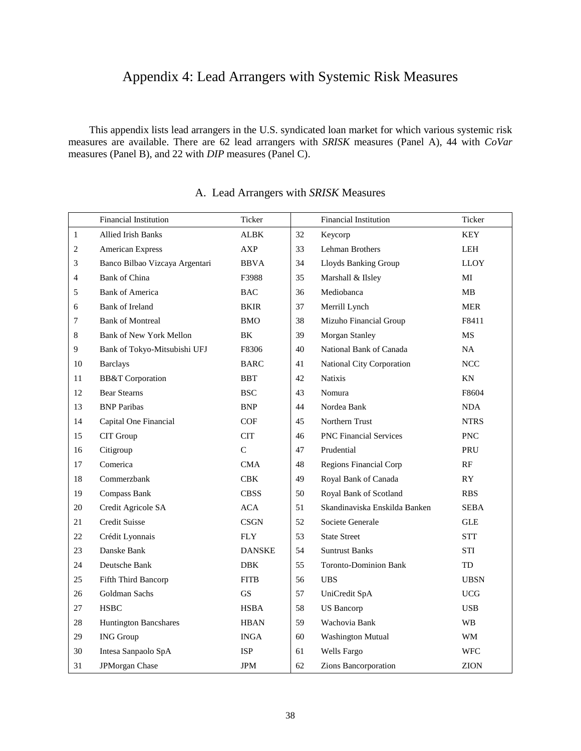# Appendix 4: Lead Arrangers with Systemic Risk Measures

This appendix lists lead arrangers in the U.S. syndicated loan market for which various systemic risk measures are available. There are 62 lead arrangers with *SRISK* measures (Panel A), 44 with *CoVar* measures (Panel B), and 22 with *DIP* measures (Panel C).

## A. Lead Arrangers with *SRISK* Measures

| | Financial Institution | Ticker | | Financial Institution | Ticker |
|---|---|---|---|---|---|
| 1 | Allied Irish Banks | ALBK | 32 | Keycorp | KEY |
| 2 | American Express | AXP | 33 | Lehman Brothers | LEH |
| 3 | Banco Bilbao Vizcaya Argentari | BBVA | 34 | Lloyds Banking Group | LLOY |
| 4 | Bank of China | F3988 | 35 | Marshall & Ilsley | MI |
| 5 | Bank of America | BAC | 36 | Mediobanca | MB |
| 6 | Bank of Ireland | BKIR | 37 | Merrill Lynch | MER |
| 7 | Bank of Montreal | BMO | 38 | Mizuho Financial Group | F8411 |
| 8 | Bank of New York Mellon | BK | 39 | Morgan Stanley | MS |
| 9 | Bank of Tokyo-Mitsubishi UFJ | F8306 | 40 | National Bank of Canada | NA |
| 10 | Barclays | BARC | 41 | National City Corporation | NCC |
| 11 | BB&T Corporation | BBT | 42 | Natixis | KN |
| 12 | Bear Stearns | BSC | 43 | Nomura | F8604 |
| 13 | BNP Paribas | BNP | 44 | Nordea Bank | NDA |
| 14 | Capital One Financial | COF | 45 | Northern Trust | NTRS |
| 15 | CIT Group | CIT | 46 | PNC Financial Services | PNC |
| 16 | Citigroup | C | 47 | Prudential | PRU |
| 17 | Comerica | CMA | 48 | Regions Financial Corp | RF |
| 18 | Commerzbank | CBK | 49 | Royal Bank of Canada | RY |
| 19 | Compass Bank | CBSS | 50 | Royal Bank of Scotland | RBS |
| 20 | Credit Agricole SA | ACA | 51 | Skandinaviska Enskilda Banken | SEBA |
| 21 | Credit Suisse | CSGN | 52 | Societe Generale | GLE |
| 22 | Crédit Lyonnais | FLY | 53 | State Street | STT |
| 23 | Danske Bank | DANSKE | 54 | Suntrust Banks | STI |
| 24 | Deutsche Bank | DBK | 55 | Toronto-Dominion Bank | TD |
| 25 | Fifth Third Bancorp | FITB | 56 | UBS | UBSN |
| 26 | Goldman Sachs | GS | 57 | UniCredit SpA | UCG |
| 27 | HSBC | HSBA | 58 | US Bancorp | USB |
| 28 | Huntington Bancshares | HBAN | 59 | Wachovia Bank | WB |
| 29 | ING Group | INGA | 60 | Washington Mutual | WM |
| 30 | Intesa Sanpaolo SpA | ISP | 61 | Wells Fargo | WFC |
| 31 | JPMorgan Chase | JPM | 62 | Zions Bancorporation | ZION |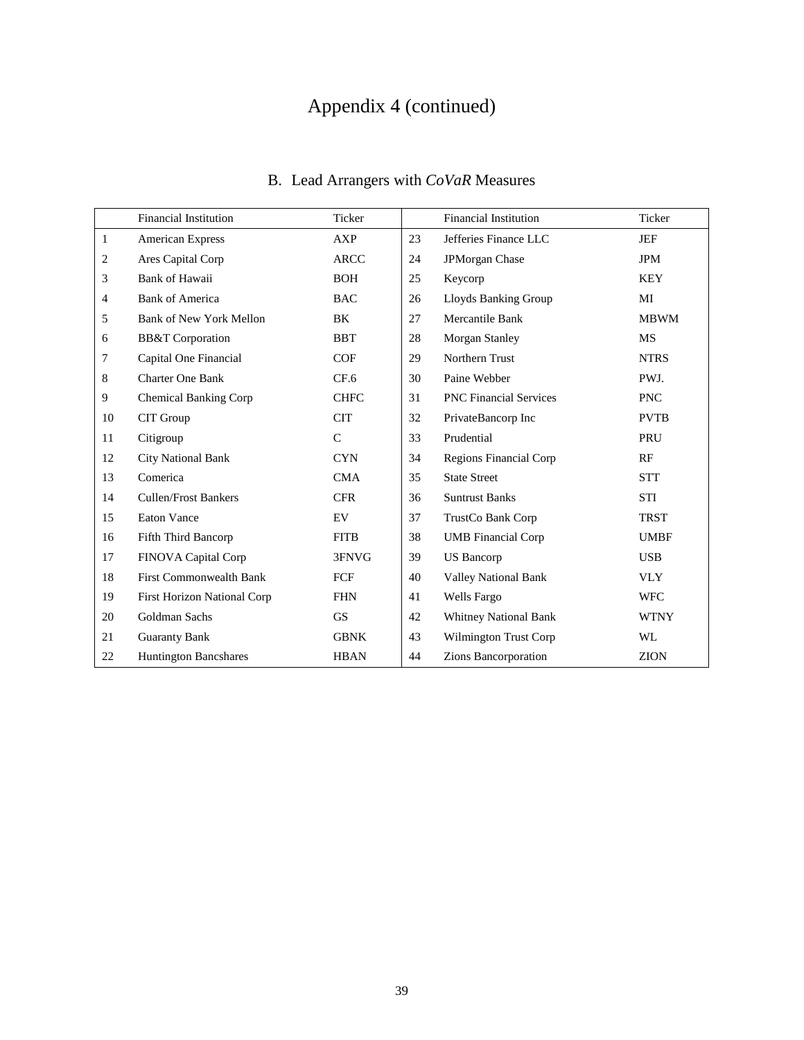# Appendix 4 (continued)

## B. Lead Arrangers with *CoVaR* Measures

| | Financial Institution | Ticker | | Financial Institution | Ticker |
|---|---|---|---|---|---|
| 1 | American Express | AXP | 23 | Jefferies Finance LLC | JEF |
| 2 | Ares Capital Corp | ARCC | 24 | JPMorgan Chase | JPM |
| 3 | Bank of Hawaii | BOH | 25 | Keycorp | KEY |
| 4 | Bank of America | BAC | 26 | Lloyds Banking Group | MI |
| 5 | Bank of New York Mellon | BK | 27 | Mercantile Bank | MBWM |
| 6 | BB&T Corporation | BBT | 28 | Morgan Stanley | MS |
| 7 | Capital One Financial | COF | 29 | Northern Trust | NTRS |
| 8 | Charter One Bank | CF.6 | 30 | Paine Webber | PWJ. |
| 9 | Chemical Banking Corp | CHFC | 31 | PNC Financial Services | PNC |
| 10 | CIT Group | CIT | 32 | PrivateBancorp Inc | PVTB |
| 11 | Citigroup | C | 33 | Prudential | PRU |
| 12 | City National Bank | CYN | 34 | Regions Financial Corp | RF |
| 13 | Comerica | CMA | 35 | State Street | STT |
| 14 | Cullen/Frost Bankers | CFR | 36 | Suntrust Banks | STI |
| 15 | Eaton Vance | EV | 37 | TrustCo Bank Corp | TRST |
| 16 | Fifth Third Bancorp | FITB | 38 | UMB Financial Corp | UMBF |
| 17 | FINOVA Capital Corp | 3FNVG | 39 | US Bancorp | USB |
| 18 | First Commonwealth Bank | FCF | 40 | Valley National Bank | VLY |
| 19 | First Horizon National Corp | FHN | 41 | Wells Fargo | WFC |
| 20 | Goldman Sachs | GS | 42 | Whitney National Bank | WTNY |
| 21 | Guaranty Bank | GBNK | 43 | Wilmington Trust Corp | WL |
| 22 | Huntington Bancshares | HBAN | 44 | Zions Bancorporation | ZION |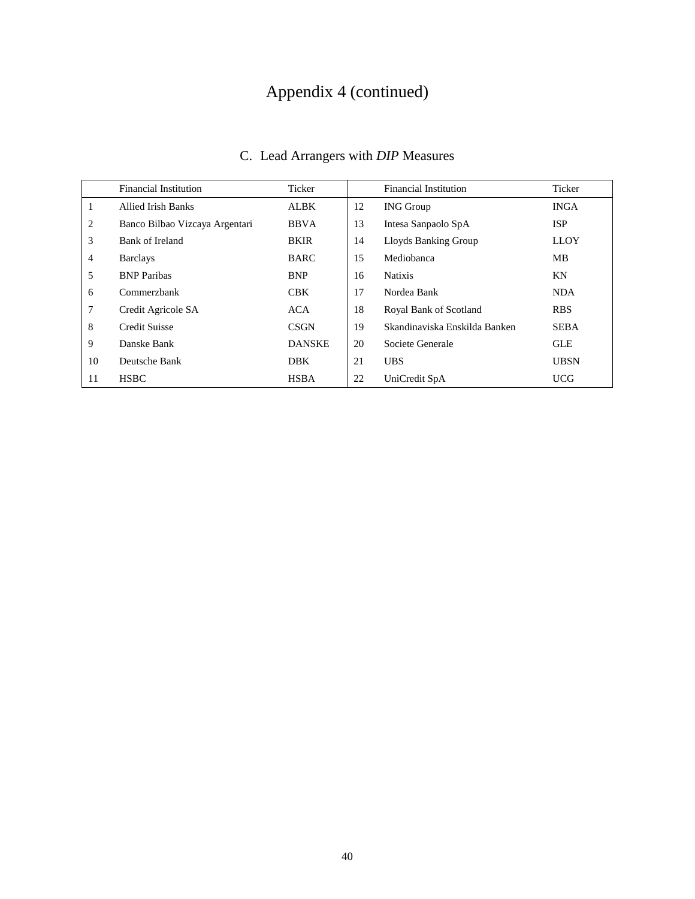# Appendix 4 (continued)

## C. Lead Arrangers with *DIP* Measures

| | Financial Institution | Ticker | | Financial Institution | Ticker |
|---|---|---|---|---|---|
| 1 | Allied Irish Banks | ALBK | 12 | ING Group | INGA |
| 2 | Banco Bilbao Vizcaya Argentari | BBVA | 13 | Intesa Sanpaolo SpA | ISP |
| 3 | Bank of Ireland | BKIR | 14 | Lloyds Banking Group | LLOY |
| 4 | Barclays | BARC | 15 | Mediobanca | MB |
| 5 | BNP Paribas | BNP | 16 | Natixis | KN |
| 6 | Commerzbank | CBK | 17 | Nordea Bank | NDA |
| 7 | Credit Agricole SA | ACA | 18 | Royal Bank of Scotland | RBS |
| 8 | Credit Suisse | CSGN | 19 | Skandinaviska Enskilda Banken | SEBA |
| 9 | Danske Bank | DANSKE | 20 | Societe Generale | GLE |
| 10 | Deutsche Bank | DBK | 21 | UBS | UBSN |
| 11 | HSBC | HSBA | 22 | UniCredit SpA | UCG |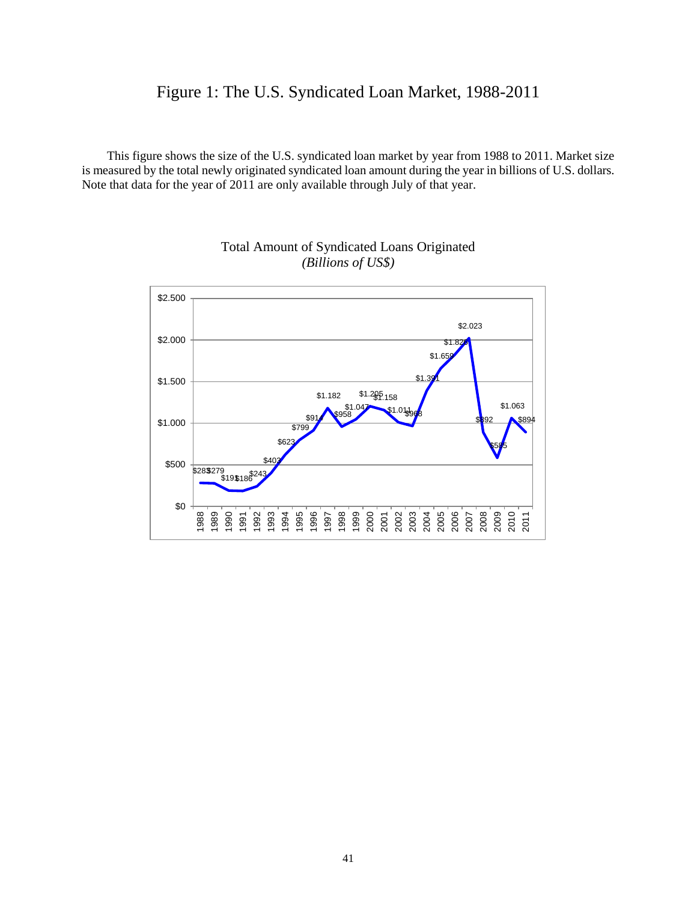# Figure 1: The U.S. Syndicated Loan Market, 1988-2011

This figure shows the size of the U.S. syndicated loan market by year from 1988 to 2011. Market size is measured by the total newly originated syndicated loan amount during the year in billions of U.S. dollars. Note that data for the year of 2011 are only available through July of that year.

Total Amount of Syndicated Loans Originated
*(Billions of US$)*

$2.500
$2.000
$1.500
$1.000
$500
$0

$283 $279 $191 $186 $243 $403 $623 $799 $914 $1.182 $958 $1.047 $1.205 $1.158 $1.011 $968 $1.391 $1.659 $1.828 $2.023 $892 $585 $1.063 $894

1988 1989 1990 1991 1992 1993 1994 1995 1996 1997 1998 1999 2000 2001 2002 2003 2004 2005 2006 2007 2008 2009 2010 2011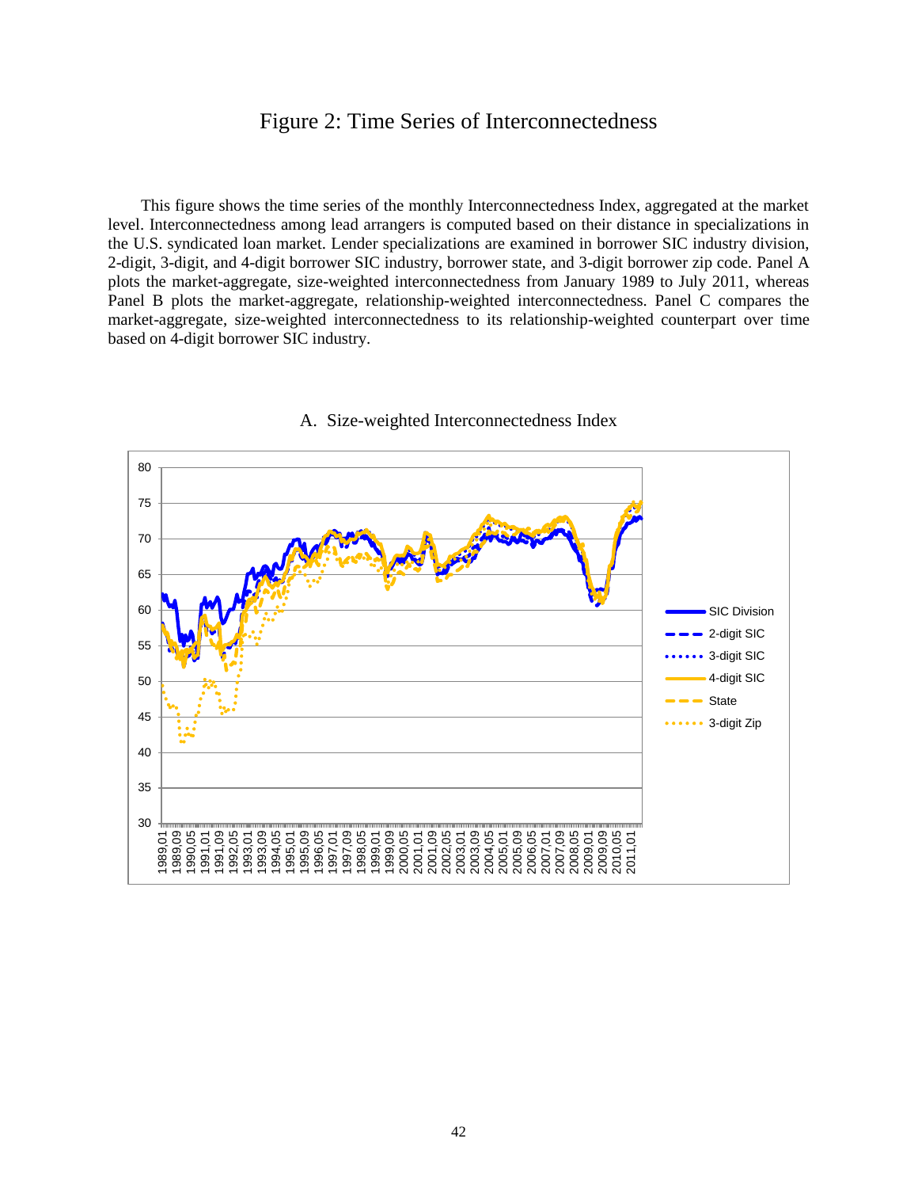# Figure 2: Time Series of Interconnectedness

This figure shows the time series of the monthly Interconnectedness Index, aggregated at the market level. Interconnectedness among lead arrangers is computed based on their distance in specializations in the U.S. syndicated loan market. Lender specializations are examined in borrower SIC industry division, 2-digit, 3-digit, and 4-digit borrower SIC industry, borrower state, and 3-digit borrower zip code. Panel A plots the market-aggregate, size-weighted interconnectedness from January 1989 to July 2011, whereas Panel B plots the market-aggregate, relationship-weighted interconnectedness. Panel C compares the market-aggregate, size-weighted interconnectedness to its relationship-weighted counterpart over time based on 4-digit borrower SIC industry.

A. Size-weighted Interconnectedness Index

80
75
70
65
60
55
50
45
40
35
30

1989,01
1989,09
1990,05
1991,01
1991,09
1992,05
1993,01
1993,09
1994,05
1995,01
1995,09
1996,05
1997,01
1997,09
1998,05
1999,01
1999,09
2000,05
2001,01
2001,09
2002,05
2003,01
2003,09
2004,05
2005,01
2005,09
2006,05
2007,01
2007,09
2008,05
2009,01
2009,09
2010,05
2011,01

SIC Division
2-digit SIC
3-digit SIC
4-digit SIC
State
3-digit Zip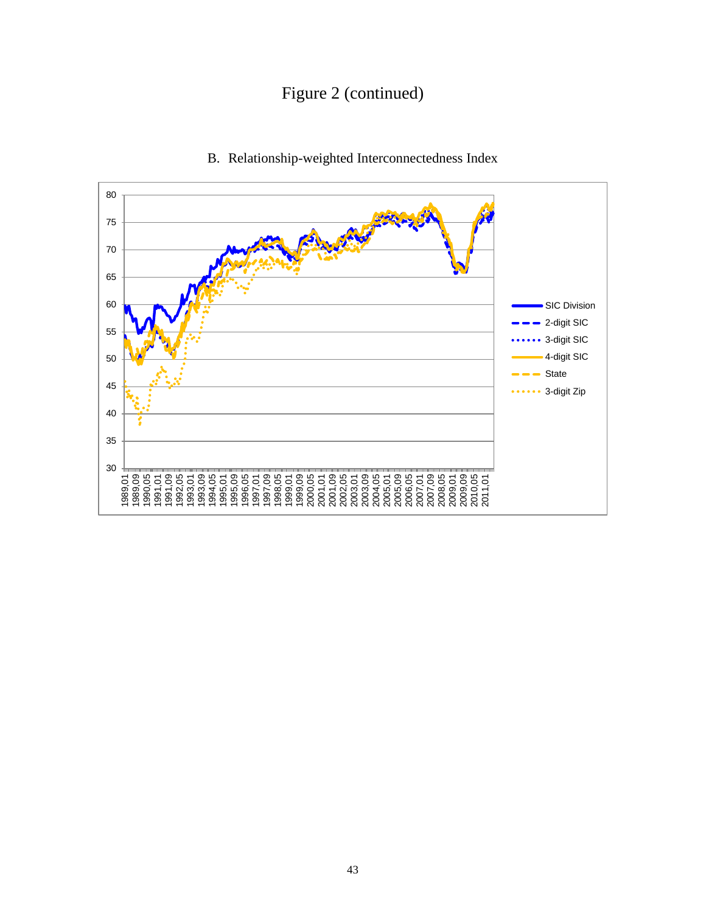# Figure 2 (continued)

B. Relationship-weighted Interconnectedness Index

80
75
70
65
60
55
50
45
40
35
30

1989,01
1989,09
1990,05
1991,01
1991,09
1992,05
1993,01
1993,09
1994,05
1995,01
1995,09
1996,05
1997,01
1997,09
1998,05
1999,01
1999,09
2000,05
2001,01
2001,09
2002,05
2003,01
2003,09
2004,05
2005,01
2005,09
2006,05
2007,01
2007,09
2008,05
2009,01
2009,09
2010,05
2011,01

SIC Division
2-digit SIC
3-digit SIC
4-digit SIC
State
3-digit Zip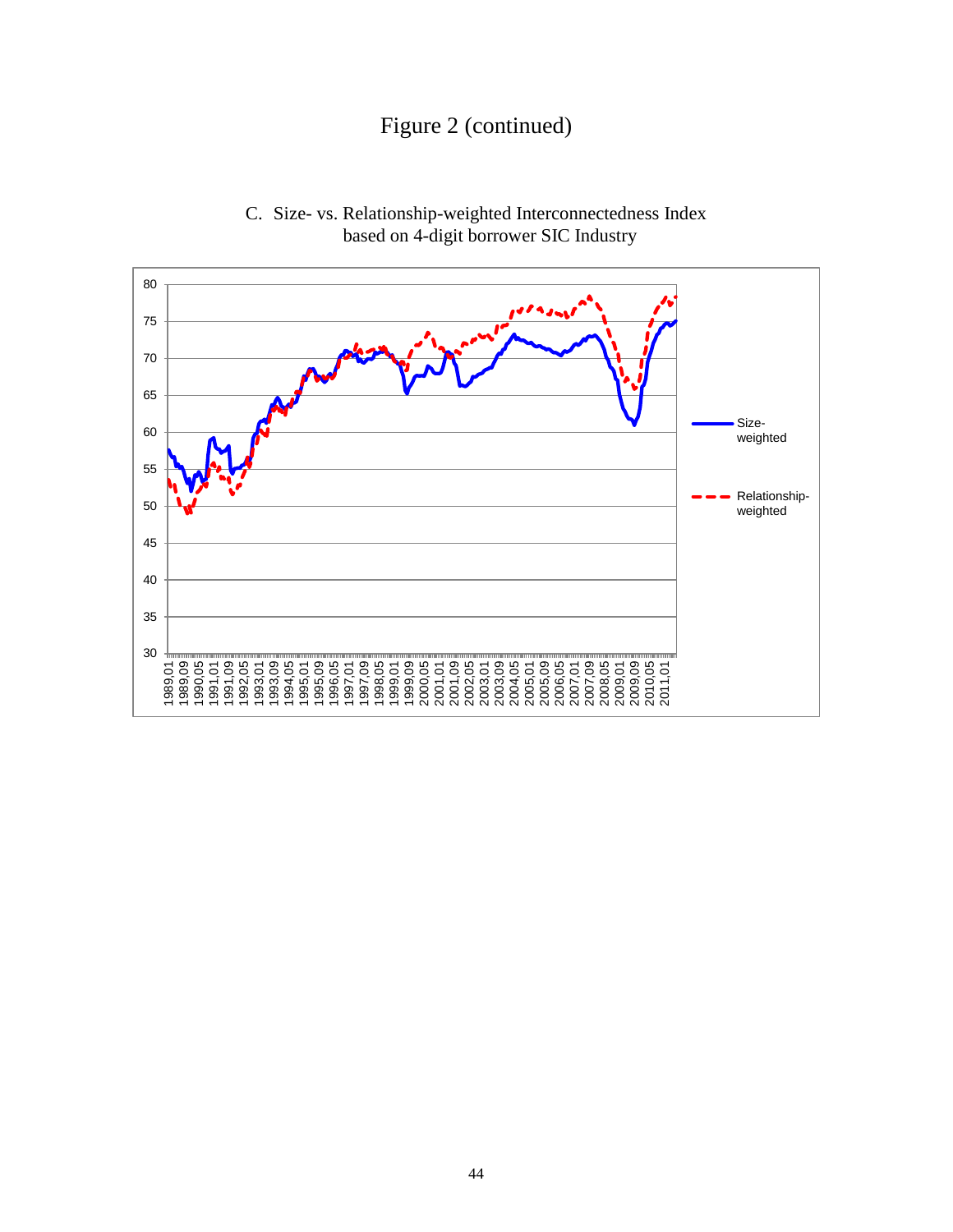# Figure 2 (continued)

C. Size- vs. Relationship-weighted Interconnectedness Index based on 4-digit borrower SIC Industry

80
75
70
65
60
55
50
45
40
35
30

1989,01
1989,09
1990,05
1991,01
1991,09
1992,05
1993,01
1993,09
1994,05
1995,01
1995,09
1996,05
1997,01
1997,09
1998,05
1999,01
1999,09
2000,05
2001,01
2001,09
2002,05
2003,01
2003,09
2004,05
2005,01
2005,09
2006,05
2007,01
2007,09
2008,05
2009,01
2009,09
2010,05
2011,01

Size-weighted

Relationship-weighted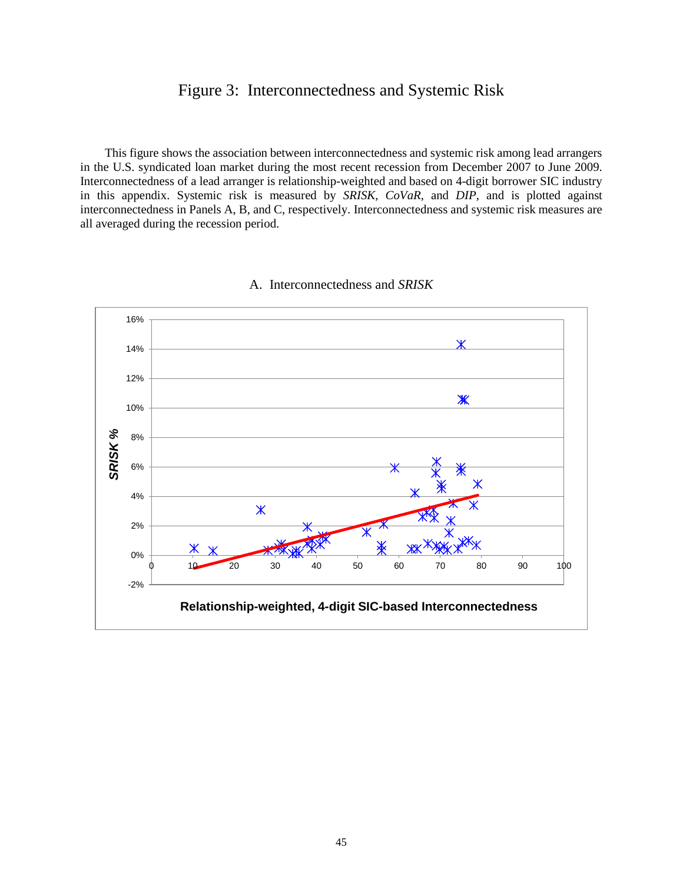# Figure 3: Interconnectedness and Systemic Risk

This figure shows the association between interconnectedness and systemic risk among lead arrangers in the U.S. syndicated loan market during the most recent recession from December 2007 to June 2009. Interconnectedness of a lead arranger is relationship-weighted and based on 4-digit borrower SIC industry in this appendix. Systemic risk is measured by *SRISK*, *CoVaR*, and *DIP*, and is plotted against interconnectedness in Panels A, B, and C, respectively. Interconnectedness and systemic risk measures are all averaged during the recession period.

A. Interconnectedness and *SRISK*

*SRISK %*

16%
14%
12%
10%
8%
6%
4%
2%
0%
-2%

0
10
20
30
40
50
60
70
80
90
100

**Relationship-weighted, 4-digit SIC-based Interconnectedness**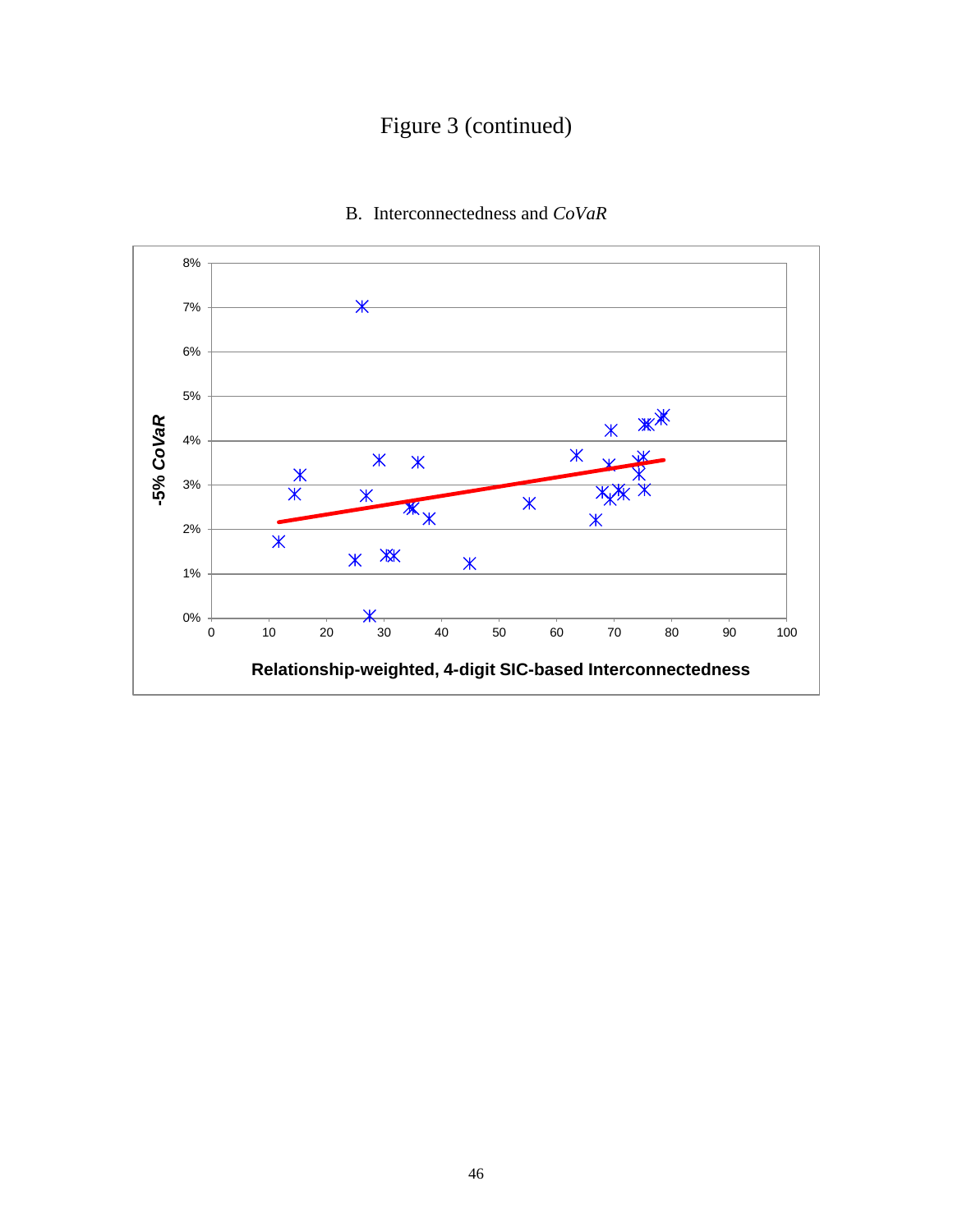Figure 3 (continued)

B. Interconnectedness and *CoVaR*

8%
7%
6%
5%
4%
3%
2%
1%
0%

-5% CoVaR

0
10
20
30
40
50
60
70
80
90
100

Relationship-weighted, 4-digit SIC-based Interconnectedness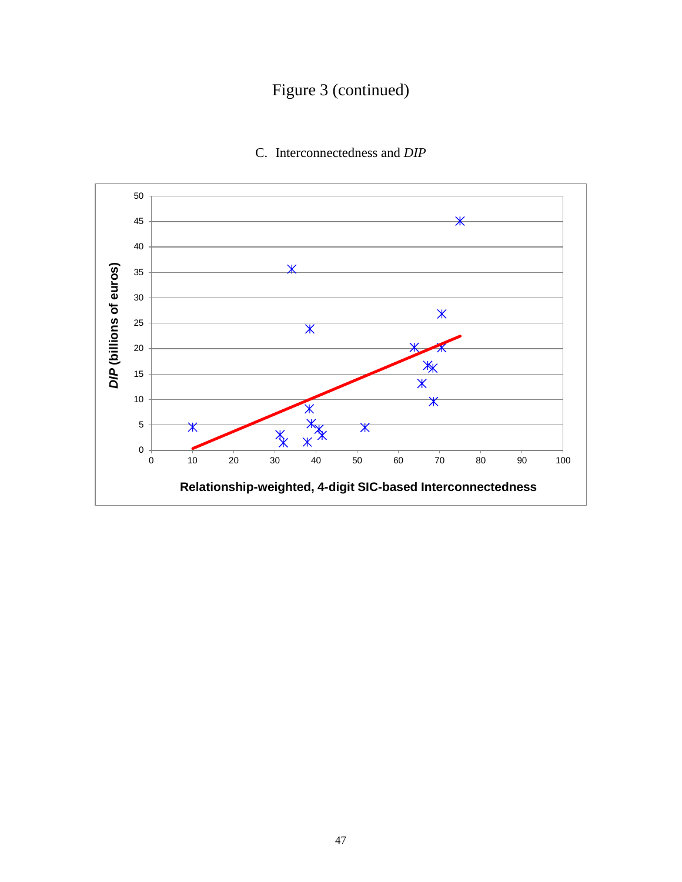# Figure 3 (continued)

C. Interconnectedness and *DIP*

50
45
40
35
30
25
20
15
10
5
0

*DIP* (billions of euros)

0 10 20 30 40 50 60 70 80 90 100

Relationship-weighted, 4-digit SIC-based Interconnectedness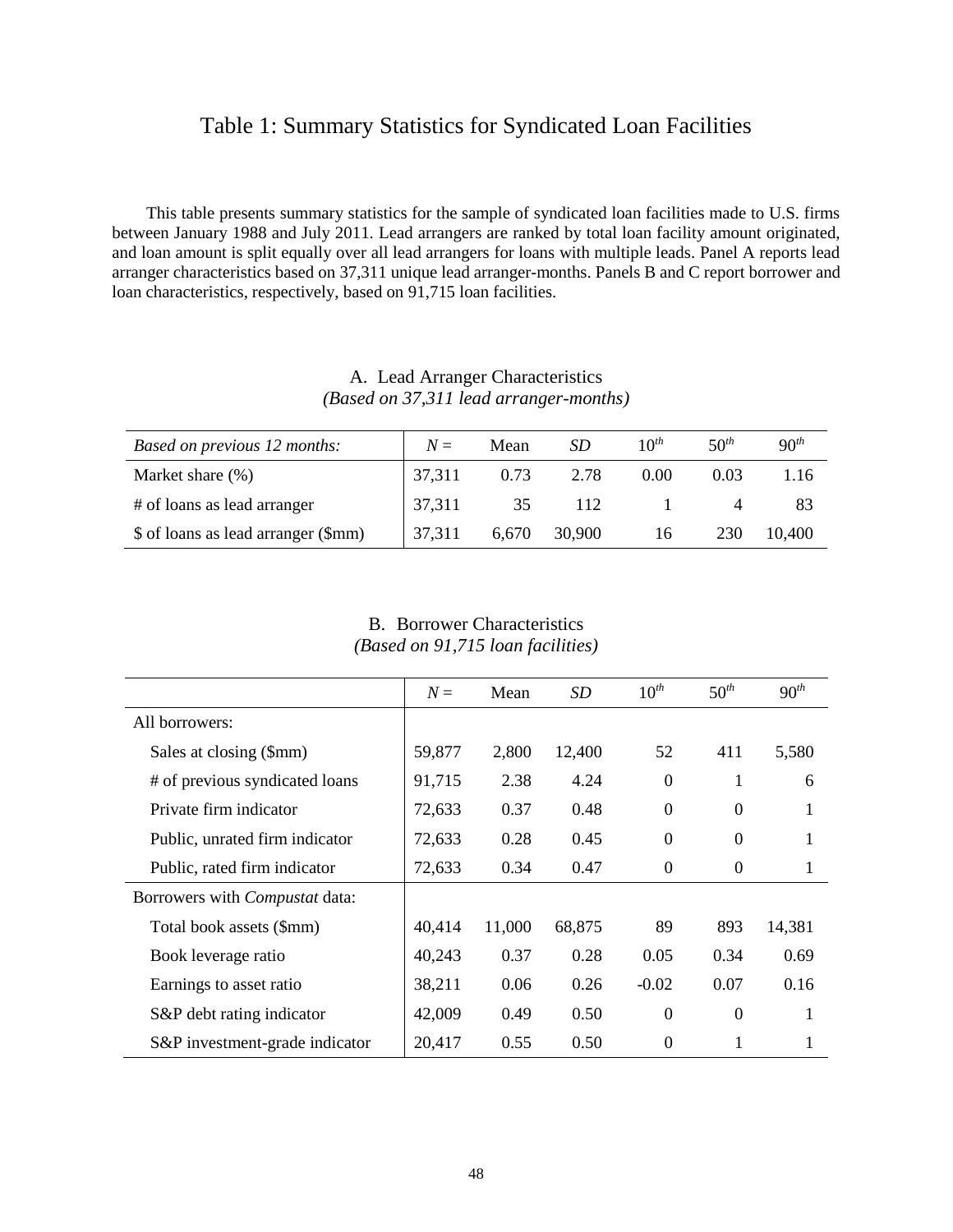# Table 1: Summary Statistics for Syndicated Loan Facilities

This table presents summary statistics for the sample of syndicated loan facilities made to U.S. firms between January 1988 and July 2011. Lead arrangers are ranked by total loan facility amount originated, and loan amount is split equally over all lead arrangers for loans with multiple leads. Panel A reports lead arranger characteristics based on 37,311 unique lead arranger-months. Panels B and C report borrower and loan characteristics, respectively, based on 91,715 loan facilities.

A. Lead Arranger Characteristics
*(Based on 37,311 lead arranger-months)*

| *Based on previous 12 months:* | *N* = | Mean | *SD* | $10^{th}$ | $50^{th}$ | $90^{th}$ |
|---|---|---|---|---|---|---|
| Market share (%) | 37,311 | 0.73 | 2.78 | 0.00 | 0.03 | 1.16 |
| # of loans as lead arranger | 37,311 | 35 | 112 | 1 | 4 | 83 |
| $ of loans as lead arranger ($mm) | 37,311 | 6,670 | 30,900 | 16 | 230 | 10,400 |

B. Borrower Characteristics
*(Based on 91,715 loan facilities)*

| | *N* = | Mean | *SD* | $10^{th}$ | $50^{th}$ | $90^{th}$ |
|---|---|---|---|---|---|---|
| All borrowers: | | | | | | |
| Sales at closing ($mm) | 59,877 | 2,800 | 12,400 | 52 | 411 | 5,580 |
| # of previous syndicated loans | 91,715 | 2.38 | 4.24 | 0 | 1 | 6 |
| Private firm indicator | 72,633 | 0.37 | 0.48 | 0 | 0 | 1 |
| Public, unrated firm indicator | 72,633 | 0.28 | 0.45 | 0 | 0 | 1 |
| Public, rated firm indicator | 72,633 | 0.34 | 0.47 | 0 | 0 | 1 |
| Borrowers with *Compustat* data: | | | | | | |
| Total book assets ($mm) | 40,414 | 11,000 | 68,875 | 89 | 893 | 14,381 |
| Book leverage ratio | 40,243 | 0.37 | 0.28 | 0.05 | 0.34 | 0.69 |
| Earnings to asset ratio | 38,211 | 0.06 | 0.26 | -0.02 | 0.07 | 0.16 |
| S&P debt rating indicator | 42,009 | 0.49 | 0.50 | 0 | 0 | 1 |
| S&P investment-grade indicator | 20,417 | 0.55 | 0.50 | 0 | 1 | 1 |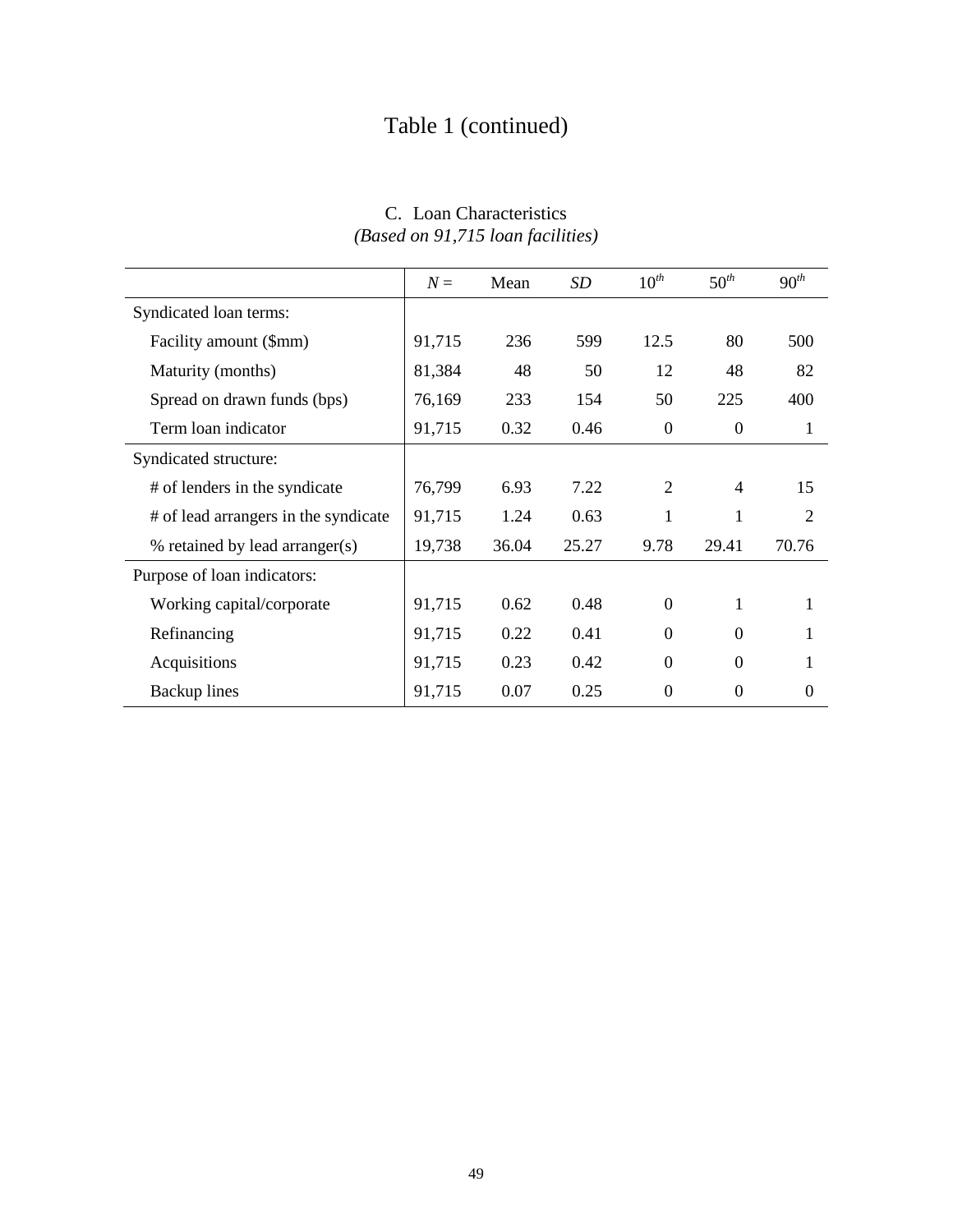# Table 1 (continued)

## C. Loan Characteristics

*(Based on 91,715 loan facilities)*

| | $N$ = | Mean | $SD$ | $10^{th}$ | $50^{th}$ | $90^{th}$ |
|---|---|---|---|---|---|---|
| Syndicated loan terms: | | | | | | |
| Facility amount ($mm) | 91,715 | 236 | 599 | 12.5 | 80 | 500 |
| Maturity (months) | 81,384 | 48 | 50 | 12 | 48 | 82 |
| Spread on drawn funds (bps) | 76,169 | 233 | 154 | 50 | 225 | 400 |
| Term loan indicator | 91,715 | 0.32 | 0.46 | 0 | 0 | 1 |
| Syndicated structure: | | | | | | |
| # of lenders in the syndicate | 76,799 | 6.93 | 7.22 | 2 | 4 | 15 |
| # of lead arrangers in the syndicate | 91,715 | 1.24 | 0.63 | 1 | 1 | 2 |
| % retained by lead arranger(s) | 19,738 | 36.04 | 25.27 | 9.78 | 29.41 | 70.76 |
| Purpose of loan indicators: | | | | | | |
| Working capital/corporate | 91,715 | 0.62 | 0.48 | 0 | 1 | 1 |
| Refinancing | 91,715 | 0.22 | 0.41 | 0 | 0 | 1 |
| Acquisitions | 91,715 | 0.23 | 0.42 | 0 | 0 | 1 |
| Backup lines | 91,715 | 0.07 | 0.25 | 0 | 0 | 0 |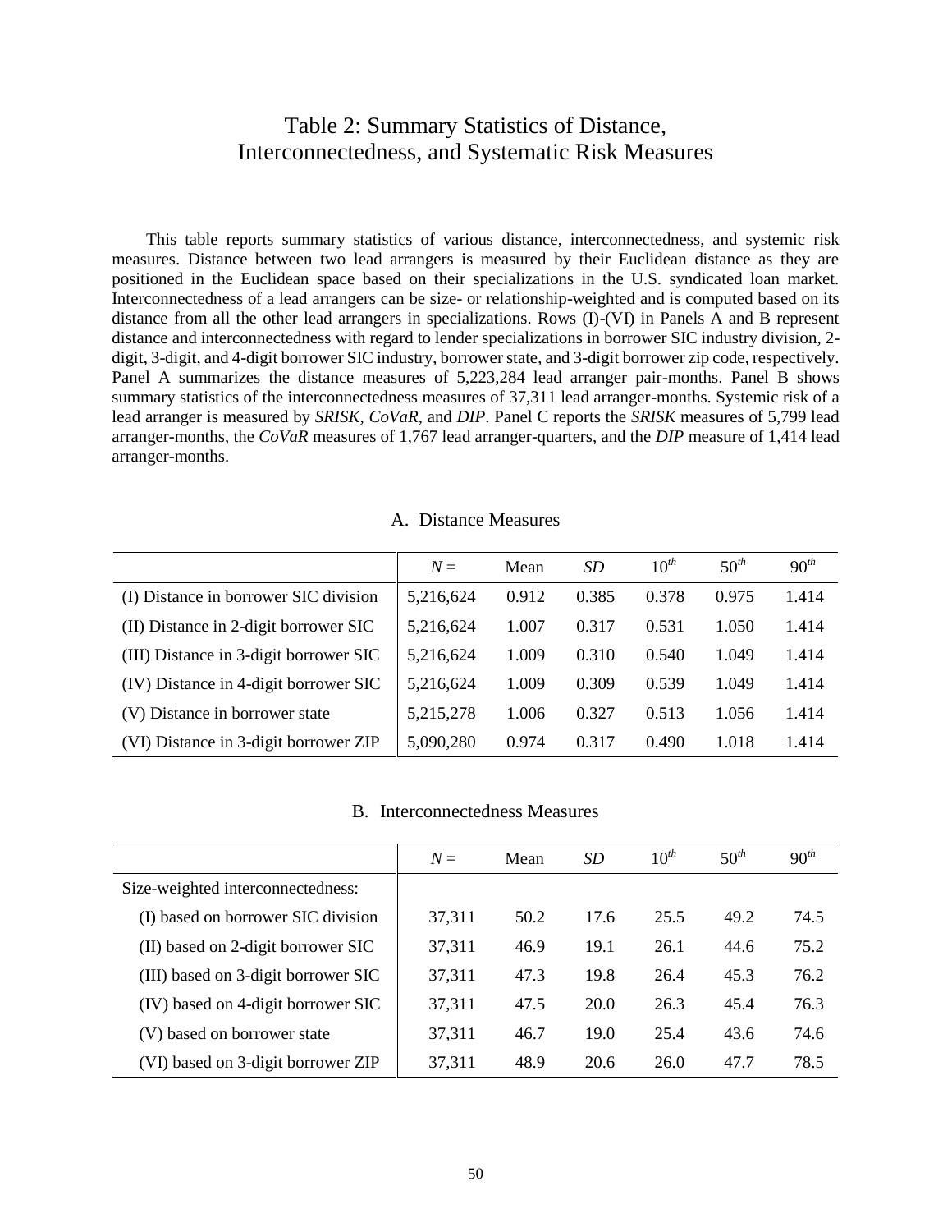# Table 2: Summary Statistics of Distance, Interconnectedness, and Systematic Risk Measures

This table reports summary statistics of various distance, interconnectedness, and systemic risk measures. Distance between two lead arrangers is measured by their Euclidean distance as they are positioned in the Euclidean space based on their specializations in the U.S. syndicated loan market. Interconnectedness of a lead arrangers can be size- or relationship-weighted and is computed based on its distance from all the other lead arrangers in specializations. Rows (I)-(VI) in Panels A and B represent distance and interconnectedness with regard to lender specializations in borrower SIC industry division, 2-digit, 3-digit, and 4-digit borrower SIC industry, borrower state, and 3-digit borrower zip code, respectively. Panel A summarizes the distance measures of 5,223,284 lead arranger pair-months. Panel B shows summary statistics of the interconnectedness measures of 37,311 lead arranger-months. Systemic risk of a lead arranger is measured by *SRISK*, *CoVaR*, and *DIP*. Panel C reports the *SRISK* measures of 5,799 lead arranger-months, the *CoVaR* measures of 1,767 lead arranger-quarters, and the *DIP* measure of 1,414 lead arranger-months.

## A. Distance Measures

| | *N* = | Mean | *SD* | $10^{th}$ | $50^{th}$ | $90^{th}$ |
|---|---|---|---|---|---|---|
| (I) Distance in borrower SIC division | 5,216,624 | 0.912 | 0.385 | 0.378 | 0.975 | 1.414 |
| (II) Distance in 2-digit borrower SIC | 5,216,624 | 1.007 | 0.317 | 0.531 | 1.050 | 1.414 |
| (III) Distance in 3-digit borrower SIC | 5,216,624 | 1.009 | 0.310 | 0.540 | 1.049 | 1.414 |
| (IV) Distance in 4-digit borrower SIC | 5,216,624 | 1.009 | 0.309 | 0.539 | 1.049 | 1.414 |
| (V) Distance in borrower state | 5,215,278 | 1.006 | 0.327 | 0.513 | 1.056 | 1.414 |
| (VI) Distance in 3-digit borrower ZIP | 5,090,280 | 0.974 | 0.317 | 0.490 | 1.018 | 1.414 |

## B. Interconnectedness Measures

| | *N* = | Mean | *SD* | $10^{th}$ | $50^{th}$ | $90^{th}$ |
|---|---|---|---|---|---|---|
| Size-weighted interconnectedness: | | | | | | |
| (I) based on borrower SIC division | 37,311 | 50.2 | 17.6 | 25.5 | 49.2 | 74.5 |
| (II) based on 2-digit borrower SIC | 37,311 | 46.9 | 19.1 | 26.1 | 44.6 | 75.2 |
| (III) based on 3-digit borrower SIC | 37,311 | 47.3 | 19.8 | 26.4 | 45.3 | 76.2 |
| (IV) based on 4-digit borrower SIC | 37,311 | 47.5 | 20.0 | 26.3 | 45.4 | 76.3 |
| (V) based on borrower state | 37,311 | 46.7 | 19.0 | 25.4 | 43.6 | 74.6 |
| (VI) based on 3-digit borrower ZIP | 37,311 | 48.9 | 20.6 | 26.0 | 47.7 | 78.5 |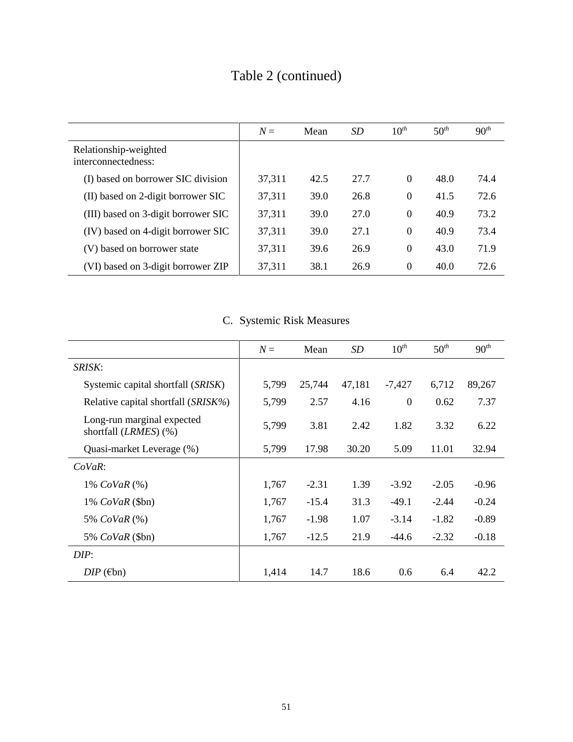# Table 2 (continued)

| | $N =$ | Mean | *SD* | $10^{th}$ | $50^{th}$ | $90^{th}$ |
|---|---|---|---|---|---|---|
| Relationship-weighted interconnectedness: | | | | | | |
| (I) based on borrower SIC division | 37,311 | 42.5 | 27.7 | 0 | 48.0 | 74.4 |
| (II) based on 2-digit borrower SIC | 37,311 | 39.0 | 26.8 | 0 | 41.5 | 72.6 |
| (III) based on 3-digit borrower SIC | 37,311 | 39.0 | 27.0 | 0 | 40.9 | 73.2 |
| (IV) based on 4-digit borrower SIC | 37,311 | 39.0 | 27.1 | 0 | 40.9 | 73.4 |
| (V) based on borrower state | 37,311 | 39.6 | 26.9 | 0 | 43.0 | 71.9 |
| (VI) based on 3-digit borrower ZIP | 37,311 | 38.1 | 26.9 | 0 | 40.0 | 72.6 |

## C. Systemic Risk Measures

| | $N =$ | Mean | *SD* | $10^{th}$ | $50^{th}$ | $90^{th}$ |
|---|---|---|---|---|---|---|
| *SRISK*: | | | | | | |
| Systemic capital shortfall (*SRISK*) | 5,799 | 25,744 | 47,181 | -7,427 | 6,712 | 89,267 |
| Relative capital shortfall (*SRISK%*) | 5,799 | 2.57 | 4.16 | 0 | 0.62 | 7.37 |
| Long-run marginal expected shortfall (*LRMES*) (%) | 5,799 | 3.81 | 2.42 | 1.82 | 3.32 | 6.22 |
| Quasi-market Leverage (%) | 5,799 | 17.98 | 30.20 | 5.09 | 11.01 | 32.94 |
| *CoVaR*: | | | | | | |
| 1% *CoVaR* (%) | 1,767 | -2.31 | 1.39 | -3.92 | -2.05 | -0.96 |
| 1% *CoVaR* ($bn) | 1,767 | -15.4 | 31.3 | -49.1 | -2.44 | -0.24 |
| 5% *CoVaR* (%) | 1,767 | -1.98 | 1.07 | -3.14 | -1.82 | -0.89 |
| 5% *CoVaR* ($bn) | 1,767 | -12.5 | 21.9 | -44.6 | -2.32 | -0.18 |
| *DIP*: | | | | | | |
| *DIP* (€bn) | 1,414 | 14.7 | 18.6 | 0.6 | 6.4 | 42.2 |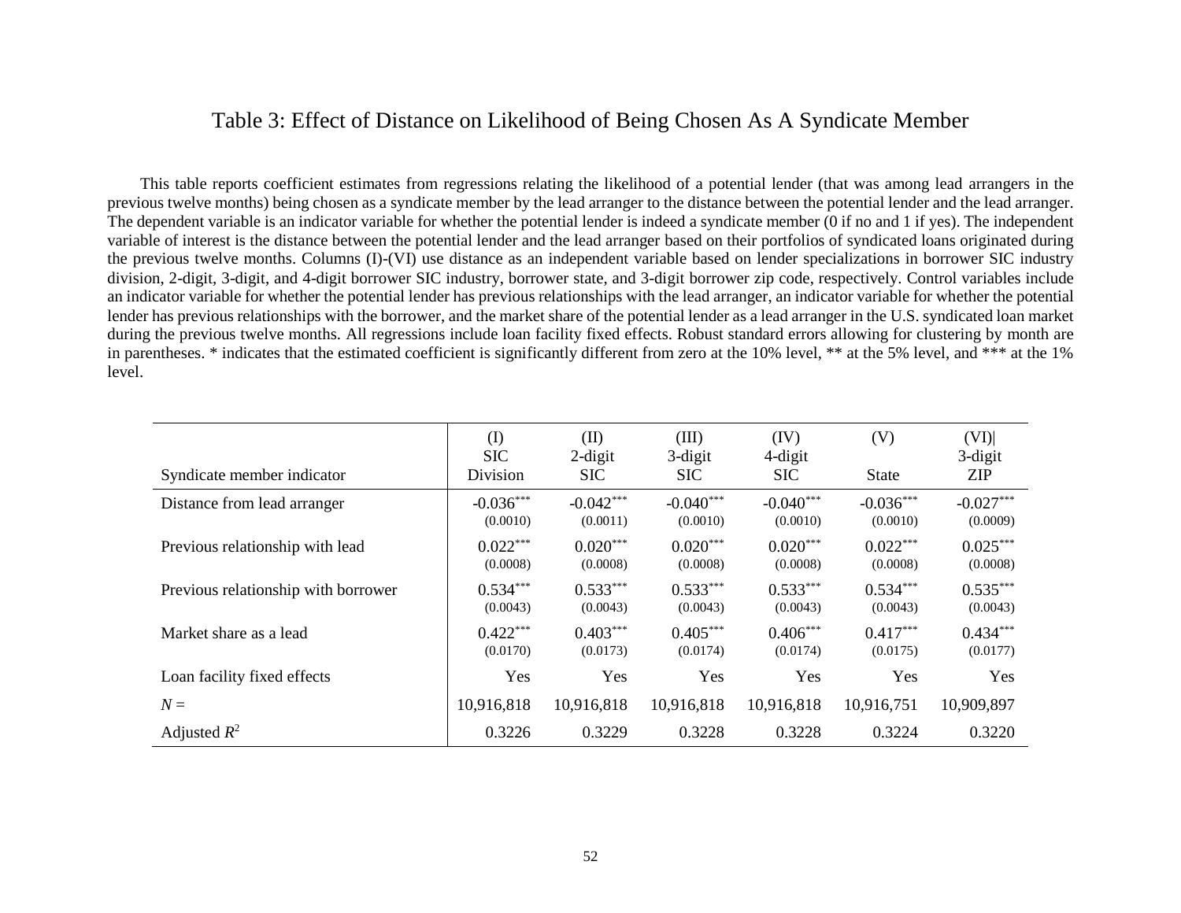# Table 3: Effect of Distance on Likelihood of Being Chosen As A Syndicate Member

This table reports coefficient estimates from regressions relating the likelihood of a potential lender (that was among lead arrangers in the previous twelve months) being chosen as a syndicate member by the lead arranger to the distance between the potential lender and the lead arranger. The dependent variable is an indicator variable for whether the potential lender is indeed a syndicate member (0 if no and 1 if yes). The independent variable of interest is the distance between the potential lender and the lead arranger based on their portfolios of syndicated loans originated during the previous twelve months. Columns (I)-(VI) use distance as an independent variable based on lender specializations in borrower SIC industry division, 2-digit, 3-digit, and 4-digit borrower SIC industry, borrower state, and 3-digit borrower zip code, respectively. Control variables include an indicator variable for whether the potential lender has previous relationships with the lead arranger, an indicator variable for whether the potential lender has previous relationships with the borrower, and the market share of the potential lender as a lead arranger in the U.S. syndicated loan market during the previous twelve months. All regressions include loan facility fixed effects. Robust standard errors allowing for clustering by month are in parentheses. * indicates that the estimated coefficient is significantly different from zero at the 10% level, ** at the 5% level, and *** at the 1% level.

| Syndicate member indicator | (I) SIC Division | (II) 2-digit SIC | (III) 3-digit SIC | (IV) 4-digit SIC | (V) State | (VI) 3-digit ZIP |
|---|---|---|---|---|---|---|
| Distance from lead arranger | -0.036*** | -0.042*** | -0.040*** | -0.040*** | -0.036*** | -0.027*** |
| | (0.0010) | (0.0011) | (0.0010) | (0.0010) | (0.0010) | (0.0009) |
| Previous relationship with lead | 0.022*** | 0.020*** | 0.020*** | 0.020*** | 0.022*** | 0.025*** |
| | (0.0008) | (0.0008) | (0.0008) | (0.0008) | (0.0008) | (0.0008) |
| Previous relationship with borrower | 0.534*** | 0.533*** | 0.533*** | 0.533*** | 0.534*** | 0.535*** |
| | (0.0043) | (0.0043) | (0.0043) | (0.0043) | (0.0043) | (0.0043) |
| Market share as a lead | 0.422*** | 0.403*** | 0.405*** | 0.406*** | 0.417*** | 0.434*** |
| | (0.0170) | (0.0173) | (0.0174) | (0.0174) | (0.0175) | (0.0177) |
| Loan facility fixed effects | Yes | Yes | Yes | Yes | Yes | Yes |
| $N$ = | 10,916,818 | 10,916,818 | 10,916,818 | 10,916,818 | 10,916,751 | 10,909,897 |
| Adjusted $R^2$ | 0.3226 | 0.3229 | 0.3228 | 0.3228 | 0.3224 | 0.3220 |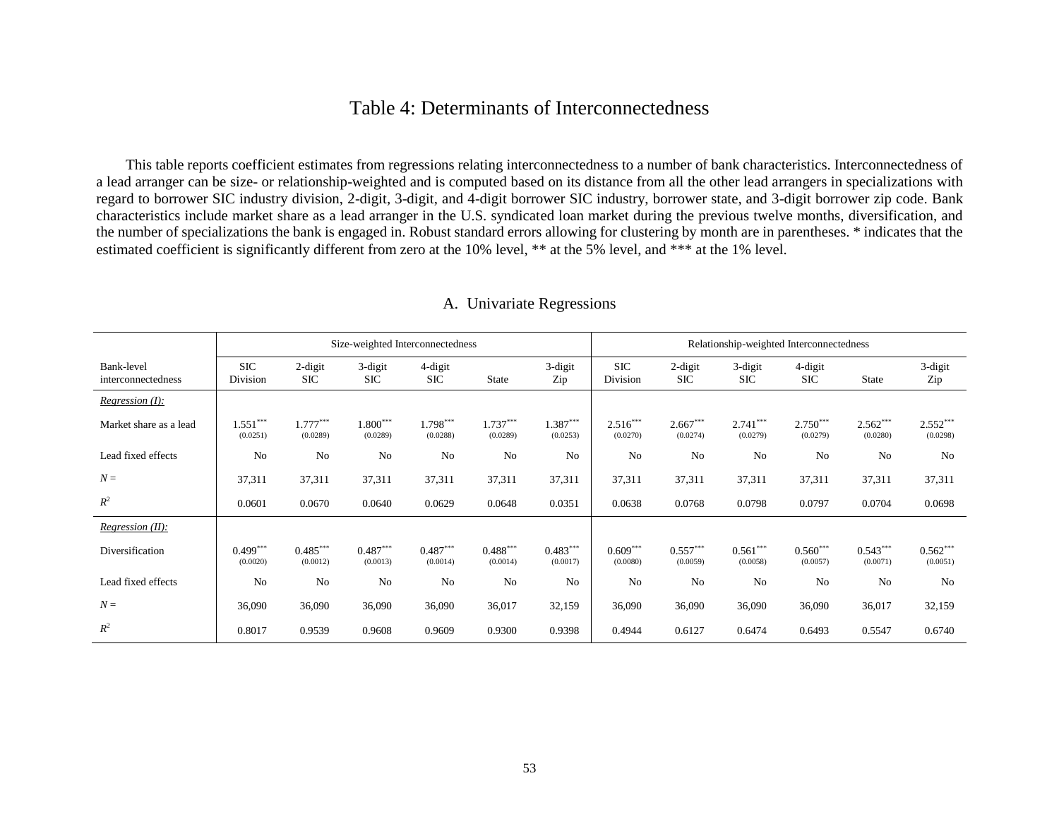# Table 4: Determinants of Interconnectedness

This table reports coefficient estimates from regressions relating interconnectedness to a number of bank characteristics. Interconnectedness of a lead arranger can be size- or relationship-weighted and is computed based on its distance from all the other lead arrangers in specializations with regard to borrower SIC industry division, 2-digit, 3-digit, and 4-digit borrower SIC industry, borrower state, and 3-digit borrower zip code. Bank characteristics include market share as a lead arranger in the U.S. syndicated loan market during the previous twelve months, diversification, and the number of specializations the bank is engaged in. Robust standard errors allowing for clustering by month are in parentheses. * indicates that the estimated coefficient is significantly different from zero at the 10% level, ** at the 5% level, and *** at the 1% level.

## A. Univariate Regressions

| | Size-weighted Interconnectedness | | | | | | Relationship-weighted Interconnectedness | | | | | |
|---|---|---|---|---|---|---|---|---|---|---|---|---|
| Bank-level interconnectedness | SIC Division | 2-digit SIC | 3-digit SIC | 4-digit SIC | State | 3-digit Zip | SIC Division | 2-digit SIC | 3-digit SIC | 4-digit SIC | State | 3-digit Zip |
| *Regression (I):* | | | | | | | | | | | | |
| Market share as a lead | 1.551*** (0.0251) | 1.777*** (0.0289) | 1.800*** (0.0289) | 1.798*** (0.0288) | 1.737*** (0.0289) | 1.387*** (0.0253) | 2.516*** (0.0270) | 2.667*** (0.0274) | 2.741*** (0.0279) | 2.750*** (0.0279) | 2.562*** (0.0280) | 2.552*** (0.0298) |
| Lead fixed effects | No | No | No | No | No | No | No | No | No | No | No | No |
| $N =$ | 37,311 | 37,311 | 37,311 | 37,311 | 37,311 | 37,311 | 37,311 | 37,311 | 37,311 | 37,311 | 37,311 | 37,311 |
| $R^2$ | 0.0601 | 0.0670 | 0.0640 | 0.0629 | 0.0648 | 0.0351 | 0.0638 | 0.0768 | 0.0798 | 0.0797 | 0.0704 | 0.0698 |
| *Regression (II):* | | | | | | | | | | | | |
| Diversification | 0.499*** (0.0020) | 0.485*** (0.0012) | 0.487*** (0.0013) | 0.487*** (0.0014) | 0.488*** (0.0014) | 0.483*** (0.0017) | 0.609*** (0.0080) | 0.557*** (0.0059) | 0.561*** (0.0058) | 0.560*** (0.0057) | 0.543*** (0.0071) | 0.562*** (0.0051) |
| Lead fixed effects | No | No | No | No | No | No | No | No | No | No | No | No |
| $N =$ | 36,090 | 36,090 | 36,090 | 36,090 | 36,017 | 32,159 | 36,090 | 36,090 | 36,090 | 36,090 | 36,017 | 32,159 |
| $R^2$ | 0.8017 | 0.9539 | 0.9608 | 0.9609 | 0.9300 | 0.9398 | 0.4944 | 0.6127 | 0.6474 | 0.6493 | 0.5547 | 0.6740 |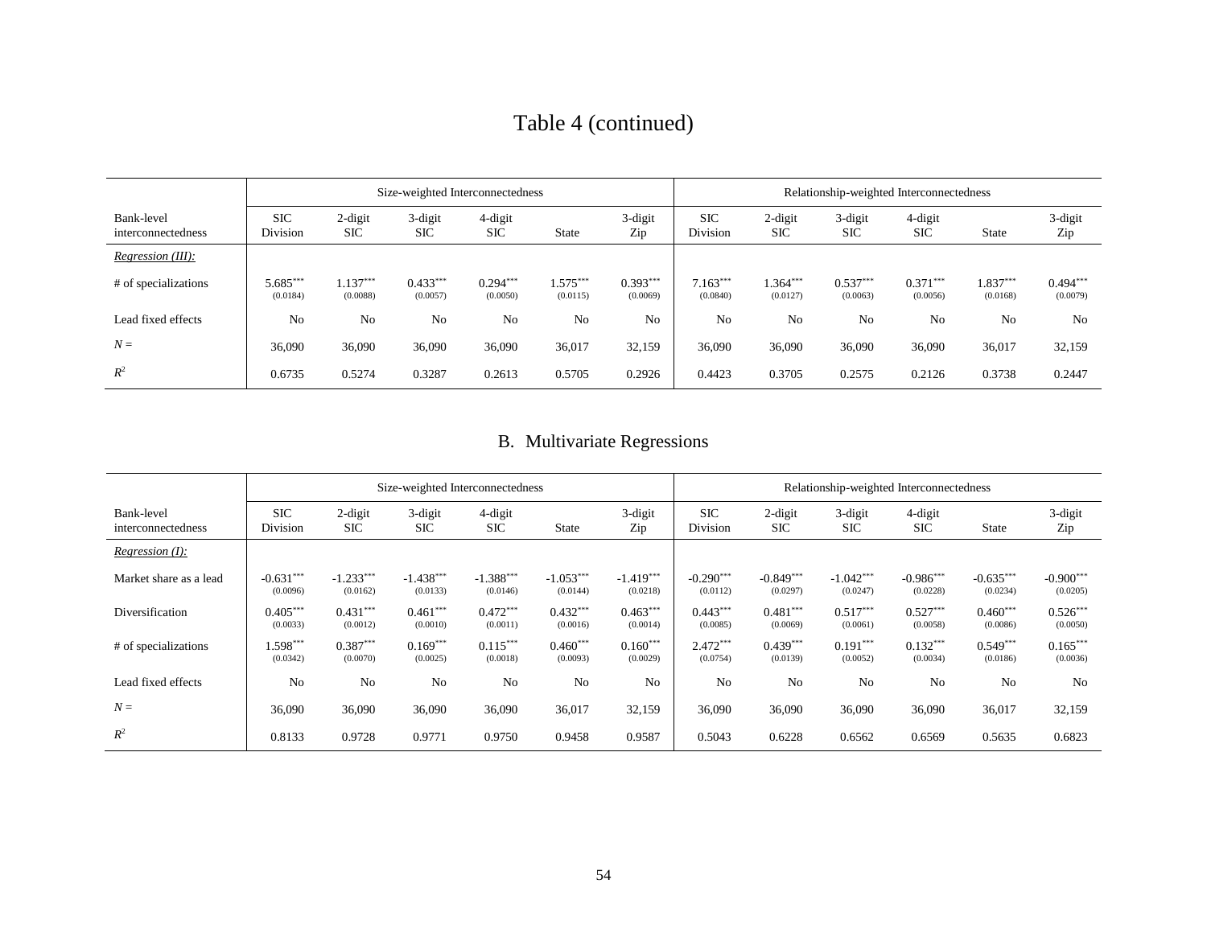# Table 4 (continued)

| Bank-level interconnectedness | Size-weighted Interconnectedness | | | | | | Relationship-weighted Interconnectedness | | | | | |
|---|---|---|---|---|---|---|---|---|---|---|---|---|
| | SIC Division | 2-digit SIC | 3-digit SIC | 4-digit SIC | State | 3-digit Zip | SIC Division | 2-digit SIC | 3-digit SIC | 4-digit SIC | State | 3-digit Zip |
| *Regression (III):* | | | | | | | | | | | | |
| # of specializations | 5.685*** (0.0184) | 1.137*** (0.0088) | 0.433*** (0.0057) | 0.294*** (0.0050) | 1.575*** (0.0115) | 0.393*** (0.0069) | 7.163*** (0.0840) | 1.364*** (0.0127) | 0.537*** (0.0063) | 0.371*** (0.0056) | 1.837*** (0.0168) | 0.494*** (0.0079) |
| Lead fixed effects | No | No | No | No | No | No | No | No | No | No | No | No |
| $N =$ | 36,090 | 36,090 | 36,090 | 36,090 | 36,017 | 32,159 | 36,090 | 36,090 | 36,090 | 36,090 | 36,017 | 32,159 |
| $R^2$ | 0.6735 | 0.5274 | 0.3287 | 0.2613 | 0.5705 | 0.2926 | 0.4423 | 0.3705 | 0.2575 | 0.2126 | 0.3738 | 0.2447 |

## B. Multivariate Regressions

| Bank-level interconnectedness | Size-weighted Interconnectedness | | | | | | Relationship-weighted Interconnectedness | | | | | |
|---|---|---|---|---|---|---|---|---|---|---|---|---|
| | SIC Division | 2-digit SIC | 3-digit SIC | 4-digit SIC | State | 3-digit Zip | SIC Division | 2-digit SIC | 3-digit SIC | 4-digit SIC | State | 3-digit Zip |
| *Regression (I):* | | | | | | | | | | | | |
| Market share as a lead | -0.631*** (0.0096) | -1.233*** (0.0162) | -1.438*** (0.0133) | -1.388*** (0.0146) | -1.053*** (0.0144) | -1.419*** (0.0218) | -0.290*** (0.0112) | -0.849*** (0.0297) | -1.042*** (0.0247) | -0.986*** (0.0228) | -0.635*** (0.0234) | -0.900*** (0.0205) |
| Diversification | 0.405*** (0.0033) | 0.431*** (0.0012) | 0.461*** (0.0010) | 0.472*** (0.0011) | 0.432*** (0.0016) | 0.463*** (0.0014) | 0.443*** (0.0085) | 0.481*** (0.0069) | 0.517*** (0.0061) | 0.527*** (0.0058) | 0.460*** (0.0086) | 0.526*** (0.0050) |
| # of specializations | 1.598*** (0.0342) | 0.387*** (0.0070) | 0.169*** (0.0025) | 0.115*** (0.0018) | 0.460*** (0.0093) | 0.160*** (0.0029) | 2.472*** (0.0754) | 0.439*** (0.0139) | 0.191*** (0.0052) | 0.132*** (0.0034) | 0.549*** (0.0186) | 0.165*** (0.0036) |
| Lead fixed effects | No | No | No | No | No | No | No | No | No | No | No | No |
| $N =$ | 36,090 | 36,090 | 36,090 | 36,090 | 36,017 | 32,159 | 36,090 | 36,090 | 36,090 | 36,090 | 36,017 | 32,159 |
| $R^2$ | 0.8133 | 0.9728 | 0.9771 | 0.9750 | 0.9458 | 0.9587 | 0.5043 | 0.6228 | 0.6562 | 0.6569 | 0.5635 | 0.6823 |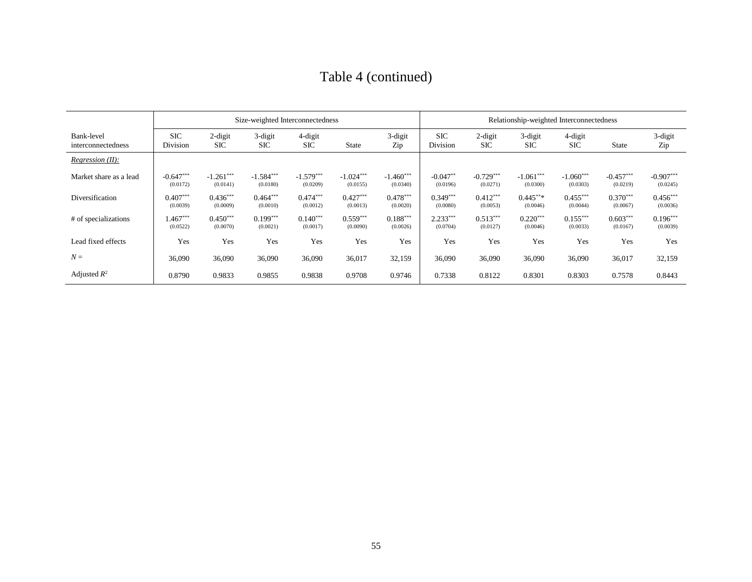# Table 4 (continued)

| | Size-weighted Interconnectedness | | | | | | Relationship-weighted Interconnectedness | | | | | |
|---|---|---|---|---|---|---|---|---|---|---|---|---|
| Bank-level interconnectedness | SIC Division | 2-digit SIC | 3-digit SIC | 4-digit SIC | State | 3-digit Zip | SIC Division | 2-digit SIC | 3-digit SIC | 4-digit SIC | State | 3-digit Zip |
| *Regression (II):* | | | | | | | | | | | | |
| Market share as a lead | -0.647*** (0.0172) | -1.261*** (0.0141) | -1.584*** (0.0180) | -1.579*** (0.0209) | -1.024*** (0.0155) | -1.460*** (0.0340) | -0.047** (0.0196) | -0.729*** (0.0271) | -1.061*** (0.0300) | -1.060*** (0.0303) | -0.457*** (0.0219) | -0.907*** (0.0245) |
| Diversification | 0.407*** (0.0039) | 0.436*** (0.0009) | 0.464*** (0.0010) | 0.474*** (0.0012) | 0.427*** (0.0013) | 0.478*** (0.0020) | 0.349*** (0.0080) | 0.412*** (0.0053) | 0.445**\* (0.0046) | 0.455*** (0.0044) | 0.370*** (0.0067) | 0.456*** (0.0036) |
| # of specializations | 1.467*** (0.0522) | 0.450*** (0.0070) | 0.199*** (0.0021) | 0.140*** (0.0017) | 0.559*** (0.0090) | 0.188*** (0.0026) | 2.233*** (0.0704) | 0.513*** (0.0127) | 0.220*** (0.0046) | 0.155*** (0.0033) | 0.603*** (0.0167) | 0.196*** (0.0039) |
| Lead fixed effects | Yes | Yes | Yes | Yes | Yes | Yes | Yes | Yes | Yes | Yes | Yes | Yes |
| $N =$ | 36,090 | 36,090 | 36,090 | 36,090 | 36,017 | 32,159 | 36,090 | 36,090 | 36,090 | 36,090 | 36,017 | 32,159 |
| Adjusted $R^2$ | 0.8790 | 0.9833 | 0.9855 | 0.9838 | 0.9708 | 0.9746 | 0.7338 | 0.8122 | 0.8301 | 0.8303 | 0.7578 | 0.8443 |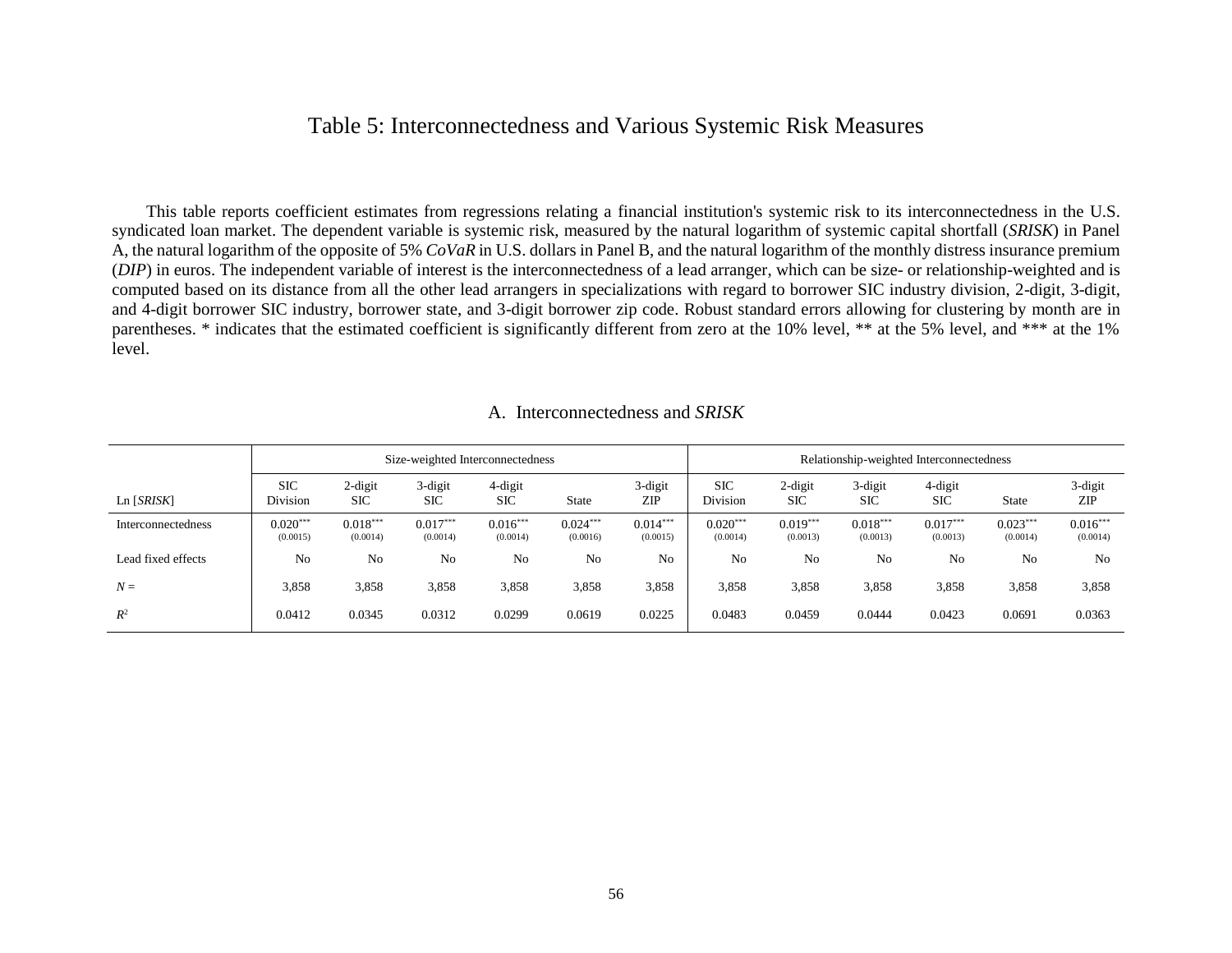# Table 5: Interconnectedness and Various Systemic Risk Measures

This table reports coefficient estimates from regressions relating a financial institution's systemic risk to its interconnectedness in the U.S. syndicated loan market. The dependent variable is systemic risk, measured by the natural logarithm of systemic capital shortfall (*SRISK*) in Panel A, the natural logarithm of the opposite of 5% *CoVaR* in U.S. dollars in Panel B, and the natural logarithm of the monthly distress insurance premium (*DIP*) in euros. The independent variable of interest is the interconnectedness of a lead arranger, which can be size- or relationship-weighted and is computed based on its distance from all the other lead arrangers in specializations with regard to borrower SIC industry division, 2-digit, 3-digit, and 4-digit borrower SIC industry, borrower state, and 3-digit borrower zip code. Robust standard errors allowing for clustering by month are in parentheses. * indicates that the estimated coefficient is significantly different from zero at the 10% level, ** at the 5% level, and *** at the 1% level.

## A. Interconnectedness and *SRISK*

| | Size-weighted Interconnectedness | | | | | | Relationship-weighted Interconnectedness | | | | | |
|---|---|---|---|---|---|---|---|---|---|---|---|---|
| Ln [*SRISK*] | SIC Division | 2-digit SIC | 3-digit SIC | 4-digit SIC | State | 3-digit ZIP | SIC Division | 2-digit SIC | 3-digit SIC | 4-digit SIC | State | 3-digit ZIP |
| Interconnectedness | 0.020*** (0.0015) | 0.018*** (0.0014) | 0.017*** (0.0014) | 0.016*** (0.0014) | 0.024*** (0.0016) | 0.014*** (0.0015) | 0.020*** (0.0014) | 0.019*** (0.0013) | 0.018*** (0.0013) | 0.017*** (0.0013) | 0.023*** (0.0014) | 0.016*** (0.0014) |
| Lead fixed effects | No | No | No | No | No | No | No | No | No | No | No | No |
| $N =$ | 3,858 | 3,858 | 3,858 | 3,858 | 3,858 | 3,858 | 3,858 | 3,858 | 3,858 | 3,858 | 3,858 | 3,858 |
| $R^2$ | 0.0412 | 0.0345 | 0.0312 | 0.0299 | 0.0619 | 0.0225 | 0.0483 | 0.0459 | 0.0444 | 0.0423 | 0.0691 | 0.0363 |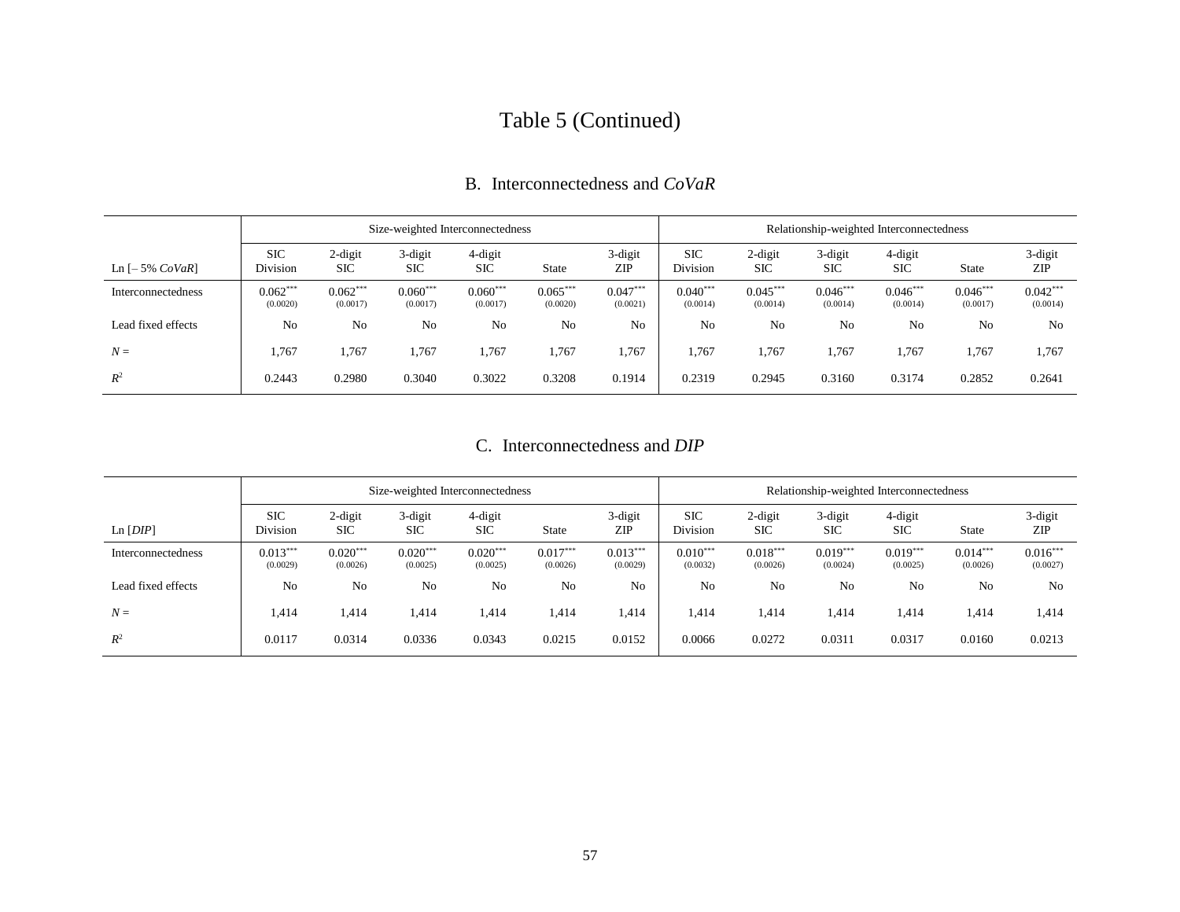# Table 5 (Continued)

## B. Interconnectedness and *CoVaR*

| Ln [– 5% *CoVaR*] | Size-weighted Interconnectedness | | | | | | Relationship-weighted Interconnectedness | | | | | |
|---|---|---|---|---|---|---|---|---|---|---|---|---|
| | SIC Division | 2-digit SIC | 3-digit SIC | 4-digit SIC | State | 3-digit ZIP | SIC Division | 2-digit SIC | 3-digit SIC | 4-digit SIC | State | 3-digit ZIP |
| Interconnectedness | $0.062^{***}$ (0.0020) | $0.062^{***}$ (0.0017) | $0.060^{***}$ (0.0017) | $0.060^{***}$ (0.0017) | $0.065^{***}$ (0.0020) | $0.047^{***}$ (0.0021) | $0.040^{***}$ (0.0014) | $0.045^{***}$ (0.0014) | $0.046^{***}$ (0.0014) | $0.046^{***}$ (0.0014) | $0.046^{***}$ (0.0017) | $0.042^{***}$ (0.0014) |
| Lead fixed effects | No | No | No | No | No | No | No | No | No | No | No | No |
| $N =$ | 1,767 | 1,767 | 1,767 | 1,767 | 1,767 | 1,767 | 1,767 | 1,767 | 1,767 | 1,767 | 1,767 | 1,767 |
| $R^2$ | 0.2443 | 0.2980 | 0.3040 | 0.3022 | 0.3208 | 0.1914 | 0.2319 | 0.2945 | 0.3160 | 0.3174 | 0.2852 | 0.2641 |

## C. Interconnectedness and *DIP*

| Ln [*DIP*] | Size-weighted Interconnectedness | | | | | | Relationship-weighted Interconnectedness | | | | | |
|---|---|---|---|---|---|---|---|---|---|---|---|---|
| | SIC Division | 2-digit SIC | 3-digit SIC | 4-digit SIC | State | 3-digit ZIP | SIC Division | 2-digit SIC | 3-digit SIC | 4-digit SIC | State | 3-digit ZIP |
| Interconnectedness | $0.013^{***}$ (0.0029) | $0.020^{***}$ (0.0026) | $0.020^{***}$ (0.0025) | $0.020^{***}$ (0.0025) | $0.017^{***}$ (0.0026) | $0.013^{***}$ (0.0029) | $0.010^{***}$ (0.0032) | $0.018^{***}$ (0.0026) | $0.019^{***}$ (0.0024) | $0.019^{***}$ (0.0025) | $0.014^{***}$ (0.0026) | $0.016^{***}$ (0.0027) |
| Lead fixed effects | No | No | No | No | No | No | No | No | No | No | No | No |
| $N =$ | 1,414 | 1,414 | 1,414 | 1,414 | 1,414 | 1,414 | 1,414 | 1,414 | 1,414 | 1,414 | 1,414 | 1,414 |
| $R^2$ | 0.0117 | 0.0314 | 0.0336 | 0.0343 | 0.0215 | 0.0152 | 0.0066 | 0.0272 | 0.0311 | 0.0317 | 0.0160 | 0.0213 |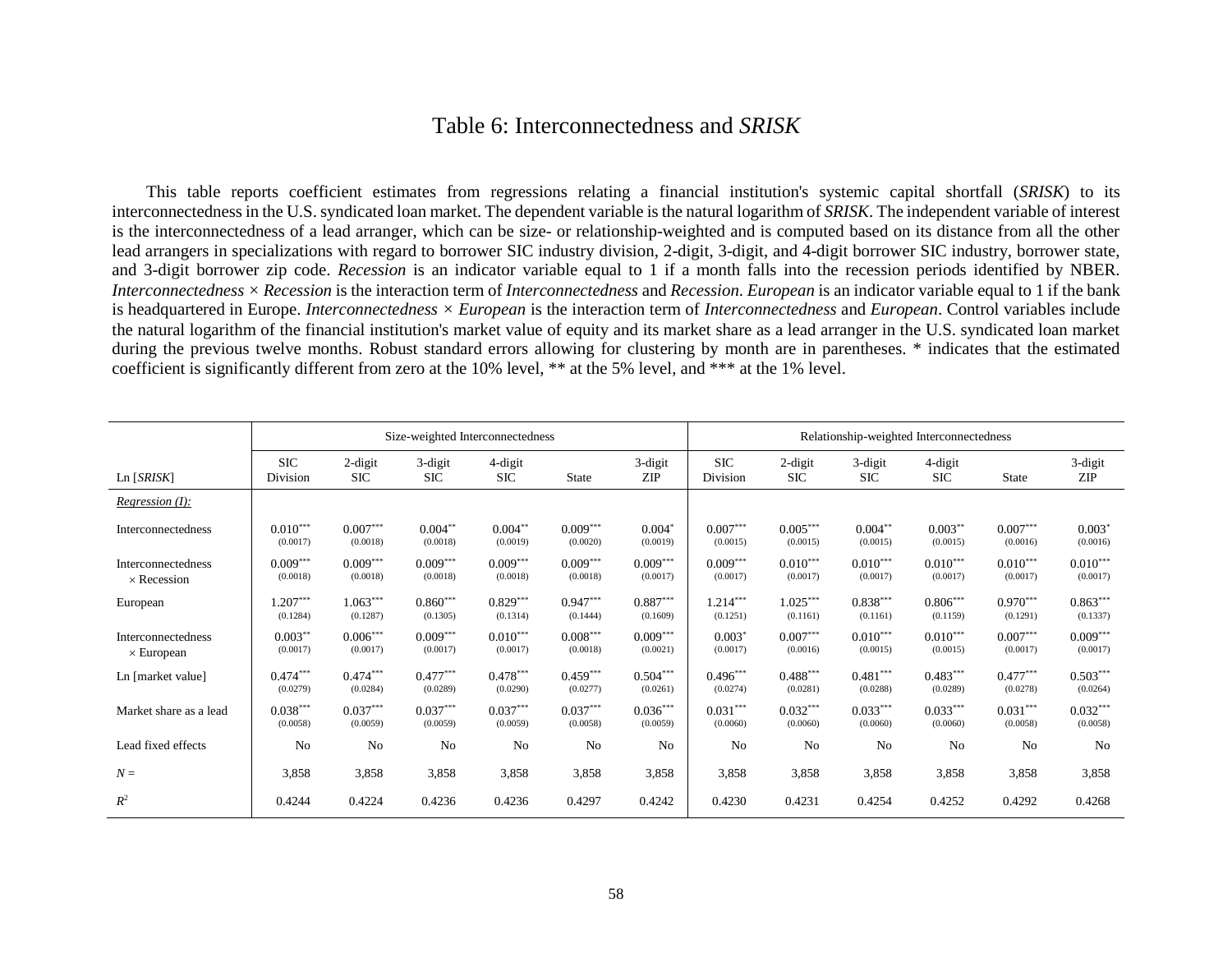# Table 6: Interconnectedness and *SRISK*

This table reports coefficient estimates from regressions relating a financial institution's systemic capital shortfall (*SRISK*) to its interconnectedness in the U.S. syndicated loan market. The dependent variable is the natural logarithm of *SRISK*. The independent variable of interest is the interconnectedness of a lead arranger, which can be size- or relationship-weighted and is computed based on its distance from all the other lead arrangers in specializations with regard to borrower SIC industry division, 2-digit, 3-digit, and 4-digit borrower SIC industry, borrower state, and 3-digit borrower zip code. *Recession* is an indicator variable equal to 1 if a month falls into the recession periods identified by NBER. *Interconnectedness* × *Recession* is the interaction term of *Interconnectedness* and *Recession*. *European* is an indicator variable equal to 1 if the bank is headquartered in Europe. *Interconnectedness* × *European* is the interaction term of *Interconnectedness* and *European*. Control variables include the natural logarithm of the financial institution's market value of equity and its market share as a lead arranger in the U.S. syndicated loan market during the previous twelve months. Robust standard errors allowing for clustering by month are in parentheses. * indicates that the estimated coefficient is significantly different from zero at the 10% level, ** at the 5% level, and *** at the 1% level.

| | Size-weighted Interconnectedness | | | | | | Relationship-weighted Interconnectedness | | | | | |
|---|---|---|---|---|---|---|---|---|---|---|---|---|
| Ln [*SRISK*] | SIC Division | 2-digit SIC | 3-digit SIC | 4-digit SIC | State | 3-digit ZIP | SIC Division | 2-digit SIC | 3-digit SIC | 4-digit SIC | State | 3-digit ZIP |
| *Regression (I):* | | | | | | | | | | | | |
| Interconnectedness | 0.010*** | 0.007*** | 0.004** | 0.004** | 0.009*** | 0.004* | 0.007*** | 0.005*** | 0.004** | 0.003** | 0.007*** | 0.003* |
| | (0.0017) | (0.0018) | (0.0018) | (0.0019) | (0.0020) | (0.0019) | (0.0015) | (0.0015) | (0.0015) | (0.0015) | (0.0016) | (0.0016) |
| Interconnectedness × Recession | 0.009*** | 0.009*** | 0.009*** | 0.009*** | 0.009*** | 0.009*** | 0.009*** | 0.010*** | 0.010*** | 0.010*** | 0.010*** | 0.010*** |
| | (0.0018) | (0.0018) | (0.0018) | (0.0018) | (0.0018) | (0.0017) | (0.0017) | (0.0017) | (0.0017) | (0.0017) | (0.0017) | (0.0017) |
| European | 1.207*** | 1.063*** | 0.860*** | 0.829*** | 0.947*** | 0.887*** | 1.214*** | 1.025*** | 0.838*** | 0.806*** | 0.970*** | 0.863*** |
| | (0.1284) | (0.1287) | (0.1305) | (0.1314) | (0.1444) | (0.1609) | (0.1251) | (0.1161) | (0.1161) | (0.1159) | (0.1291) | (0.1337) |
| Interconnectedness × European | 0.003** | 0.006*** | 0.009*** | 0.010*** | 0.008*** | 0.009*** | 0.003* | 0.007*** | 0.010*** | 0.010*** | 0.007*** | 0.009*** |
| | (0.0017) | (0.0017) | (0.0017) | (0.0017) | (0.0018) | (0.0021) | (0.0017) | (0.0016) | (0.0015) | (0.0015) | (0.0017) | (0.0017) |
| Ln [market value] | 0.474*** | 0.474*** | 0.477*** | 0.478*** | 0.459*** | 0.504*** | 0.496*** | 0.488*** | 0.481*** | 0.483*** | 0.477*** | 0.503*** |
| | (0.0279) | (0.0284) | (0.0289) | (0.0290) | (0.0277) | (0.0261) | (0.0274) | (0.0281) | (0.0288) | (0.0289) | (0.0278) | (0.0264) |
| Market share as a lead | 0.038*** | 0.037*** | 0.037*** | 0.037*** | 0.037*** | 0.036*** | 0.031*** | 0.032*** | 0.033*** | 0.033*** | 0.031*** | 0.032*** |
| | (0.0058) | (0.0059) | (0.0059) | (0.0059) | (0.0058) | (0.0059) | (0.0060) | (0.0060) | (0.0060) | (0.0060) | (0.0058) | (0.0058) |
| Lead fixed effects | No | No | No | No | No | No | No | No | No | No | No | No |
| $N =$ | 3,858 | 3,858 | 3,858 | 3,858 | 3,858 | 3,858 | 3,858 | 3,858 | 3,858 | 3,858 | 3,858 | 3,858 |
| $R^2$ | 0.4244 | 0.4224 | 0.4236 | 0.4236 | 0.4297 | 0.4242 | 0.4230 | 0.4231 | 0.4254 | 0.4252 | 0.4292 | 0.4268 |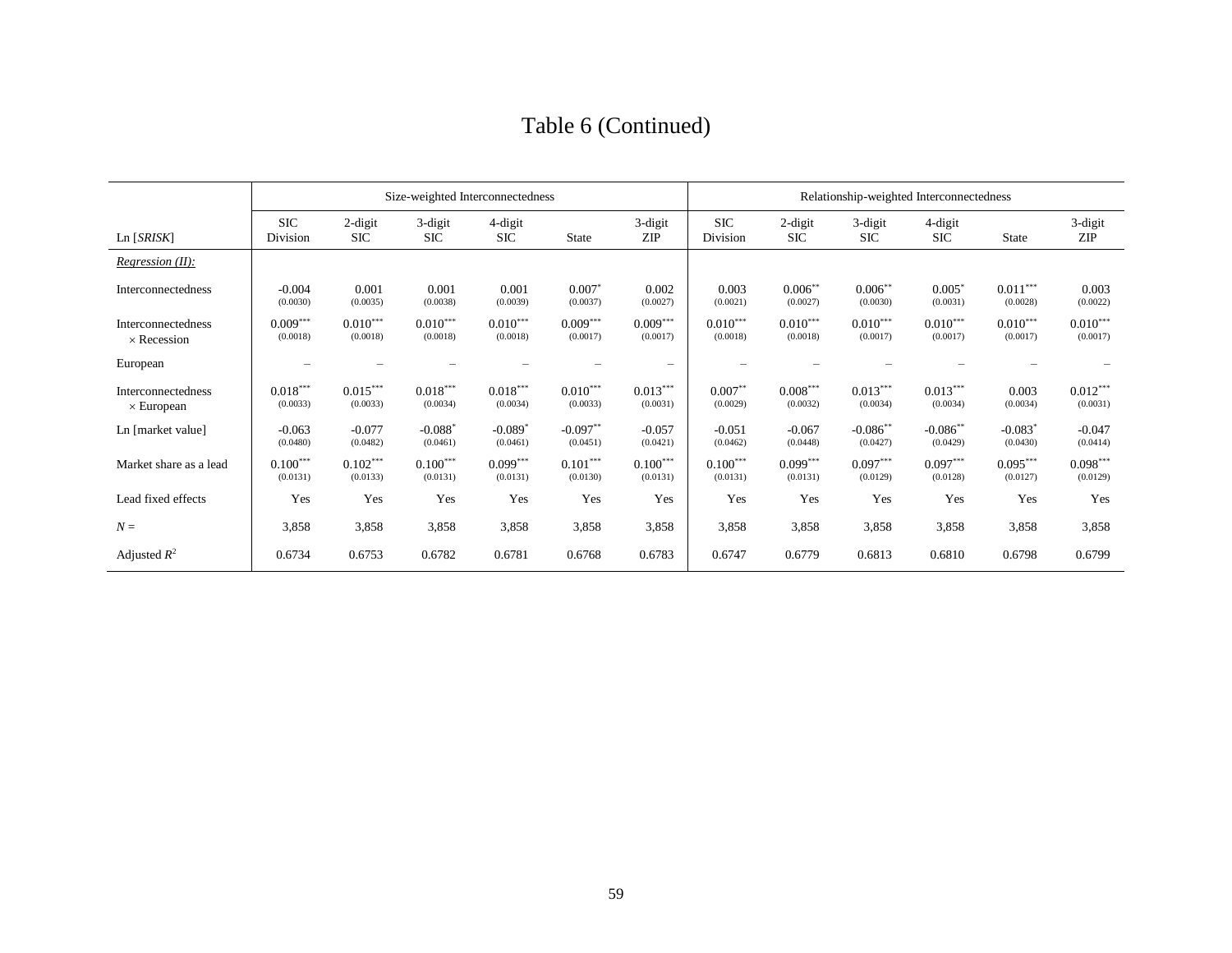# Table 6 (Continued)

| Ln [*SRISK*] | Size-weighted Interconnectedness | | | | | | Relationship-weighted Interconnectedness | | | | | |
|---|---|---|---|---|---|---|---|---|---|---|---|---|
| | SIC Division | 2-digit SIC | 3-digit SIC | 4-digit SIC | State | 3-digit ZIP | SIC Division | 2-digit SIC | 3-digit SIC | 4-digit SIC | State | 3-digit ZIP |
| *Regression (II):* | | | | | | | | | | | | |
| Interconnectedness | -0.004 (0.0030) | 0.001 (0.0035) | 0.001 (0.0038) | 0.001 (0.0039) | 0.007* (0.0037) | 0.002 (0.0027) | 0.003 (0.0021) | 0.006** (0.0027) | 0.006** (0.0030) | 0.005* (0.0031) | 0.011*** (0.0028) | 0.003 (0.0022) |
| Interconnectedness × Recession | 0.009*** (0.0018) | 0.010*** (0.0018) | 0.010*** (0.0018) | 0.010*** (0.0018) | 0.009*** (0.0017) | 0.009*** (0.0017) | 0.010*** (0.0018) | 0.010*** (0.0018) | 0.010*** (0.0017) | 0.010*** (0.0017) | 0.010*** (0.0017) | 0.010*** (0.0017) |
| European | – | – | – | – | – | – | – | – | – | – | – | – |
| Interconnectedness × European | 0.018*** (0.0033) | 0.015*** (0.0033) | 0.018*** (0.0034) | 0.018*** (0.0034) | 0.010*** (0.0033) | 0.013*** (0.0031) | 0.007** (0.0029) | 0.008*** (0.0032) | 0.013*** (0.0034) | 0.013*** (0.0034) | 0.003 (0.0034) | 0.012*** (0.0031) |
| Ln [market value] | -0.063 (0.0480) | -0.077 (0.0482) | -0.088* (0.0461) | -0.089* (0.0461) | -0.097** (0.0451) | -0.057 (0.0421) | -0.051 (0.0462) | -0.067 (0.0448) | -0.086** (0.0427) | -0.086** (0.0429) | -0.083* (0.0430) | -0.047 (0.0414) |
| Market share as a lead | 0.100*** (0.0131) | 0.102*** (0.0133) | 0.100*** (0.0131) | 0.099*** (0.0131) | 0.101*** (0.0130) | 0.100*** (0.0131) | 0.100*** (0.0131) | 0.099*** (0.0131) | 0.097*** (0.0129) | 0.097*** (0.0128) | 0.095*** (0.0127) | 0.098*** (0.0129) |
| Lead fixed effects | Yes | Yes | Yes | Yes | Yes | Yes | Yes | Yes | Yes | Yes | Yes | Yes |
| $N =$ | 3,858 | 3,858 | 3,858 | 3,858 | 3,858 | 3,858 | 3,858 | 3,858 | 3,858 | 3,858 | 3,858 | 3,858 |
| Adjusted $R^2$ | 0.6734 | 0.6753 | 0.6782 | 0.6781 | 0.6768 | 0.6783 | 0.6747 | 0.6779 | 0.6813 | 0.6810 | 0.6798 | 0.6799 |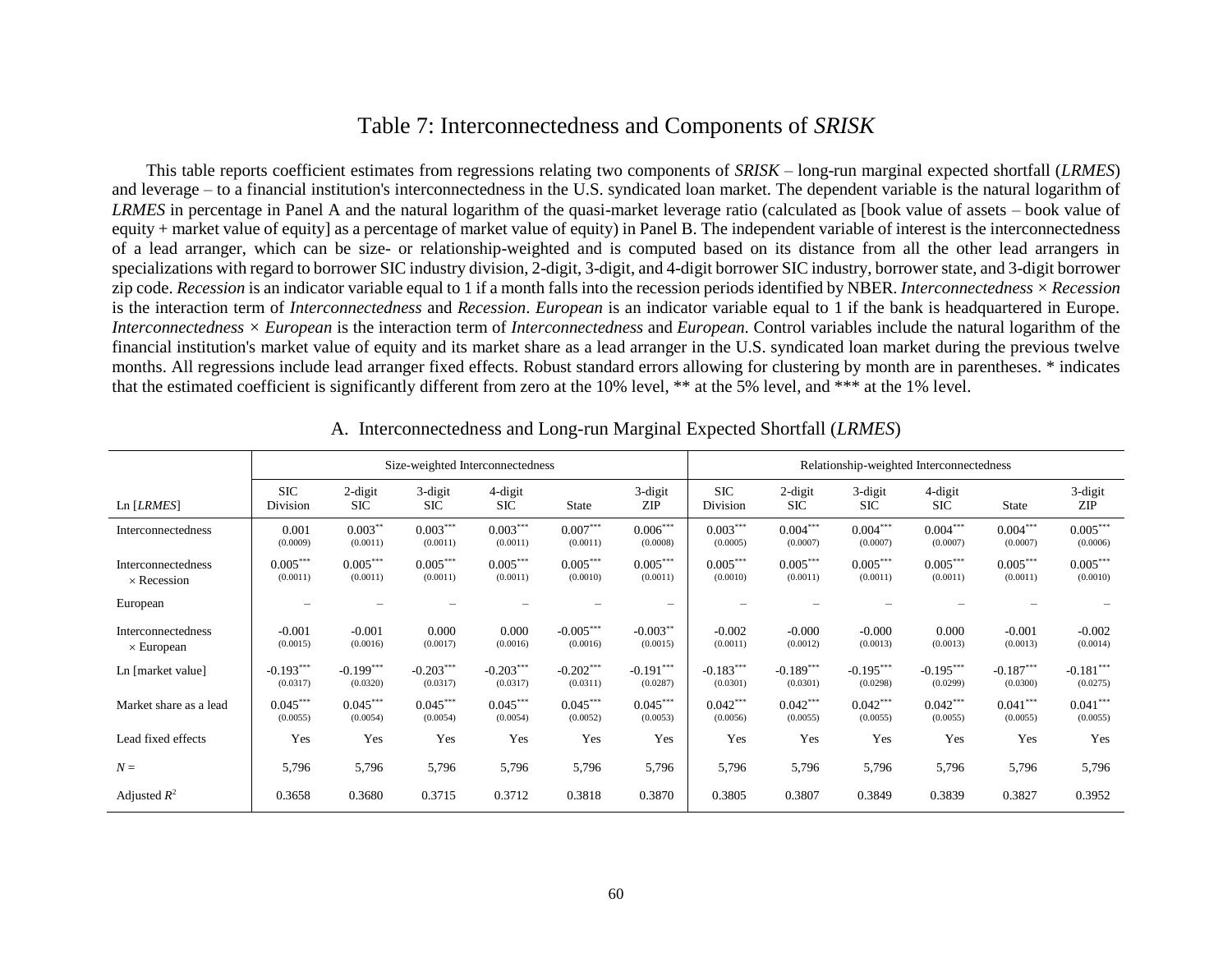# Table 7: Interconnectedness and Components of *SRISK*

This table reports coefficient estimates from regressions relating two components of *SRISK* – long-run marginal expected shortfall (*LRMES*) and leverage – to a financial institution's interconnectedness in the U.S. syndicated loan market. The dependent variable is the natural logarithm of *LRMES* in percentage in Panel A and the natural logarithm of the quasi-market leverage ratio (calculated as [book value of assets – book value of equity + market value of equity] as a percentage of market value of equity) in Panel B. The independent variable of interest is the interconnectedness of a lead arranger, which can be size- or relationship-weighted and is computed based on its distance from all the other lead arrangers in specializations with regard to borrower SIC industry division, 2-digit, 3-digit, and 4-digit borrower SIC industry, borrower state, and 3-digit borrower zip code. *Recession* is an indicator variable equal to 1 if a month falls into the recession periods identified by NBER. *Interconnectedness* × *Recession* is the interaction term of *Interconnectedness* and *Recession*. *European* is an indicator variable equal to 1 if the bank is headquartered in Europe. *Interconnectedness* × *European* is the interaction term of *Interconnectedness* and *European*. Control variables include the natural logarithm of the financial institution's market value of equity and its market share as a lead arranger in the U.S. syndicated loan market during the previous twelve months. All regressions include lead arranger fixed effects. Robust standard errors allowing for clustering by month are in parentheses. * indicates that the estimated coefficient is significantly different from zero at the 10% level, ** at the 5% level, and *** at the 1% level.

## A. Interconnectedness and Long-run Marginal Expected Shortfall (*LRMES*)

| | Size-weighted Interconnectedness | | | | | | Relationship-weighted Interconnectedness | | | | | |
|---|---|---|---|---|---|---|---|---|---|---|---|---|
| Ln [*LRMES*] | SIC Division | 2-digit SIC | 3-digit SIC | 4-digit SIC | State | 3-digit ZIP | SIC Division | 2-digit SIC | 3-digit SIC | 4-digit SIC | State | 3-digit ZIP |
| Interconnectedness | 0.001 | 0.003** | 0.003*** | 0.003*** | 0.007*** | 0.006*** | 0.003*** | 0.004*** | 0.004*** | 0.004*** | 0.004*** | 0.005*** |
| | (0.0009) | (0.0011) | (0.0011) | (0.0011) | (0.0011) | (0.0008) | (0.0005) | (0.0007) | (0.0007) | (0.0007) | (0.0007) | (0.0006) |
| Interconnectedness × Recession | 0.005*** | 0.005*** | 0.005*** | 0.005*** | 0.005*** | 0.005*** | 0.005*** | 0.005*** | 0.005*** | 0.005*** | 0.005*** | 0.005*** |
| | (0.0011) | (0.0011) | (0.0011) | (0.0011) | (0.0010) | (0.0011) | (0.0010) | (0.0011) | (0.0011) | (0.0011) | (0.0011) | (0.0010) |
| European | – | – | – | – | – | – | – | – | – | – | – | – |
| Interconnectedness × European | -0.001 | -0.001 | 0.000 | 0.000 | -0.005*** | -0.003** | -0.002 | -0.000 | -0.000 | 0.000 | -0.001 | -0.002 |
| | (0.0015) | (0.0016) | (0.0017) | (0.0016) | (0.0016) | (0.0015) | (0.0011) | (0.0012) | (0.0013) | (0.0013) | (0.0013) | (0.0014) |
| Ln [market value] | -0.193*** | -0.199*** | -0.203*** | -0.203*** | -0.202*** | -0.191*** | -0.183*** | -0.189*** | -0.195*** | -0.195*** | -0.187*** | -0.181*** |
| | (0.0317) | (0.0320) | (0.0317) | (0.0317) | (0.0311) | (0.0287) | (0.0301) | (0.0301) | (0.0298) | (0.0299) | (0.0300) | (0.0275) |
| Market share as a lead | 0.045*** | 0.045*** | 0.045*** | 0.045*** | 0.045*** | 0.045*** | 0.042*** | 0.042*** | 0.042*** | 0.042*** | 0.041*** | 0.041*** |
| | (0.0055) | (0.0054) | (0.0054) | (0.0054) | (0.0052) | (0.0053) | (0.0056) | (0.0055) | (0.0055) | (0.0055) | (0.0055) | (0.0055) |
| Lead fixed effects | Yes | Yes | Yes | Yes | Yes | Yes | Yes | Yes | Yes | Yes | Yes | Yes |
| $N$ = | 5,796 | 5,796 | 5,796 | 5,796 | 5,796 | 5,796 | 5,796 | 5,796 | 5,796 | 5,796 | 5,796 | 5,796 |
| Adjusted $R^2$ | 0.3658 | 0.3680 | 0.3715 | 0.3712 | 0.3818 | 0.3870 | 0.3805 | 0.3807 | 0.3849 | 0.3839 | 0.3827 | 0.3952 |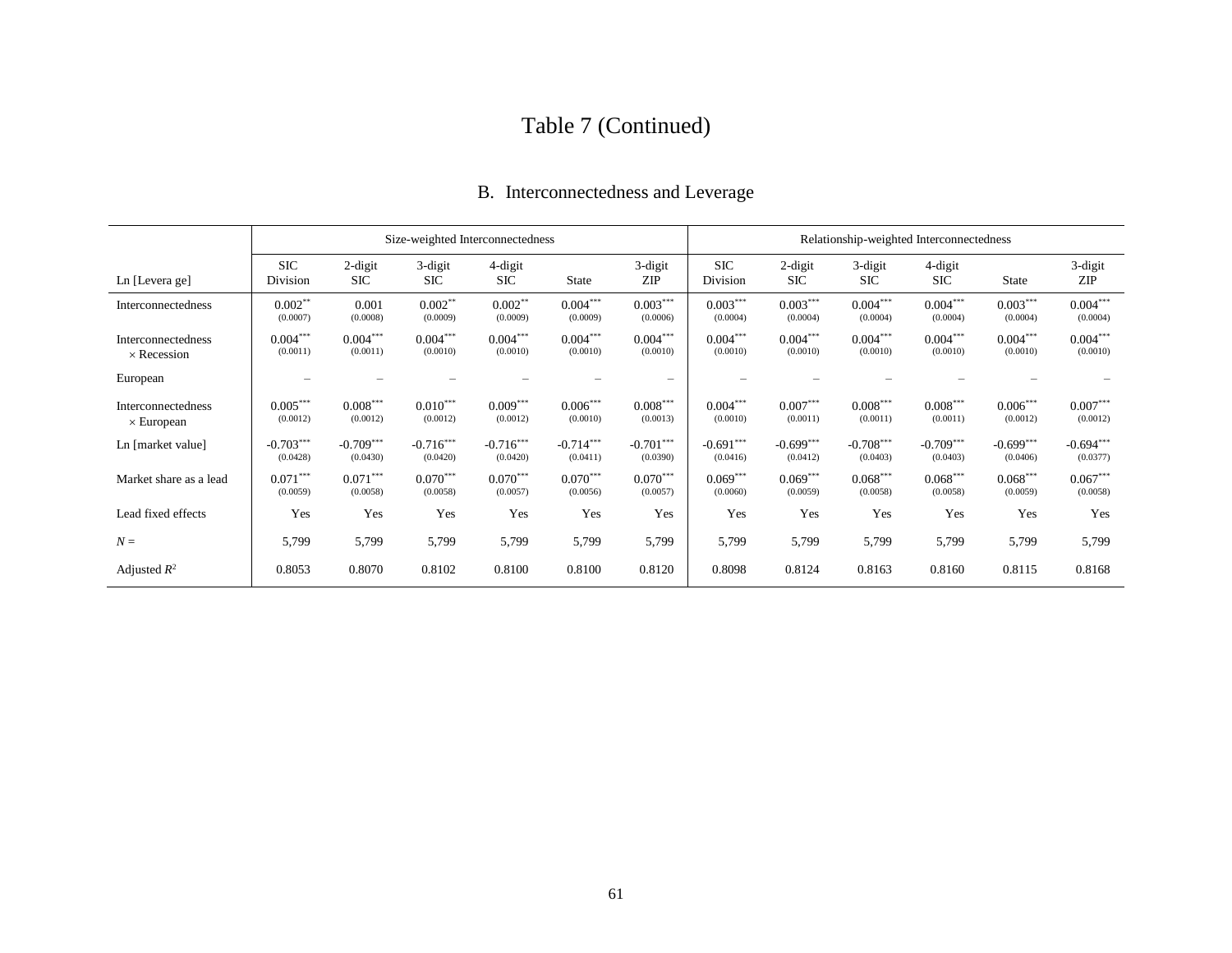# Table 7 (Continued)

## B. Interconnectedness and Leverage

| | Size-weighted Interconnectedness | | | | | | Relationship-weighted Interconnectedness | | | | | |
|---|---|---|---|---|---|---|---|---|---|---|---|---|
| Ln [Levera ge] | SIC Division | 2-digit SIC | 3-digit SIC | 4-digit SIC | State | 3-digit ZIP | SIC Division | 2-digit SIC | 3-digit SIC | 4-digit SIC | State | 3-digit ZIP |
| Interconnectedness | 0.002** (0.0007) | 0.001 (0.0008) | 0.002** (0.0009) | 0.002** (0.0009) | 0.004*** (0.0009) | 0.003*** (0.0006) | 0.003*** (0.0004) | 0.003*** (0.0004) | 0.004*** (0.0004) | 0.004*** (0.0004) | 0.003*** (0.0004) | 0.004*** (0.0004) |
| Interconnectedness × Recession | 0.004*** (0.0011) | 0.004*** (0.0011) | 0.004*** (0.0010) | 0.004*** (0.0010) | 0.004*** (0.0010) | 0.004*** (0.0010) | 0.004*** (0.0010) | 0.004*** (0.0010) | 0.004*** (0.0010) | 0.004*** (0.0010) | 0.004*** (0.0010) | 0.004*** (0.0010) |
| European | – | – | – | – | – | – | – | – | – | – | – | – |
| Interconnectedness × European | 0.005*** (0.0012) | 0.008*** (0.0012) | 0.010*** (0.0012) | 0.009*** (0.0012) | 0.006*** (0.0010) | 0.008*** (0.0013) | 0.004*** (0.0010) | 0.007*** (0.0011) | 0.008*** (0.0011) | 0.008*** (0.0011) | 0.006*** (0.0012) | 0.007*** (0.0012) |
| Ln [market value] | -0.703*** (0.0428) | -0.709*** (0.0430) | -0.716*** (0.0420) | -0.716*** (0.0420) | -0.714*** (0.0411) | -0.701*** (0.0390) | -0.691*** (0.0416) | -0.699*** (0.0412) | -0.708*** (0.0403) | -0.709*** (0.0403) | -0.699*** (0.0406) | -0.694*** (0.0377) |
| Market share as a lead | 0.071*** (0.0059) | 0.071*** (0.0058) | 0.070*** (0.0058) | 0.070*** (0.0057) | 0.070*** (0.0056) | 0.070*** (0.0057) | 0.069*** (0.0060) | 0.069*** (0.0059) | 0.068*** (0.0058) | 0.068*** (0.0058) | 0.068*** (0.0059) | 0.067*** (0.0058) |
| Lead fixed effects | Yes | Yes | Yes | Yes | Yes | Yes | Yes | Yes | Yes | Yes | Yes | Yes |
| $N =$ | 5,799 | 5,799 | 5,799 | 5,799 | 5,799 | 5,799 | 5,799 | 5,799 | 5,799 | 5,799 | 5,799 | 5,799 |
| Adjusted $R^2$ | 0.8053 | 0.8070 | 0.8102 | 0.8100 | 0.8100 | 0.8120 | 0.8098 | 0.8124 | 0.8163 | 0.8160 | 0.8115 | 0.8168 |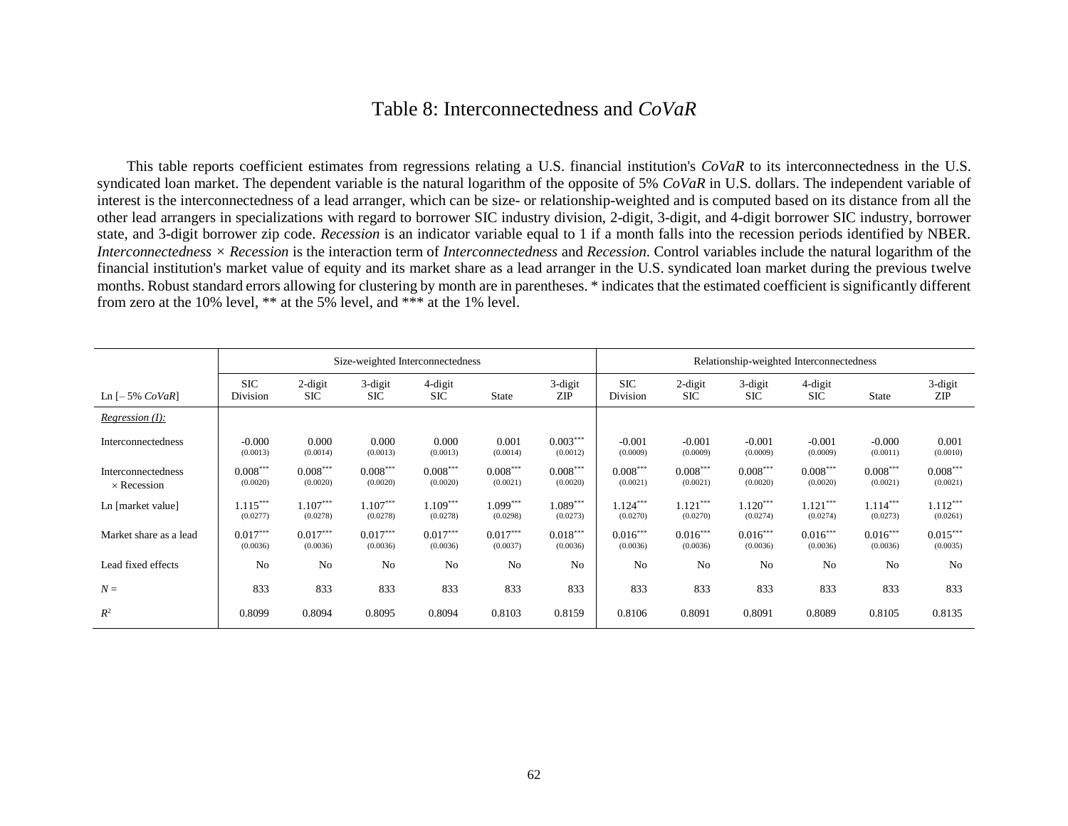# Table 8: Interconnectedness and *CoVaR*

This table reports coefficient estimates from regressions relating a U.S. financial institution's *CoVaR* to its interconnectedness in the U.S. syndicated loan market. The dependent variable is the natural logarithm of the opposite of 5% *CoVaR* in U.S. dollars. The independent variable of interest is the interconnectedness of a lead arranger, which can be size- or relationship-weighted and is computed based on its distance from all the other lead arrangers in specializations with regard to borrower SIC industry division, 2-digit, 3-digit, and 4-digit borrower SIC industry, borrower state, and 3-digit borrower zip code. *Recession* is an indicator variable equal to 1 if a month falls into the recession periods identified by NBER. *Interconnectedness* × *Recession* is the interaction term of *Interconnectedness* and *Recession*. Control variables include the natural logarithm of the financial institution's market value of equity and its market share as a lead arranger in the U.S. syndicated loan market during the previous twelve months. Robust standard errors allowing for clustering by month are in parentheses. * indicates that the estimated coefficient is significantly different from zero at the 10% level, ** at the 5% level, and *** at the 1% level.

| | Size-weighted Interconnectedness | | | | | | Relationship-weighted Interconnectedness | | | | | |
|---|---|---|---|---|---|---|---|---|---|---|---|---|
| Ln [– 5% *CoVaR*] | SIC Division | 2-digit SIC | 3-digit SIC | 4-digit SIC | State | 3-digit ZIP | SIC Division | 2-digit SIC | 3-digit SIC | 4-digit SIC | State | 3-digit ZIP |
| *Regression (I):* | | | | | | | | | | | | |
| Interconnectedness | -0.000 | 0.000 | 0.000 | 0.000 | 0.001 | 0.003*** | -0.001 | -0.001 | -0.001 | -0.001 | -0.000 | 0.001 |
| | (0.0013) | (0.0014) | (0.0013) | (0.0013) | (0.0014) | (0.0012) | (0.0009) | (0.0009) | (0.0009) | (0.0009) | (0.0011) | (0.0010) |
| Interconnectedness × Recession | 0.008*** | 0.008*** | 0.008*** | 0.008*** | 0.008*** | 0.008*** | 0.008*** | 0.008*** | 0.008*** | 0.008*** | 0.008*** | 0.008*** |
| | (0.0020) | (0.0020) | (0.0020) | (0.0020) | (0.0021) | (0.0020) | (0.0021) | (0.0021) | (0.0020) | (0.0020) | (0.0021) | (0.0021) |
| Ln [market value] | 1.115*** | 1.107*** | 1.107*** | 1.109*** | 1.099*** | 1.089*** | 1.124*** | 1.121*** | 1.120*** | 1.121*** | 1.114*** | 1.112*** |
| | (0.0277) | (0.0278) | (0.0278) | (0.0278) | (0.0298) | (0.0273) | (0.0270) | (0.0270) | (0.0274) | (0.0274) | (0.0273) | (0.0261) |
| Market share as a lead | 0.017*** | 0.017*** | 0.017*** | 0.017*** | 0.017*** | 0.018*** | 0.016*** | 0.016*** | 0.016*** | 0.016*** | 0.016*** | 0.015*** |
| | (0.0036) | (0.0036) | (0.0036) | (0.0036) | (0.0037) | (0.0036) | (0.0036) | (0.0036) | (0.0036) | (0.0036) | (0.0036) | (0.0035) |
| Lead fixed effects | No | No | No | No | No | No | No | No | No | No | No | No |
| *N* = | 833 | 833 | 833 | 833 | 833 | 833 | 833 | 833 | 833 | 833 | 833 | 833 |
| $R^2$ | 0.8099 | 0.8094 | 0.8095 | 0.8094 | 0.8103 | 0.8159 | 0.8106 | 0.8091 | 0.8091 | 0.8089 | 0.8105 | 0.8135 |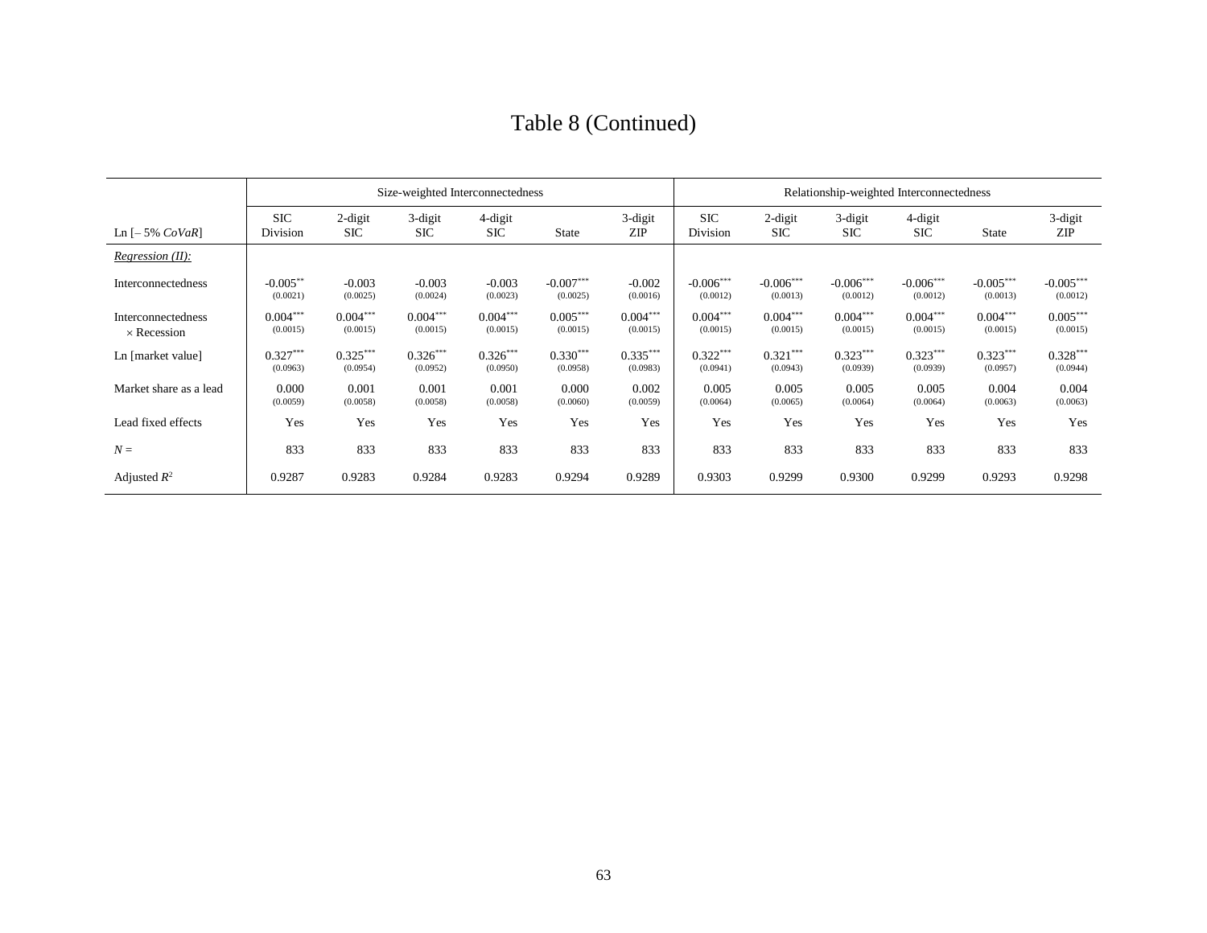# Table 8 (Continued)

| | Size-weighted Interconnectedness | | | | | | Relationship-weighted Interconnectedness | | | | | |
|---|---|---|---|---|---|---|---|---|---|---|---|---|
| Ln [– 5% *CoVaR*] | SIC Division | 2-digit SIC | 3-digit SIC | 4-digit SIC | State | 3-digit ZIP | SIC Division | 2-digit SIC | 3-digit SIC | 4-digit SIC | State | 3-digit ZIP |
| *Regression (II):* | | | | | | | | | | | | |
| Interconnectedness | -0.005** (0.0021) | -0.003 (0.0025) | -0.003 (0.0024) | -0.003 (0.0023) | -0.007*** (0.0025) | -0.002 (0.0016) | -0.006*** (0.0012) | -0.006*** (0.0013) | -0.006*** (0.0012) | -0.006*** (0.0012) | -0.005*** (0.0013) | -0.005*** (0.0012) |
| Interconnectedness × Recession | 0.004*** (0.0015) | 0.004*** (0.0015) | 0.004*** (0.0015) | 0.004*** (0.0015) | 0.005*** (0.0015) | 0.004*** (0.0015) | 0.004*** (0.0015) | 0.004*** (0.0015) | 0.004*** (0.0015) | 0.004*** (0.0015) | 0.004*** (0.0015) | 0.005*** (0.0015) |
| Ln [market value] | 0.327*** (0.0963) | 0.325*** (0.0954) | 0.326*** (0.0952) | 0.326*** (0.0950) | 0.330*** (0.0958) | 0.335*** (0.0983) | 0.322*** (0.0941) | 0.321*** (0.0943) | 0.323*** (0.0939) | 0.323*** (0.0939) | 0.323*** (0.0957) | 0.328*** (0.0944) |
| Market share as a lead | 0.000 (0.0059) | 0.001 (0.0058) | 0.001 (0.0058) | 0.001 (0.0058) | 0.000 (0.0060) | 0.002 (0.0059) | 0.005 (0.0064) | 0.005 (0.0065) | 0.005 (0.0064) | 0.005 (0.0064) | 0.004 (0.0063) | 0.004 (0.0063) |
| Lead fixed effects | Yes | Yes | Yes | Yes | Yes | Yes | Yes | Yes | Yes | Yes | Yes | Yes |
| $N =$ | 833 | 833 | 833 | 833 | 833 | 833 | 833 | 833 | 833 | 833 | 833 | 833 |
| Adjusted $R^2$ | 0.9287 | 0.9283 | 0.9284 | 0.9283 | 0.9294 | 0.9289 | 0.9303 | 0.9299 | 0.9300 | 0.9299 | 0.9293 | 0.9298 |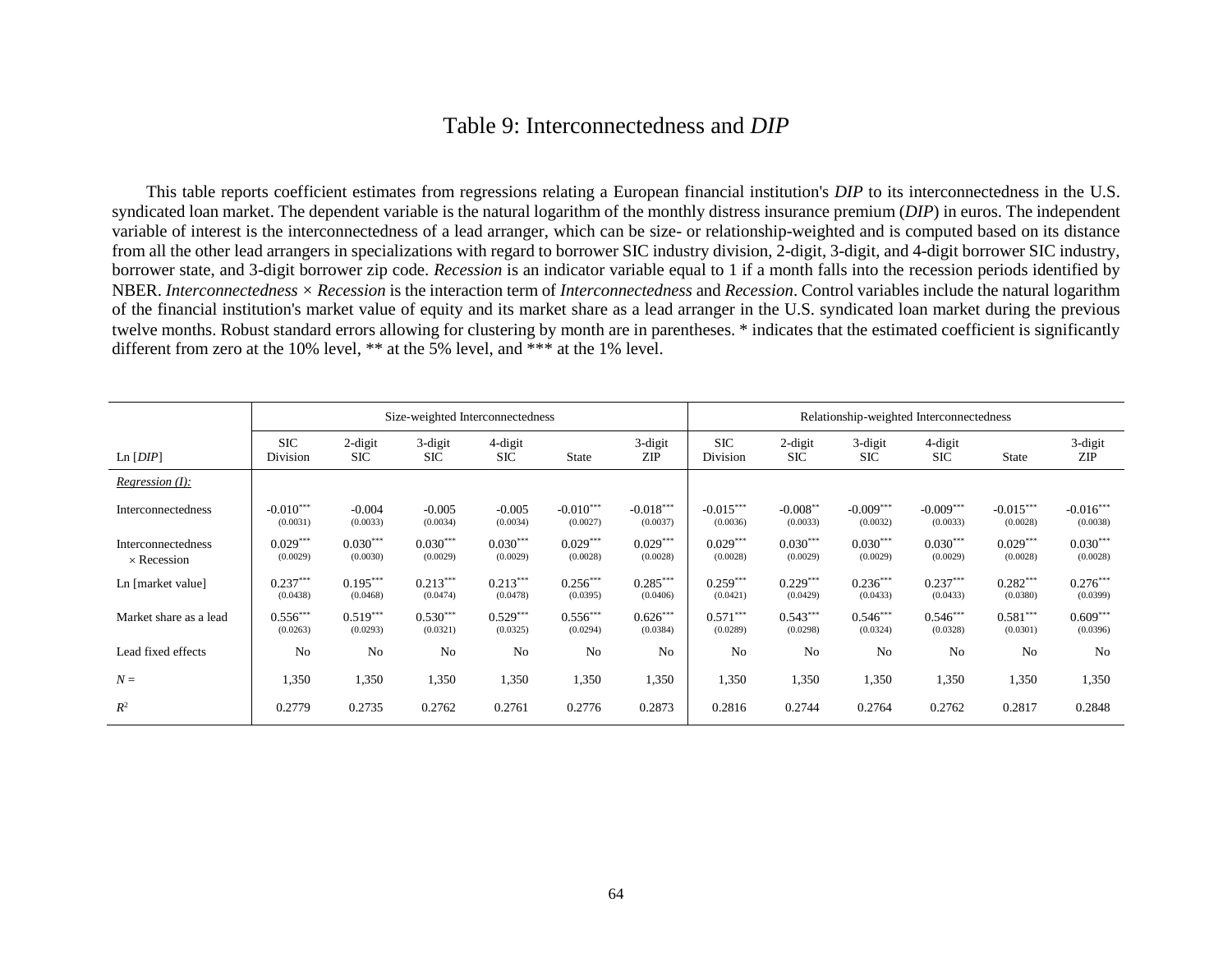# Table 9: Interconnectedness and *DIP*

This table reports coefficient estimates from regressions relating a European financial institution's *DIP* to its interconnectedness in the U.S. syndicated loan market. The dependent variable is the natural logarithm of the monthly distress insurance premium (*DIP*) in euros. The independent variable of interest is the interconnectedness of a lead arranger, which can be size- or relationship-weighted and is computed based on its distance from all the other lead arrangers in specializations with regard to borrower SIC industry division, 2-digit, 3-digit, and 4-digit borrower SIC industry, borrower state, and 3-digit borrower zip code. *Recession* is an indicator variable equal to 1 if a month falls into the recession periods identified by NBER. *Interconnectedness* × *Recession* is the interaction term of *Interconnectedness* and *Recession*. Control variables include the natural logarithm of the financial institution's market value of equity and its market share as a lead arranger in the U.S. syndicated loan market during the previous twelve months. Robust standard errors allowing for clustering by month are in parentheses. * indicates that the estimated coefficient is significantly different from zero at the 10% level, ** at the 5% level, and *** at the 1% level.

| | Size-weighted Interconnectedness | | | | | | Relationship-weighted Interconnectedness | | | | | |
|---|---|---|---|---|---|---|---|---|---|---|---|---|
| Ln [*DIP*] | SIC Division | 2-digit SIC | 3-digit SIC | 4-digit SIC | State | 3-digit ZIP | SIC Division | 2-digit SIC | 3-digit SIC | 4-digit SIC | State | 3-digit ZIP |
| *Regression (I):* | | | | | | | | | | | | |
| Interconnectedness | -0.010*** (0.0031) | -0.004 (0.0033) | -0.005 (0.0034) | -0.005 (0.0034) | -0.010*** (0.0027) | -0.018*** (0.0037) | -0.015*** (0.0036) | -0.008** (0.0033) | -0.009*** (0.0032) | -0.009*** (0.0033) | -0.015*** (0.0028) | -0.016*** (0.0038) |
| Interconnectedness × Recession | 0.029*** (0.0029) | 0.030*** (0.0030) | 0.030*** (0.0029) | 0.030*** (0.0029) | 0.029*** (0.0028) | 0.029*** (0.0028) | 0.029*** (0.0028) | 0.030*** (0.0029) | 0.030*** (0.0029) | 0.030*** (0.0029) | 0.029*** (0.0028) | 0.030*** (0.0028) |
| Ln [market value] | 0.237*** (0.0438) | 0.195*** (0.0468) | 0.213*** (0.0474) | 0.213*** (0.0478) | 0.256*** (0.0395) | 0.285*** (0.0406) | 0.259*** (0.0421) | 0.229*** (0.0429) | 0.236*** (0.0433) | 0.237*** (0.0433) | 0.282*** (0.0380) | 0.276*** (0.0399) |
| Market share as a lead | 0.556*** (0.0263) | 0.519*** (0.0293) | 0.530*** (0.0321) | 0.529*** (0.0325) | 0.556*** (0.0294) | 0.626*** (0.0384) | 0.571*** (0.0289) | 0.543*** (0.0298) | 0.546*** (0.0324) | 0.546*** (0.0328) | 0.581*** (0.0301) | 0.609*** (0.0396) |
| Lead fixed effects | No | No | No | No | No | No | No | No | No | No | No | No |
| $N =$ | 1,350 | 1,350 | 1,350 | 1,350 | 1,350 | 1,350 | 1,350 | 1,350 | 1,350 | 1,350 | 1,350 | 1,350 |
| $R^2$ | 0.2779 | 0.2735 | 0.2762 | 0.2761 | 0.2776 | 0.2873 | 0.2816 | 0.2744 | 0.2764 | 0.2762 | 0.2817 | 0.2848 |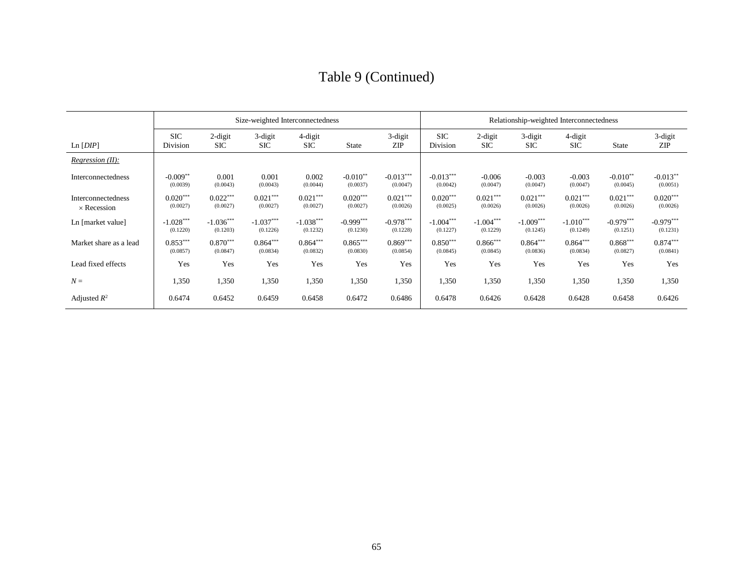# Table 9 (Continued)

| | Size-weighted Interconnectedness | | | | | | Relationship-weighted Interconnectedness | | | | | |
|---|---|---|---|---|---|---|---|---|---|---|---|---|
| Ln [*DIP*] | SIC Division | 2-digit SIC | 3-digit SIC | 4-digit SIC | State | 3-digit ZIP | SIC Division | 2-digit SIC | 3-digit SIC | 4-digit SIC | State | 3-digit ZIP |
| *Regression (II):* | | | | | | | | | | | | |
| Interconnectedness | -0.009** (0.0039) | 0.001 (0.0043) | 0.001 (0.0043) | 0.002 (0.0044) | -0.010** (0.0037) | -0.013*** (0.0047) | -0.013*** (0.0042) | -0.006 (0.0047) | -0.003 (0.0047) | -0.003 (0.0047) | -0.010** (0.0045) | -0.013** (0.0051) |
| Interconnectedness × Recession | 0.020*** (0.0027) | 0.022*** (0.0027) | 0.021*** (0.0027) | 0.021*** (0.0027) | 0.020*** (0.0027) | 0.021*** (0.0026) | 0.020*** (0.0025) | 0.021*** (0.0026) | 0.021*** (0.0026) | 0.021*** (0.0026) | 0.021*** (0.0026) | 0.020*** (0.0026) |
| Ln [market value] | -1.028*** (0.1220) | -1.036*** (0.1203) | -1.037*** (0.1226) | -1.038*** (0.1232) | -0.999*** (0.1230) | -0.978*** (0.1228) | -1.004*** (0.1227) | -1.004*** (0.1229) | -1.009*** (0.1245) | -1.010*** (0.1249) | -0.979*** (0.1251) | -0.979*** (0.1231) |
| Market share as a lead | 0.853*** (0.0857) | 0.870*** (0.0847) | 0.864*** (0.0834) | 0.864*** (0.0832) | 0.865*** (0.0830) | 0.869*** (0.0854) | 0.850*** (0.0845) | 0.866*** (0.0845) | 0.864*** (0.0836) | 0.864*** (0.0834) | 0.868*** (0.0827) | 0.874*** (0.0841) |
| Lead fixed effects | Yes | Yes | Yes | Yes | Yes | Yes | Yes | Yes | Yes | Yes | Yes | Yes |
| $N =$ | 1,350 | 1,350 | 1,350 | 1,350 | 1,350 | 1,350 | 1,350 | 1,350 | 1,350 | 1,350 | 1,350 | 1,350 |
| Adjusted $R^2$ | 0.6474 | 0.6452 | 0.6459 | 0.6458 | 0.6472 | 0.6486 | 0.6478 | 0.6426 | 0.6428 | 0.6428 | 0.6458 | 0.6426 |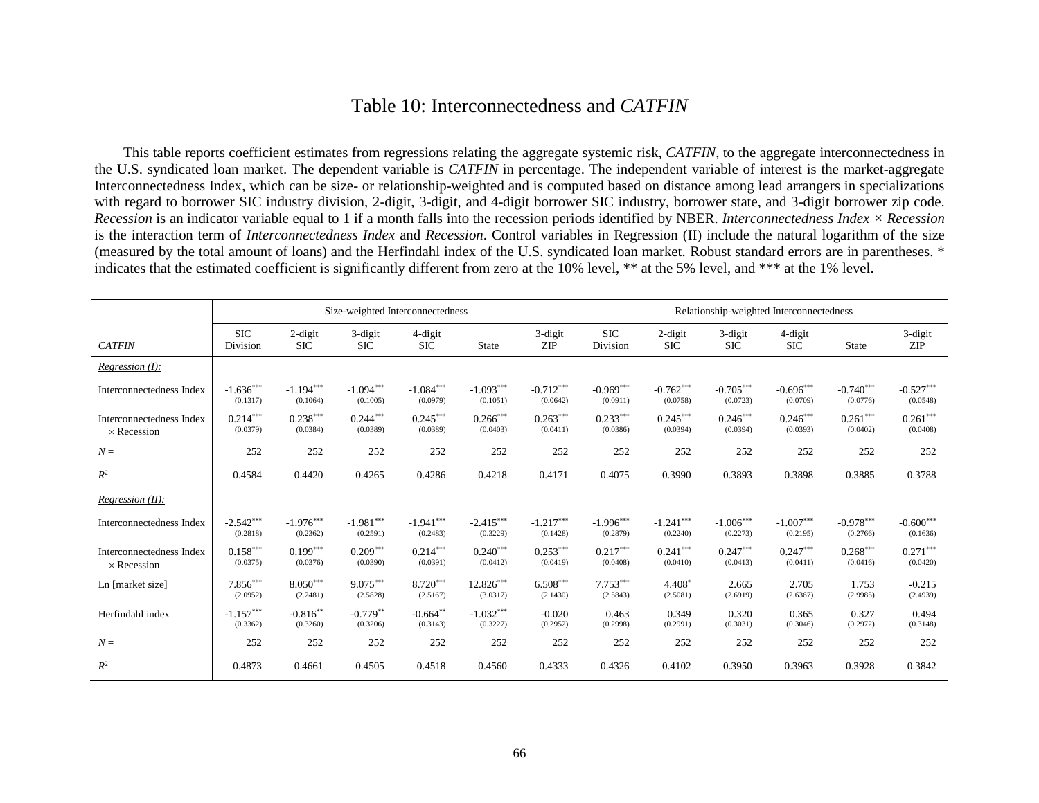# Table 10: Interconnectedness and *CATFIN*

This table reports coefficient estimates from regressions relating the aggregate systemic risk, *CATFIN*, to the aggregate interconnectedness in the U.S. syndicated loan market. The dependent variable is *CATFIN* in percentage. The independent variable of interest is the market-aggregate Interconnectedness Index, which can be size- or relationship-weighted and is computed based on distance among lead arrangers in specializations with regard to borrower SIC industry division, 2-digit, 3-digit, and 4-digit borrower SIC industry, borrower state, and 3-digit borrower zip code. *Recession* is an indicator variable equal to 1 if a month falls into the recession periods identified by NBER. *Interconnectedness Index × Recession* is the interaction term of *Interconnectedness Index* and *Recession*. Control variables in Regression (II) include the natural logarithm of the size (measured by the total amount of loans) and the Herfindahl index of the U.S. syndicated loan market. Robust standard errors are in parentheses. * indicates that the estimated coefficient is significantly different from zero at the 10% level, ** at the 5% level, and *** at the 1% level.

| | Size-weighted Interconnectedness | | | | | | Relationship-weighted Interconnectedness | | | | | |
|---|---|---|---|---|---|---|---|---|---|---|---|---|
| *CATFIN* | SIC Division | 2-digit SIC | 3-digit SIC | 4-digit SIC | State | 3-digit ZIP | SIC Division | 2-digit SIC | 3-digit SIC | 4-digit SIC | State | 3-digit ZIP |
| *Regression (I):* | | | | | | | | | | | | |
| Interconnectedness Index | -1.636*** (0.1317) | -1.194*** (0.1064) | -1.094*** (0.1005) | -1.084*** (0.0979) | -1.093*** (0.1051) | -0.712*** (0.0642) | -0.969*** (0.0911) | -0.762*** (0.0758) | -0.705*** (0.0723) | -0.696*** (0.0709) | -0.740*** (0.0776) | -0.527*** (0.0548) |
| Interconnectedness Index × Recession | 0.214*** (0.0379) | 0.238*** (0.0384) | 0.244*** (0.0389) | 0.245*** (0.0389) | 0.266*** (0.0403) | 0.263*** (0.0411) | 0.233*** (0.0386) | 0.245*** (0.0394) | 0.246*** (0.0394) | 0.246*** (0.0393) | 0.261*** (0.0402) | 0.261*** (0.0408) |
| $N =$ | 252 | 252 | 252 | 252 | 252 | 252 | 252 | 252 | 252 | 252 | 252 | 252 |
| $R^2$ | 0.4584 | 0.4420 | 0.4265 | 0.4286 | 0.4218 | 0.4171 | 0.4075 | 0.3990 | 0.3893 | 0.3898 | 0.3885 | 0.3788 |
| *Regression (II):* | | | | | | | | | | | | |
| Interconnectedness Index | -2.542*** (0.2818) | -1.976*** (0.2362) | -1.981*** (0.2591) | -1.941*** (0.2483) | -2.415*** (0.3229) | -1.217*** (0.1428) | -1.996*** (0.2879) | -1.241*** (0.2240) | -1.006*** (0.2273) | -1.007*** (0.2195) | -0.978*** (0.2766) | -0.600*** (0.1636) |
| Interconnectedness Index × Recession | 0.158*** (0.0375) | 0.199*** (0.0376) | 0.209*** (0.0390) | 0.214*** (0.0391) | 0.240*** (0.0412) | 0.253*** (0.0419) | 0.217*** (0.0408) | 0.241*** (0.0410) | 0.247*** (0.0413) | 0.247*** (0.0411) | 0.268*** (0.0416) | 0.271*** (0.0420) |
| Ln [market size] | 7.856*** (2.0952) | 8.050*** (2.2481) | 9.075*** (2.5828) | 8.720*** (2.5167) | 12.826*** (3.0317) | 6.508*** (2.1430) | 7.753*** (2.5843) | 4.408* (2.5081) | 2.665 (2.6919) | 2.705 (2.6367) | 1.753 (2.9985) | -0.215 (2.4939) |
| Herfindahl index | -1.157*** (0.3362) | -0.816** (0.3260) | -0.779** (0.3206) | -0.664** (0.3143) | -1.032*** (0.3227) | -0.020 (0.2952) | 0.463 (0.2998) | 0.349 (0.2991) | 0.320 (0.3031) | 0.365 (0.3046) | 0.327 (0.2972) | 0.494 (0.3148) |
| $N =$ | 252 | 252 | 252 | 252 | 252 | 252 | 252 | 252 | 252 | 252 | 252 | 252 |
| $R^2$ | 0.4873 | 0.4661 | 0.4505 | 0.4518 | 0.4560 | 0.4333 | 0.4326 | 0.4102 | 0.3950 | 0.3963 | 0.3928 | 0.3842 |